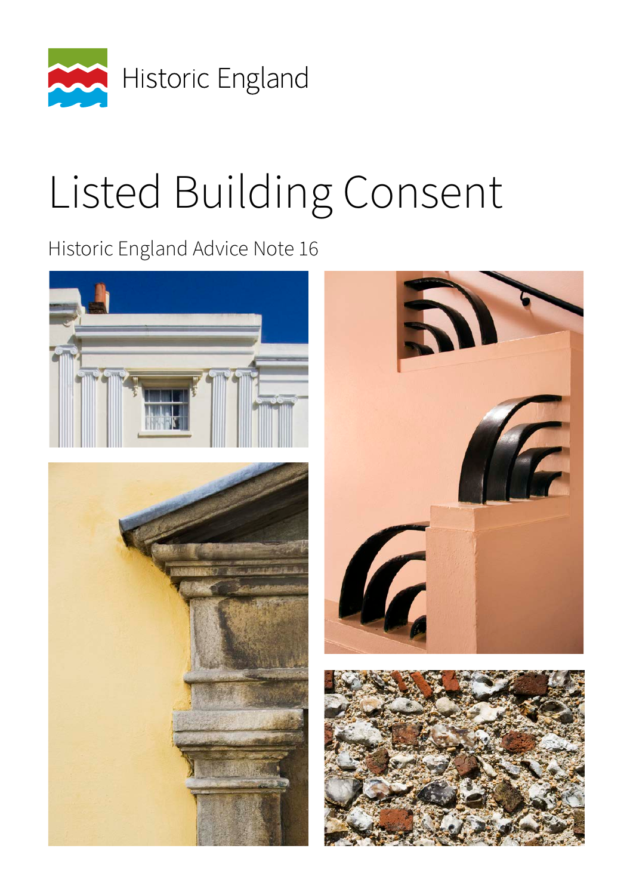Historic England

# Listed Building Consent

Historic England Advice Note 16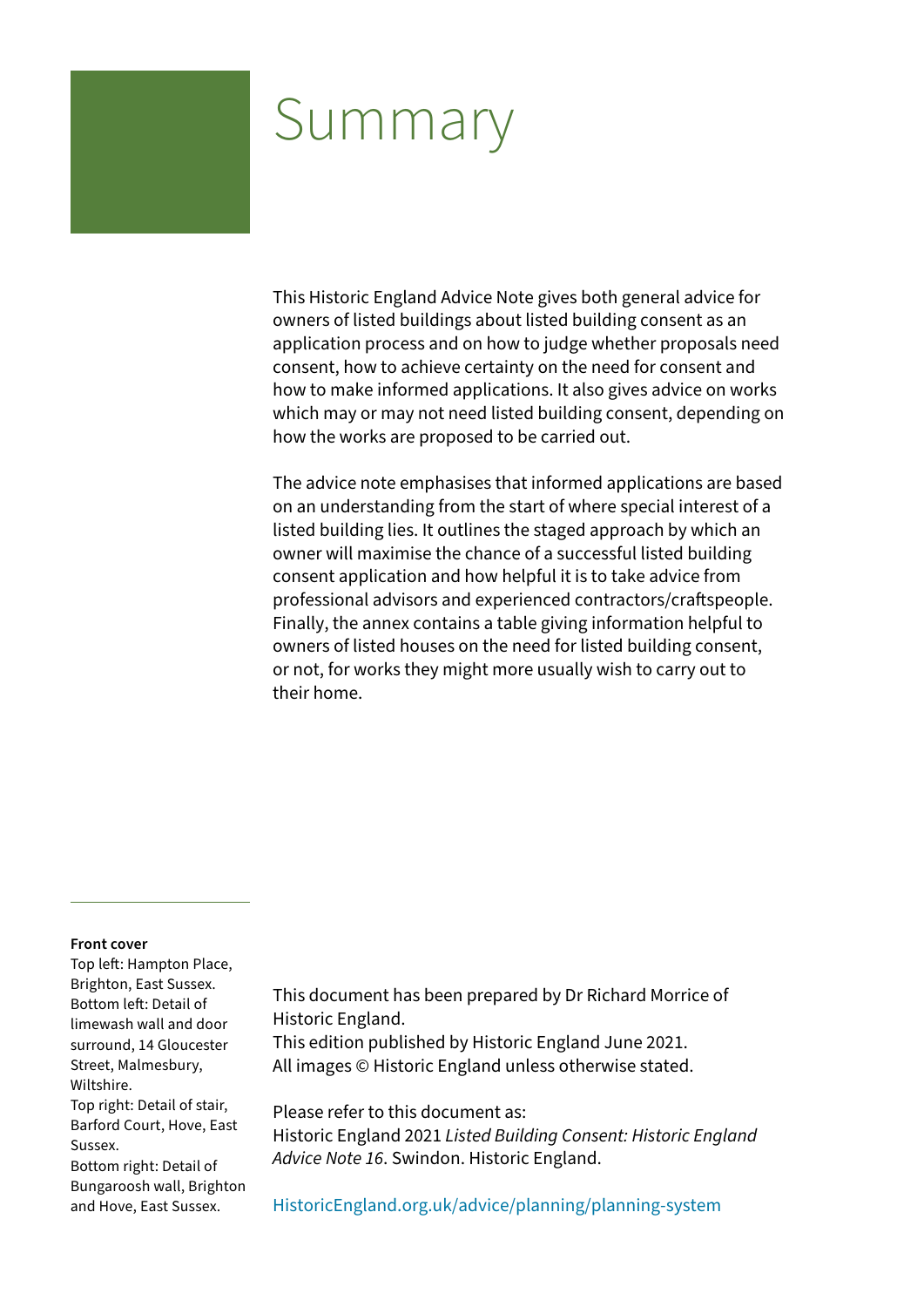# Summary

This Historic England Advice Note gives both general advice for owners of listed buildings about listed building consent as an application process and on how to judge whether proposals need consent, how to achieve certainty on the need for consent and how to make informed applications. It also gives advice on works which may or may not need listed building consent, depending on how the works are proposed to be carried out.

The advice note emphasises that informed applications are based on an understanding from the start of where special interest of a listed building lies. It outlines the staged approach by which an owner will maximise the chance of a successful listed building consent application and how helpful it is to take advice from professional advisors and experienced contractors/craftspeople. Finally, the annex contains a table giving information helpful to owners of listed houses on the need for listed building consent, or not, for works they might more usually wish to carry out to their home.

**Front cover**
Top left: Hampton Place, Brighton, East Sussex.
Bottom left: Detail of limewash wall and door surround, 14 Gloucester Street, Malmesbury, Wiltshire.
Top right: Detail of stair, Barford Court, Hove, East Sussex.
Bottom right: Detail of Bungaroosh wall, Brighton and Hove, East Sussex.

This document has been prepared by Dr Richard Morrice of Historic England.
This edition published by Historic England June 2021.
All images © Historic England unless otherwise stated.

Please refer to this document as:
Historic England 2021 *Listed Building Consent: Historic England Advice Note 16*. Swindon. Historic England.

HistoricEngland.org.uk/advice/planning/planning-system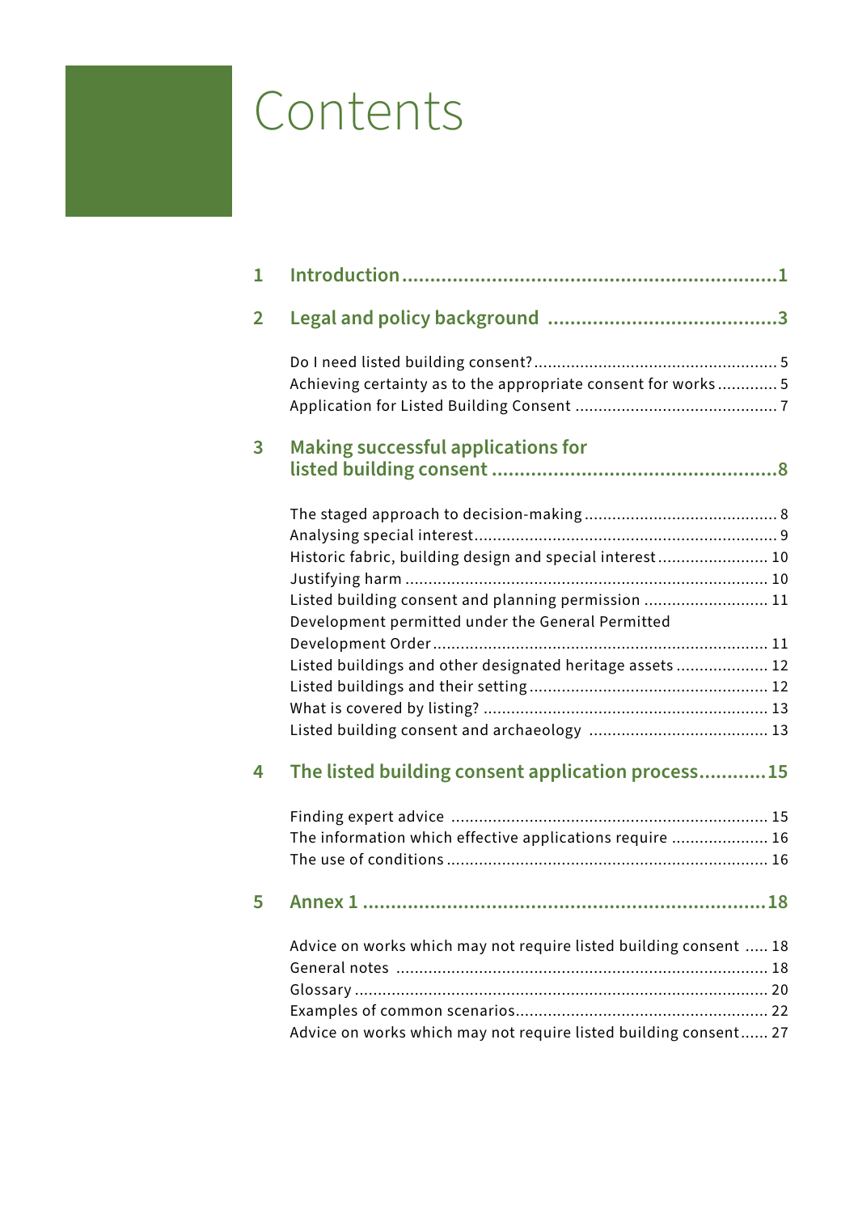# Contents

1 **Introduction** .................................................................. 1

2 **Legal and policy background** ........................................ 3

- Do I need listed building consent? .................................................... 5
- Achieving certainty as to the appropriate consent for works ............. 5
- Application for Listed Building Consent ........................................... 7

3 **Making successful applications for listed building consent** .................................................. 8

- The staged approach to decision-making .......................................... 8
- Analysing special interest ................................................................. 9
- Historic fabric, building design and special interest ........................ 10
- Justifying harm ............................................................................. 10
- Listed building consent and planning permission ........................... 11
- Development permitted under the General Permitted Development Order ........................................................................ 11
- Listed buildings and other designated heritage assets .................... 12
- Listed buildings and their setting .................................................... 12
- What is covered by listing? ............................................................. 13
- Listed building consent and archaeology ....................................... 13

4 **The listed building consent application process** ............ 15

- Finding expert advice .................................................................... 15
- The information which effective applications require ..................... 16
- The use of conditions ..................................................................... 16

5 **Annex 1** ...................................................................... 18

- Advice on works which may not require listed building consent ..... 18
- General notes ................................................................................ 18
- Glossary ......................................................................................... 20
- Examples of common scenarios ...................................................... 22
- Advice on works which may not require listed building consent ...... 27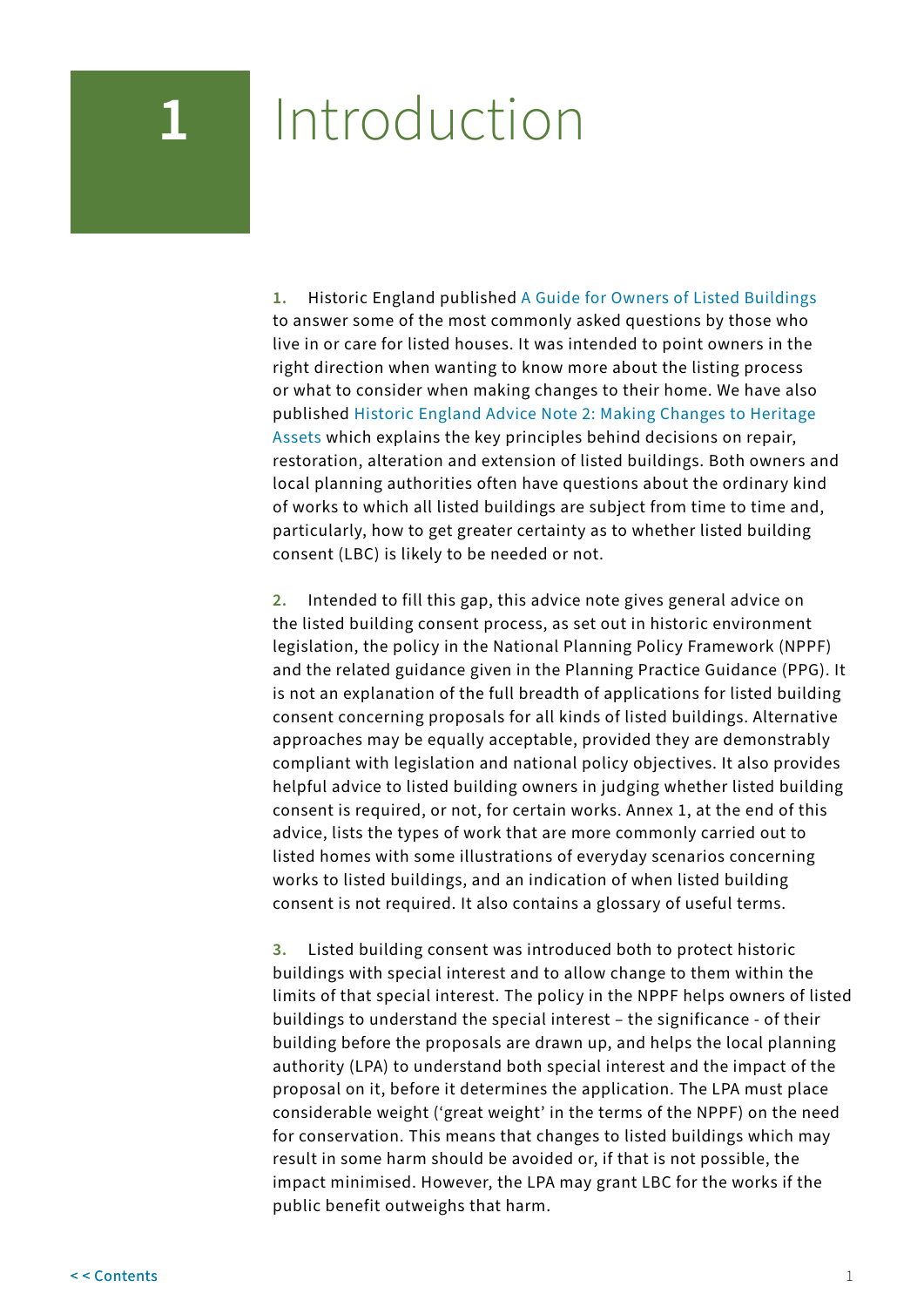# 1 Introduction

**1.** Historic England published A Guide for Owners of Listed Buildings to answer some of the most commonly asked questions by those who live in or care for listed houses. It was intended to point owners in the right direction when wanting to know more about the listing process or what to consider when making changes to their home. We have also published Historic England Advice Note 2: Making Changes to Heritage Assets which explains the key principles behind decisions on repair, restoration, alteration and extension of listed buildings. Both owners and local planning authorities often have questions about the ordinary kind of works to which all listed buildings are subject from time to time and, particularly, how to get greater certainty as to whether listed building consent (LBC) is likely to be needed or not.

**2.** Intended to fill this gap, this advice note gives general advice on the listed building consent process, as set out in historic environment legislation, the policy in the National Planning Policy Framework (NPPF) and the related guidance given in the Planning Practice Guidance (PPG). It is not an explanation of the full breadth of applications for listed building consent concerning proposals for all kinds of listed buildings. Alternative approaches may be equally acceptable, provided they are demonstrably compliant with legislation and national policy objectives. It also provides helpful advice to listed building owners in judging whether listed building consent is required, or not, for certain works. Annex 1, at the end of this advice, lists the types of work that are more commonly carried out to listed homes with some illustrations of everyday scenarios concerning works to listed buildings, and an indication of when listed building consent is not required. It also contains a glossary of useful terms.

**3.** Listed building consent was introduced both to protect historic buildings with special interest and to allow change to them within the limits of that special interest. The policy in the NPPF helps owners of listed buildings to understand the special interest – the significance - of their building before the proposals are drawn up, and helps the local planning authority (LPA) to understand both special interest and the impact of the proposal on it, before it determines the application. The LPA must place considerable weight ('great weight' in the terms of the NPPF) on the need for conservation. This means that changes to listed buildings which may result in some harm should be avoided or, if that is not possible, the impact minimised. However, the LPA may grant LBC for the works if the public benefit outweighs that harm.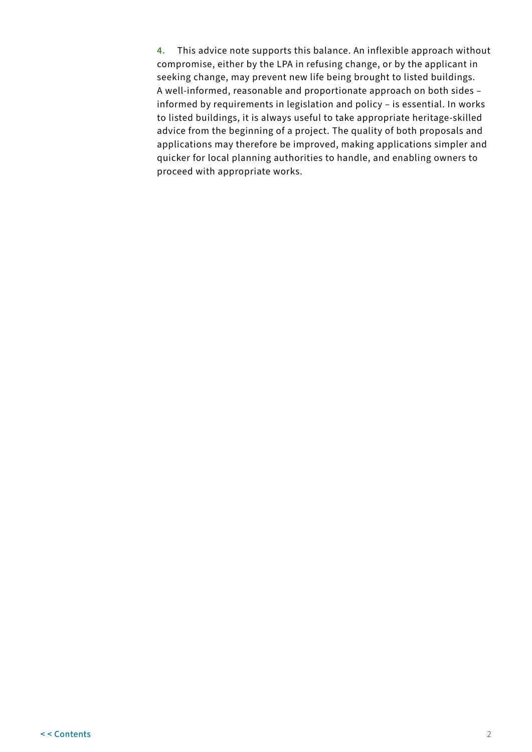4. This advice note supports this balance. An inflexible approach without compromise, either by the LPA in refusing change, or by the applicant in seeking change, may prevent new life being brought to listed buildings. A well-informed, reasonable and proportionate approach on both sides – informed by requirements in legislation and policy – is essential. In works to listed buildings, it is always useful to take appropriate heritage-skilled advice from the beginning of a project. The quality of both proposals and applications may therefore be improved, making applications simpler and quicker for local planning authorities to handle, and enabling owners to proceed with appropriate works.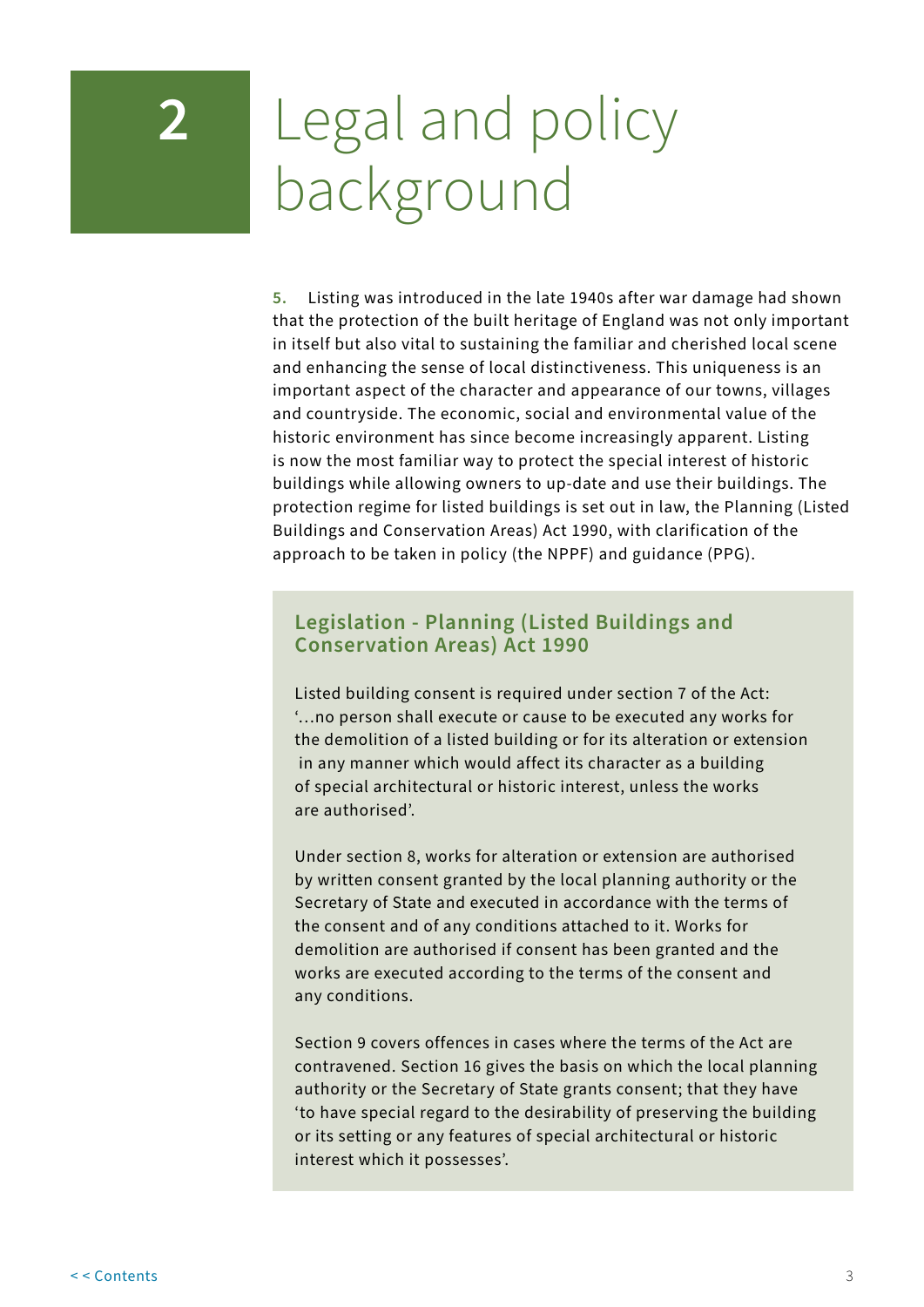# 2 Legal and policy background

**5.** Listing was introduced in the late 1940s after war damage had shown that the protection of the built heritage of England was not only important in itself but also vital to sustaining the familiar and cherished local scene and enhancing the sense of local distinctiveness. This uniqueness is an important aspect of the character and appearance of our towns, villages and countryside. The economic, social and environmental value of the historic environment has since become increasingly apparent. Listing is now the most familiar way to protect the special interest of historic buildings while allowing owners to up-date and use their buildings. The protection regime for listed buildings is set out in law, the Planning (Listed Buildings and Conservation Areas) Act 1990, with clarification of the approach to be taken in policy (the NPPF) and guidance (PPG).

### Legislation - Planning (Listed Buildings and Conservation Areas) Act 1990

Listed building consent is required under section 7 of the Act: '…no person shall execute or cause to be executed any works for the demolition of a listed building or for its alteration or extension in any manner which would affect its character as a building of special architectural or historic interest, unless the works are authorised'.

Under section 8, works for alteration or extension are authorised by written consent granted by the local planning authority or the Secretary of State and executed in accordance with the terms of the consent and of any conditions attached to it. Works for demolition are authorised if consent has been granted and the works are executed according to the terms of the consent and any conditions.

Section 9 covers offences in cases where the terms of the Act are contravened. Section 16 gives the basis on which the local planning authority or the Secretary of State grants consent; that they have 'to have special regard to the desirability of preserving the building or its setting or any features of special architectural or historic interest which it possesses'.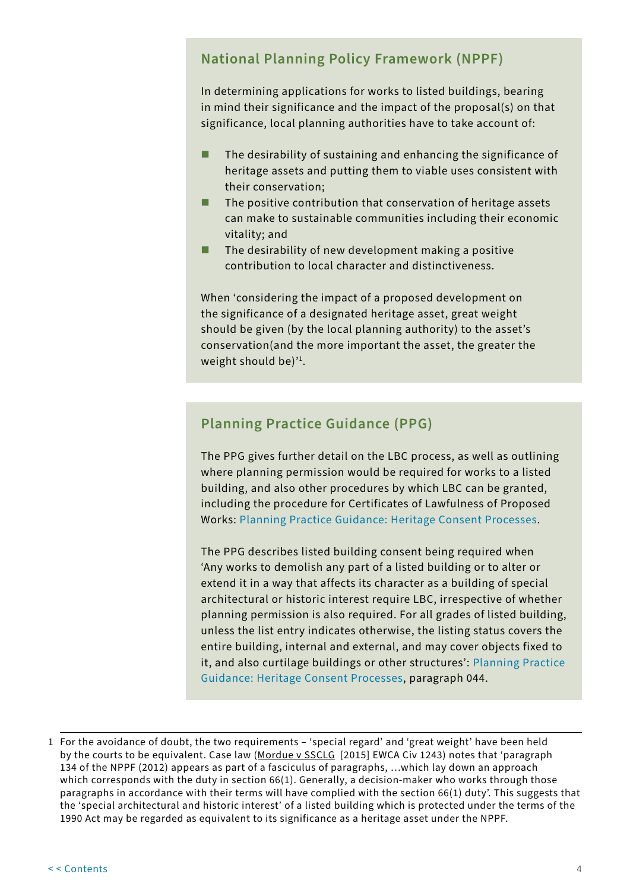## National Planning Policy Framework (NPPF)

In determining applications for works to listed buildings, bearing in mind their significance and the impact of the proposal(s) on that significance, local planning authorities have to take account of:

- The desirability of sustaining and enhancing the significance of heritage assets and putting them to viable uses consistent with their conservation;
- The positive contribution that conservation of heritage assets can make to sustainable communities including their economic vitality; and
- The desirability of new development making a positive contribution to local character and distinctiveness.

When 'considering the impact of a proposed development on the significance of a designated heritage asset, great weight should be given (by the local planning authority) to the asset's conservation(and the more important the asset, the greater the weight should be)'[1].

## Planning Practice Guidance (PPG)

The PPG gives further detail on the LBC process, as well as outlining where planning permission would be required for works to a listed building, and also other procedures by which LBC can be granted, including the procedure for Certificates of Lawfulness of Proposed Works: Planning Practice Guidance: Heritage Consent Processes.

The PPG describes listed building consent being required when 'Any works to demolish any part of a listed building or to alter or extend it in a way that affects its character as a building of special architectural or historic interest require LBC, irrespective of whether planning permission is also required. For all grades of listed building, unless the list entry indicates otherwise, the listing status covers the entire building, internal and external, and may cover objects fixed to it, and also curtilage buildings or other structures': Planning Practice Guidance: Heritage Consent Processes, paragraph 044.

---

1 For the avoidance of doubt, the two requirements – 'special regard' and 'great weight' have been held by the courts to be equivalent. Case law (Mordue v SSCLG [2015] EWCA Civ 1243) notes that 'paragraph 134 of the NPPF (2012) appears as part of a fasciculus of paragraphs, …which lay down an approach which corresponds with the duty in section 66(1). Generally, a decision-maker who works through those paragraphs in accordance with their terms will have complied with the section 66(1) duty'. This suggests that the 'special architectural and historic interest' of a listed building which is protected under the terms of the 1990 Act may be regarded as equivalent to its significance as a heritage asset under the NPPF.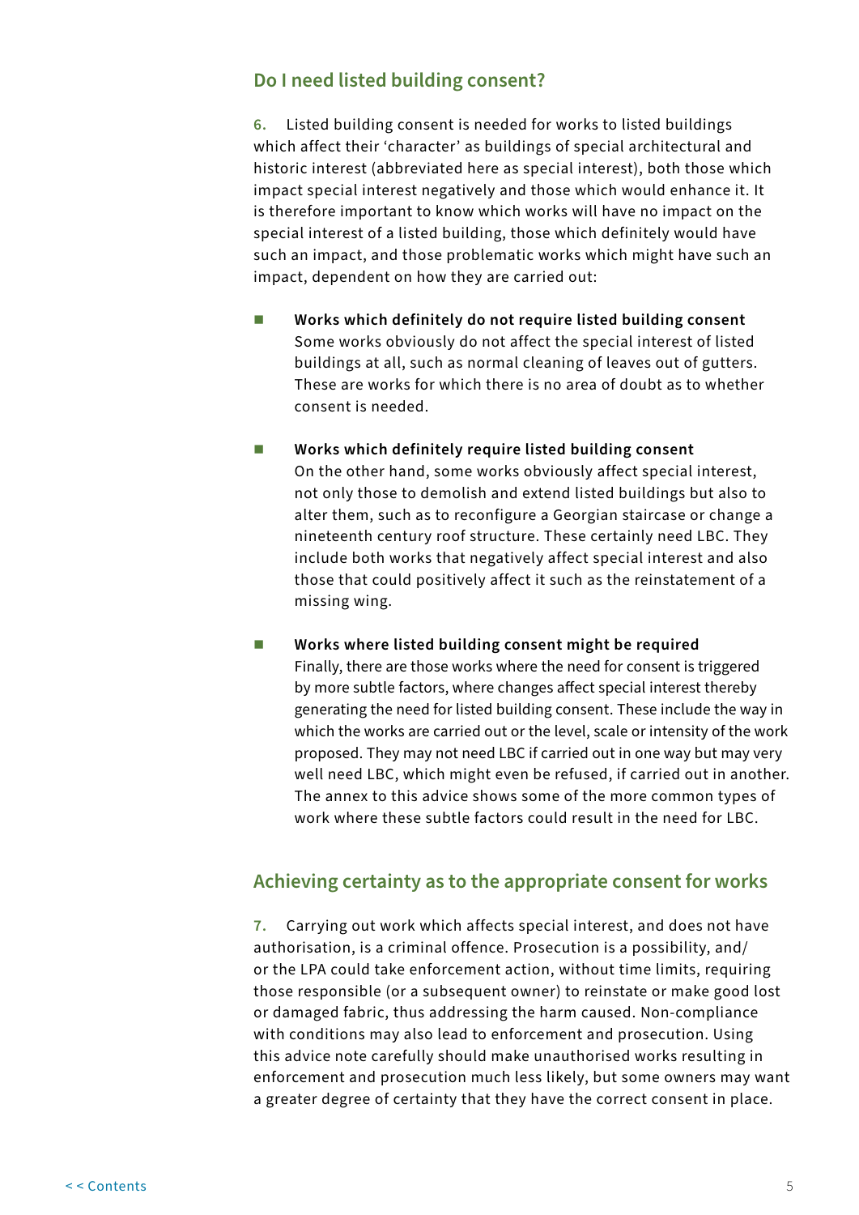## Do I need listed building consent?

**6.** Listed building consent is needed for works to listed buildings which affect their 'character' as buildings of special architectural and historic interest (abbreviated here as special interest), both those which impact special interest negatively and those which would enhance it. It is therefore important to know which works will have no impact on the special interest of a listed building, those which definitely would have such an impact, and those problematic works which might have such an impact, dependent on how they are carried out:

- **Works which definitely do not require listed building consent**
  Some works obviously do not affect the special interest of listed buildings at all, such as normal cleaning of leaves out of gutters. These are works for which there is no area of doubt as to whether consent is needed.

- **Works which definitely require listed building consent**
  On the other hand, some works obviously affect special interest, not only those to demolish and extend listed buildings but also to alter them, such as to reconfigure a Georgian staircase or change a nineteenth century roof structure. These certainly need LBC. They include both works that negatively affect special interest and also those that could positively affect it such as the reinstatement of a missing wing.

- **Works where listed building consent might be required**
  Finally, there are those works where the need for consent is triggered by more subtle factors, where changes affect special interest thereby generating the need for listed building consent. These include the way in which the works are carried out or the level, scale or intensity of the work proposed. They may not need LBC if carried out in one way but may very well need LBC, which might even be refused, if carried out in another. The annex to this advice shows some of the more common types of work where these subtle factors could result in the need for LBC.

## Achieving certainty as to the appropriate consent for works

**7.** Carrying out work which affects special interest, and does not have authorisation, is a criminal offence. Prosecution is a possibility, and/or the LPA could take enforcement action, without time limits, requiring those responsible (or a subsequent owner) to reinstate or make good lost or damaged fabric, thus addressing the harm caused. Non-compliance with conditions may also lead to enforcement and prosecution. Using this advice note carefully should make unauthorised works resulting in enforcement and prosecution much less likely, but some owners may want a greater degree of certainty that they have the correct consent in place.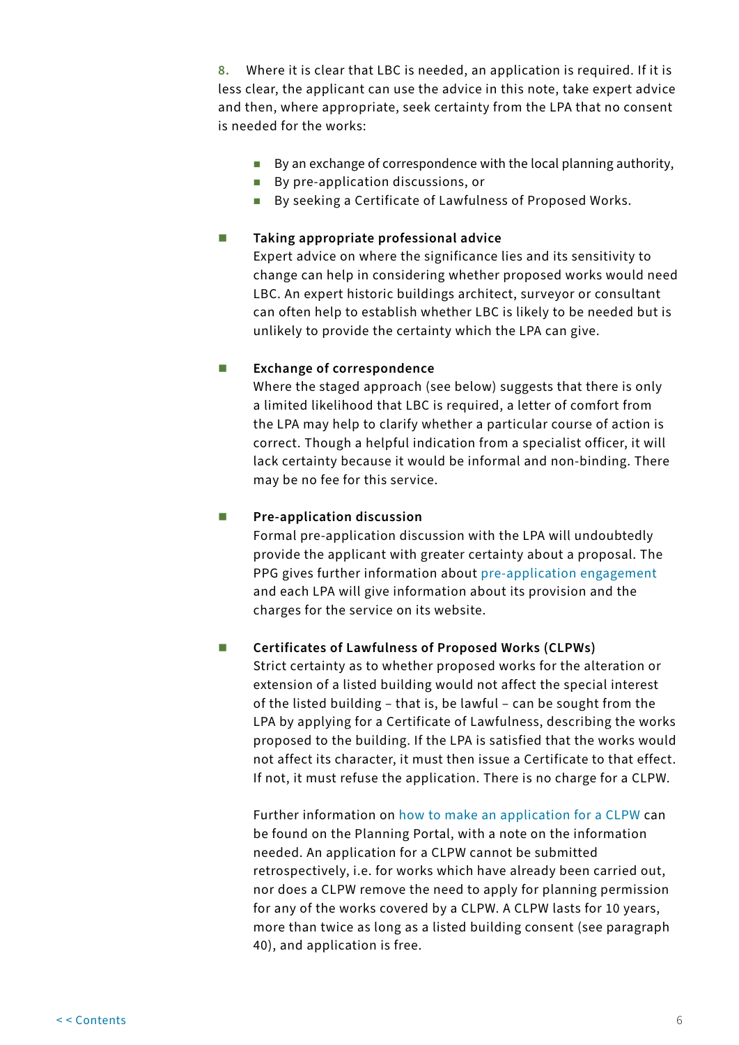8. Where it is clear that LBC is needed, an application is required. If it is less clear, the applicant can use the advice in this note, take expert advice and then, where appropriate, seek certainty from the LPA that no consent is needed for the works:

- By an exchange of correspondence with the local planning authority,
- By pre-application discussions, or
- By seeking a Certificate of Lawfulness of Proposed Works.

- **Taking appropriate professional advice**
  Expert advice on where the significance lies and its sensitivity to change can help in considering whether proposed works would need LBC. An expert historic buildings architect, surveyor or consultant can often help to establish whether LBC is likely to be needed but is unlikely to provide the certainty which the LPA can give.

- **Exchange of correspondence**
  Where the staged approach (see below) suggests that there is only a limited likelihood that LBC is required, a letter of comfort from the LPA may help to clarify whether a particular course of action is correct. Though a helpful indication from a specialist officer, it will lack certainty because it would be informal and non-binding. There may be no fee for this service.

- **Pre-application discussion**
  Formal pre-application discussion with the LPA will undoubtedly provide the applicant with greater certainty about a proposal. The PPG gives further information about pre-application engagement and each LPA will give information about its provision and the charges for the service on its website.

- **Certificates of Lawfulness of Proposed Works (CLPWs)**
  Strict certainty as to whether proposed works for the alteration or extension of a listed building would not affect the special interest of the listed building – that is, be lawful – can be sought from the LPA by applying for a Certificate of Lawfulness, describing the works proposed to the building. If the LPA is satisfied that the works would not affect its character, it must then issue a Certificate to that effect. If not, it must refuse the application. There is no charge for a CLPW.

  Further information on how to make an application for a CLPW can be found on the Planning Portal, with a note on the information needed. An application for a CLPW cannot be submitted retrospectively, i.e. for works which have already been carried out, nor does a CLPW remove the need to apply for planning permission for any of the works covered by a CLPW. A CLPW lasts for 10 years, more than twice as long as a listed building consent (see paragraph 40), and application is free.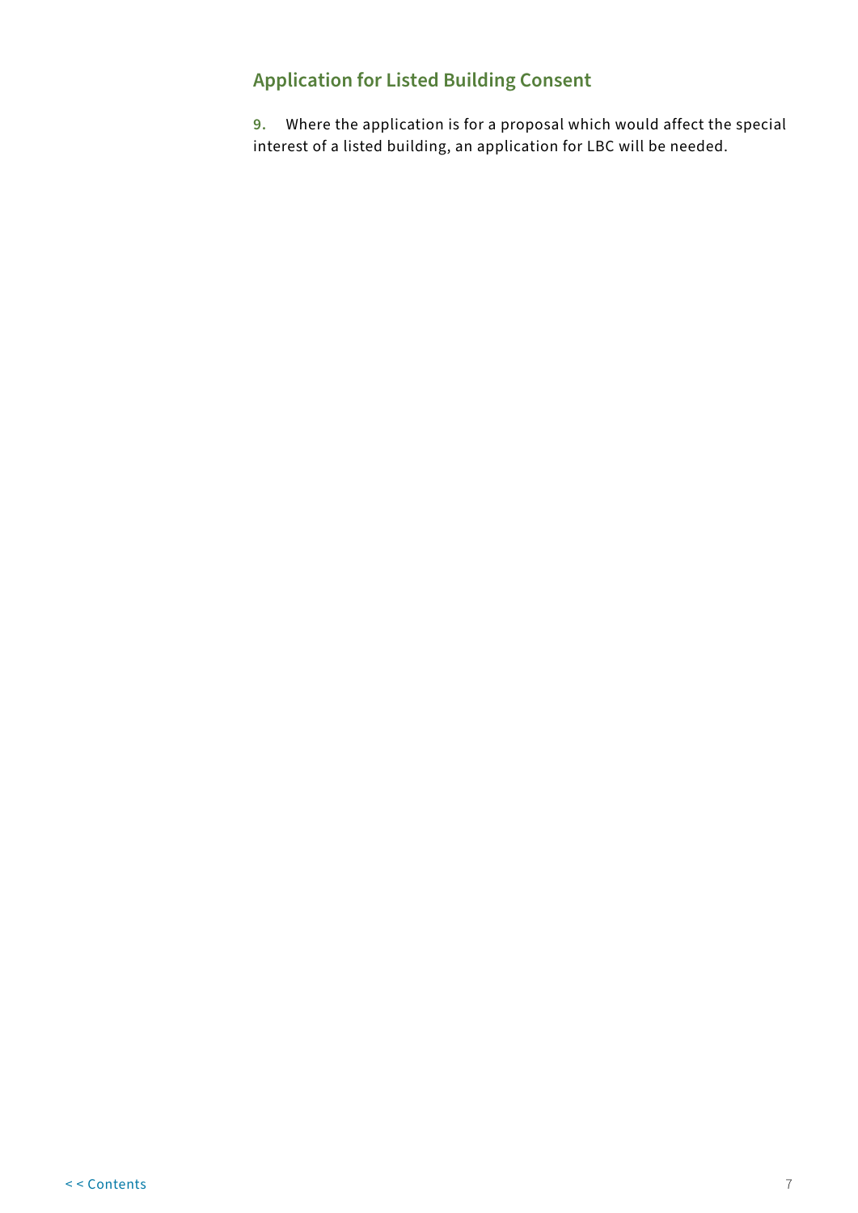## Application for Listed Building Consent

**9.** Where the application is for a proposal which would affect the special interest of a listed building, an application for LBC will be needed.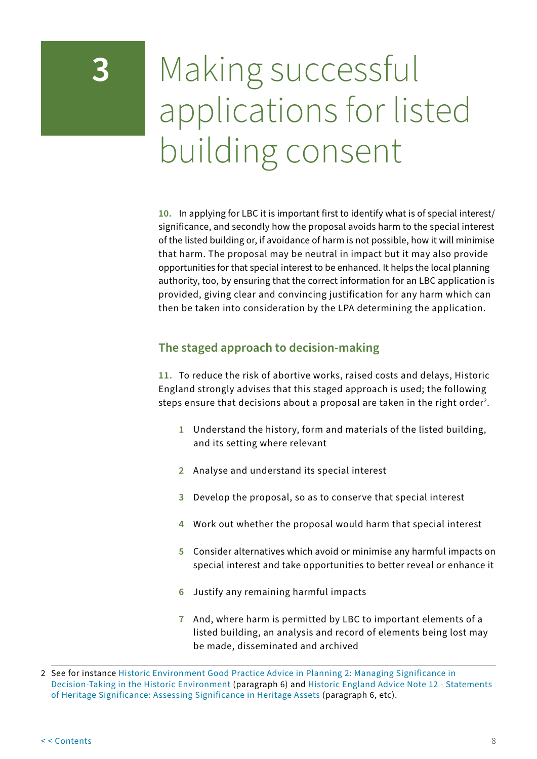# 3 Making successful applications for listed building consent

**10.** In applying for LBC it is important first to identify what is of special interest/significance, and secondly how the proposal avoids harm to the special interest of the listed building or, if avoidance of harm is not possible, how it will minimise that harm. The proposal may be neutral in impact but it may also provide opportunities for that special interest to be enhanced. It helps the local planning authority, too, by ensuring that the correct information for an LBC application is provided, giving clear and convincing justification for any harm which can then be taken into consideration by the LPA determining the application.

## The staged approach to decision-making

**11.** To reduce the risk of abortive works, raised costs and delays, Historic England strongly advises that this staged approach is used; the following steps ensure that decisions about a proposal are taken in the right order[2].

1. Understand the history, form and materials of the listed building, and its setting where relevant
2. Analyse and understand its special interest
3. Develop the proposal, so as to conserve that special interest
4. Work out whether the proposal would harm that special interest
5. Consider alternatives which avoid or minimise any harmful impacts on special interest and take opportunities to better reveal or enhance it
6. Justify any remaining harmful impacts
7. And, where harm is permitted by LBC to important elements of a listed building, an analysis and record of elements being lost may be made, disseminated and archived

---

2 See for instance Historic Environment Good Practice Advice in Planning 2: Managing Significance in Decision-Taking in the Historic Environment (paragraph 6) and Historic England Advice Note 12 - Statements of Heritage Significance: Assessing Significance in Heritage Assets (paragraph 6, etc).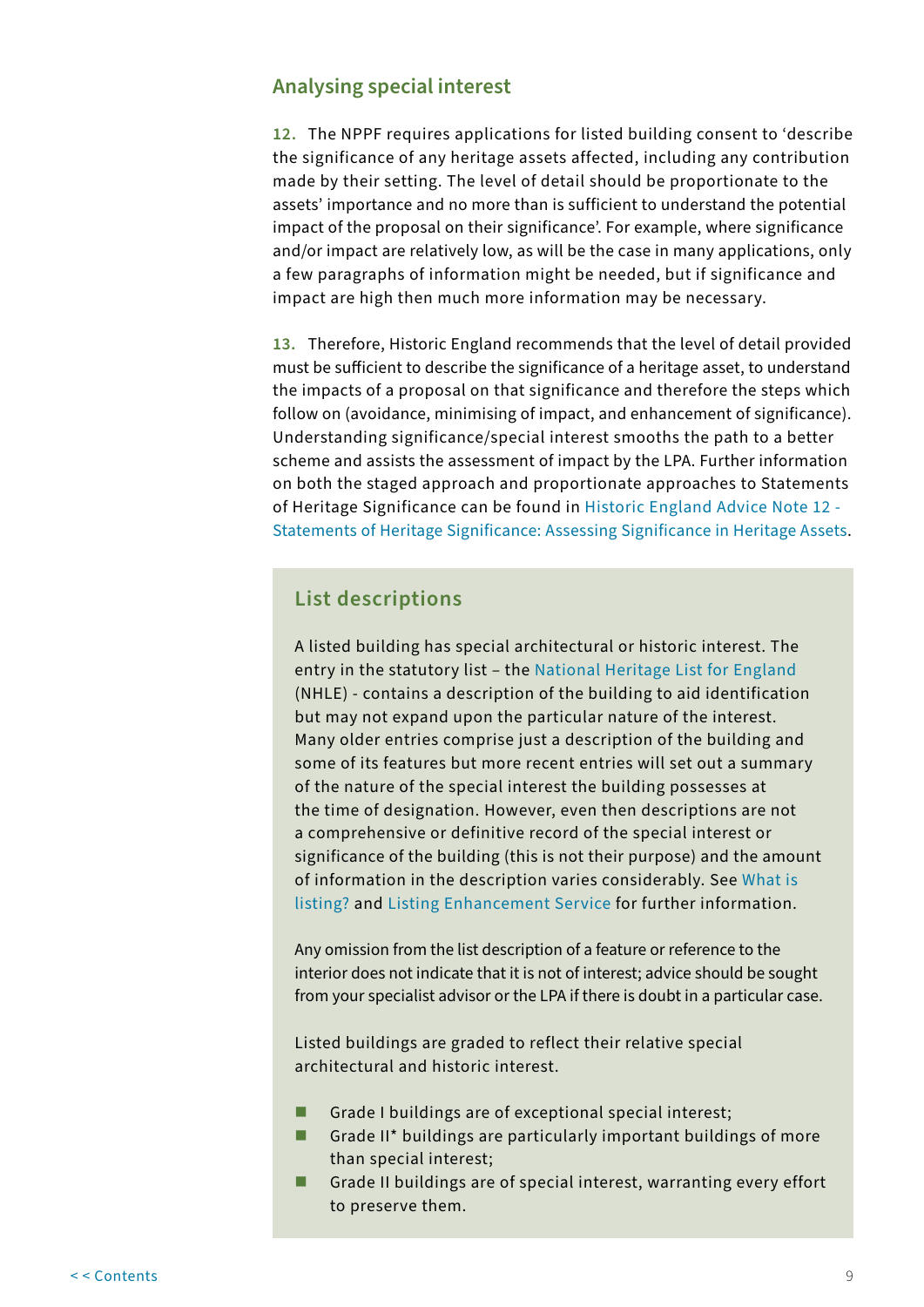## Analysing special interest

**12.** The NPPF requires applications for listed building consent to 'describe the significance of any heritage assets affected, including any contribution made by their setting. The level of detail should be proportionate to the assets' importance and no more than is sufficient to understand the potential impact of the proposal on their significance'. For example, where significance and/or impact are relatively low, as will be the case in many applications, only a few paragraphs of information might be needed, but if significance and impact are high then much more information may be necessary.

**13.** Therefore, Historic England recommends that the level of detail provided must be sufficient to describe the significance of a heritage asset, to understand the impacts of a proposal on that significance and therefore the steps which follow on (avoidance, minimising of impact, and enhancement of significance). Understanding significance/special interest smooths the path to a better scheme and assists the assessment of impact by the LPA. Further information on both the staged approach and proportionate approaches to Statements of Heritage Significance can be found in Historic England Advice Note 12 - Statements of Heritage Significance: Assessing Significance in Heritage Assets.

### List descriptions

A listed building has special architectural or historic interest. The entry in the statutory list – the National Heritage List for England (NHLE) - contains a description of the building to aid identification but may not expand upon the particular nature of the interest. Many older entries comprise just a description of the building and some of its features but more recent entries will set out a summary of the nature of the special interest the building possesses at the time of designation. However, even then descriptions are not a comprehensive or definitive record of the special interest or significance of the building (this is not their purpose) and the amount of information in the description varies considerably. See What is listing? and Listing Enhancement Service for further information.

Any omission from the list description of a feature or reference to the interior does not indicate that it is not of interest; advice should be sought from your specialist advisor or the LPA if there is doubt in a particular case.

Listed buildings are graded to reflect their relative special architectural and historic interest.

- Grade I buildings are of exceptional special interest;
- Grade II* buildings are particularly important buildings of more than special interest;
- Grade II buildings are of special interest, warranting every effort to preserve them.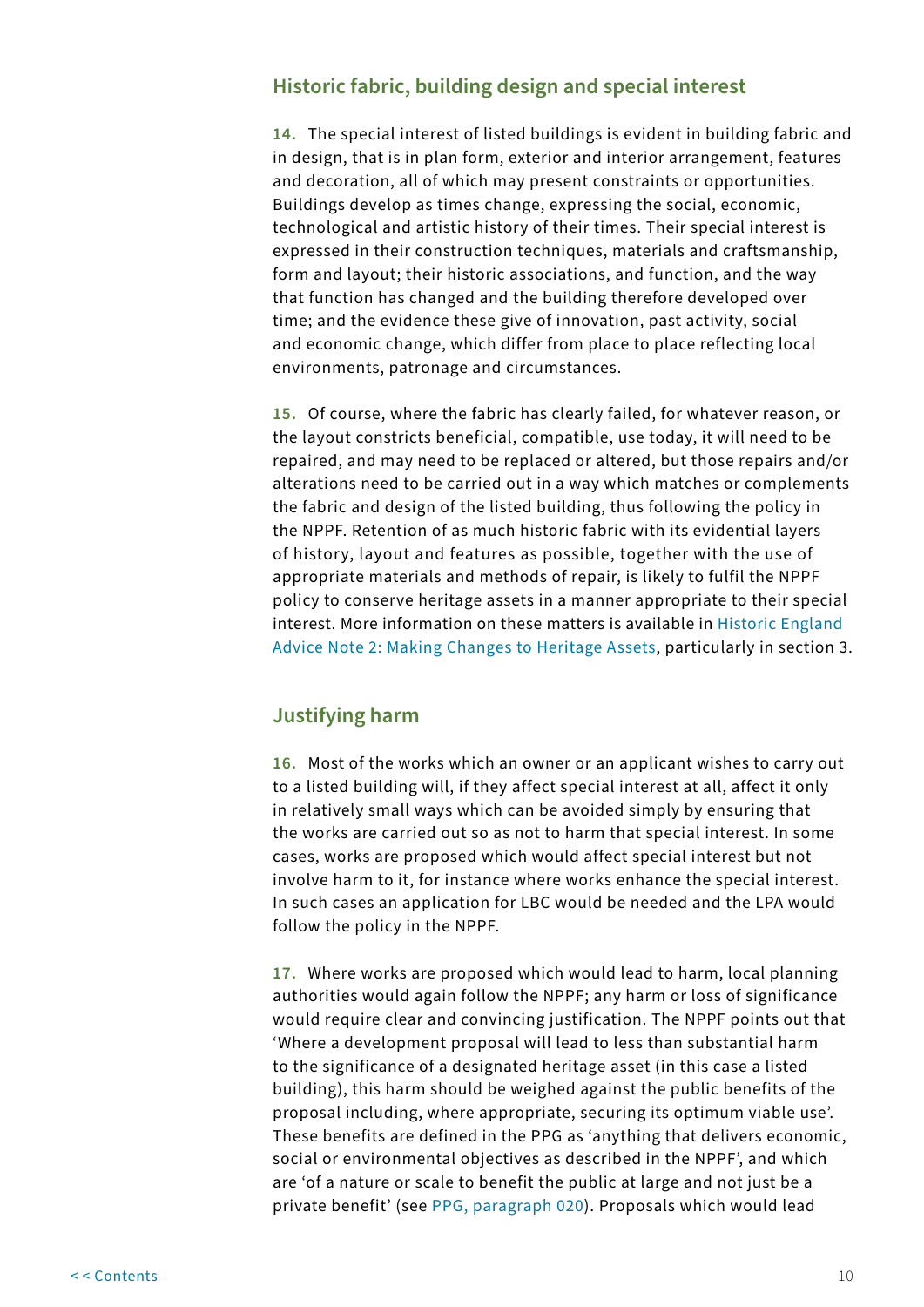## Historic fabric, building design and special interest

**14.** The special interest of listed buildings is evident in building fabric and in design, that is in plan form, exterior and interior arrangement, features and decoration, all of which may present constraints or opportunities. Buildings develop as times change, expressing the social, economic, technological and artistic history of their times. Their special interest is expressed in their construction techniques, materials and craftsmanship, form and layout; their historic associations, and function, and the way that function has changed and the building therefore developed over time; and the evidence these give of innovation, past activity, social and economic change, which differ from place to place reflecting local environments, patronage and circumstances.

**15.** Of course, where the fabric has clearly failed, for whatever reason, or the layout constricts beneficial, compatible, use today, it will need to be repaired, and may need to be replaced or altered, but those repairs and/or alterations need to be carried out in a way which matches or complements the fabric and design of the listed building, thus following the policy in the NPPF. Retention of as much historic fabric with its evidential layers of history, layout and features as possible, together with the use of appropriate materials and methods of repair, is likely to fulfil the NPPF policy to conserve heritage assets in a manner appropriate to their special interest. More information on these matters is available in Historic England Advice Note 2: Making Changes to Heritage Assets, particularly in section 3.

## Justifying harm

**16.** Most of the works which an owner or an applicant wishes to carry out to a listed building will, if they affect special interest at all, affect it only in relatively small ways which can be avoided simply by ensuring that the works are carried out so as not to harm that special interest. In some cases, works are proposed which would affect special interest but not involve harm to it, for instance where works enhance the special interest. In such cases an application for LBC would be needed and the LPA would follow the policy in the NPPF.

**17.** Where works are proposed which would lead to harm, local planning authorities would again follow the NPPF; any harm or loss of significance would require clear and convincing justification. The NPPF points out that 'Where a development proposal will lead to less than substantial harm to the significance of a designated heritage asset (in this case a listed building), this harm should be weighed against the public benefits of the proposal including, where appropriate, securing its optimum viable use'. These benefits are defined in the PPG as 'anything that delivers economic, social or environmental objectives as described in the NPPF', and which are 'of a nature or scale to benefit the public at large and not just be a private benefit' (see PPG, paragraph 020). Proposals which would lead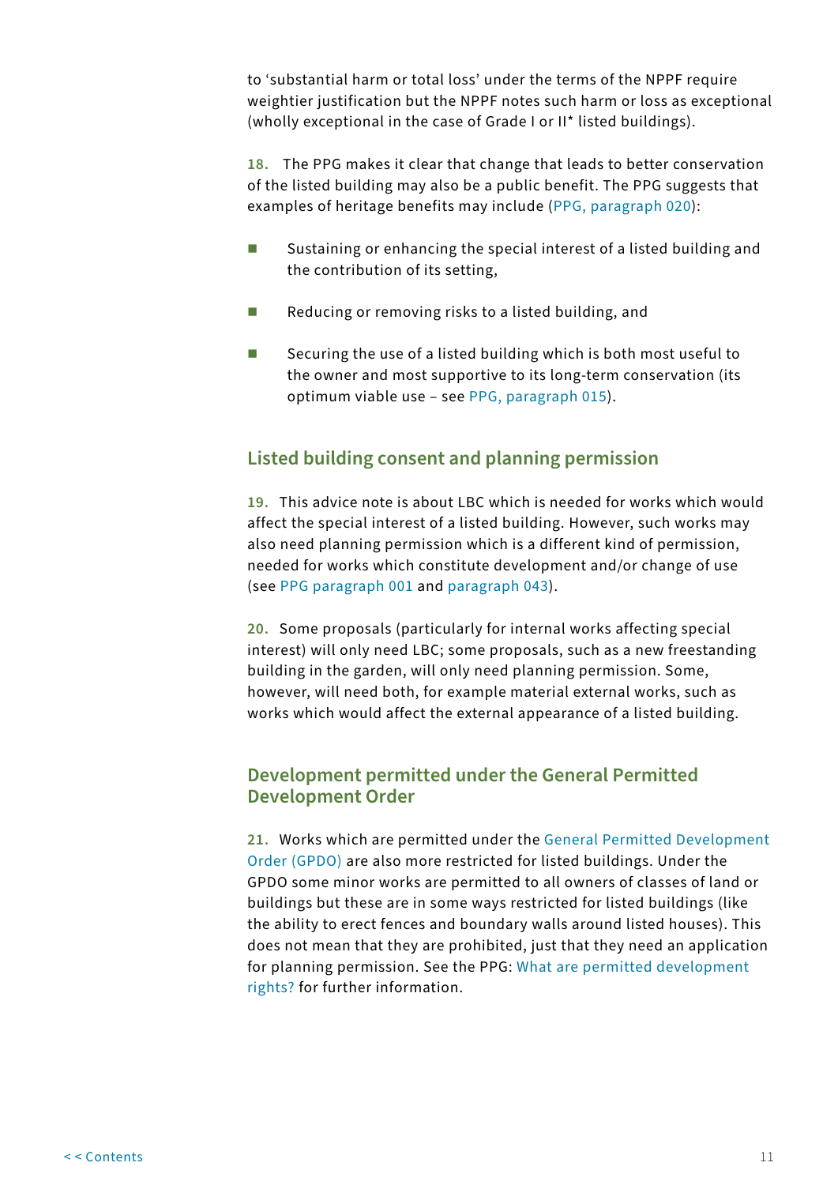to 'substantial harm or total loss' under the terms of the NPPF require weightier justification but the NPPF notes such harm or loss as exceptional (wholly exceptional in the case of Grade I or II* listed buildings).

**18.** The PPG makes it clear that change that leads to better conservation of the listed building may also be a public benefit. The PPG suggests that examples of heritage benefits may include (PPG, paragraph 020):

- Sustaining or enhancing the special interest of a listed building and the contribution of its setting,
- Reducing or removing risks to a listed building, and
- Securing the use of a listed building which is both most useful to the owner and most supportive to its long-term conservation (its optimum viable use – see PPG, paragraph 015).

## Listed building consent and planning permission

**19.** This advice note is about LBC which is needed for works which would affect the special interest of a listed building. However, such works may also need planning permission which is a different kind of permission, needed for works which constitute development and/or change of use (see PPG paragraph 001 and paragraph 043).

**20.** Some proposals (particularly for internal works affecting special interest) will only need LBC; some proposals, such as a new freestanding building in the garden, will only need planning permission. Some, however, will need both, for example material external works, such as works which would affect the external appearance of a listed building.

## Development permitted under the General Permitted Development Order

**21.** Works which are permitted under the General Permitted Development Order (GPDO) are also more restricted for listed buildings. Under the GPDO some minor works are permitted to all owners of classes of land or buildings but these are in some ways restricted for listed buildings (like the ability to erect fences and boundary walls around listed houses). This does not mean that they are prohibited, just that they need an application for planning permission. See the PPG: What are permitted development rights? for further information.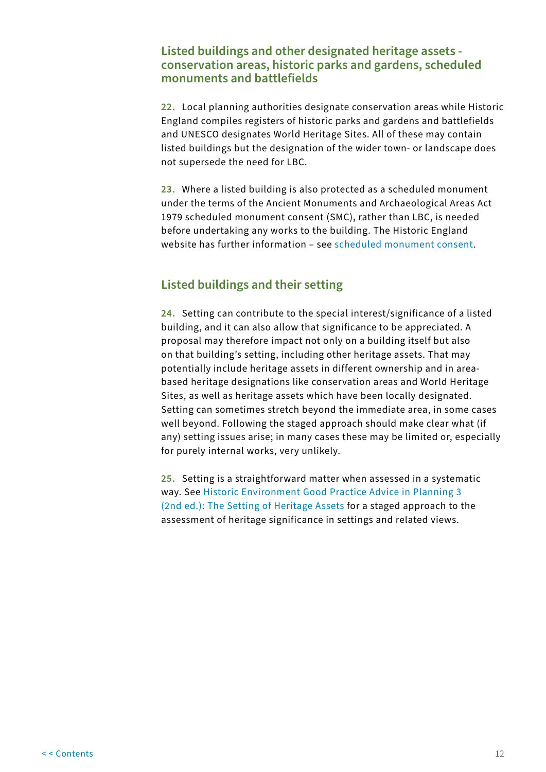## Listed buildings and other designated heritage assets - conservation areas, historic parks and gardens, scheduled monuments and battlefields

**22.** Local planning authorities designate conservation areas while Historic England compiles registers of historic parks and gardens and battlefields and UNESCO designates World Heritage Sites. All of these may contain listed buildings but the designation of the wider town- or landscape does not supersede the need for LBC.

**23.** Where a listed building is also protected as a scheduled monument under the terms of the Ancient Monuments and Archaeological Areas Act 1979 scheduled monument consent (SMC), rather than LBC, is needed before undertaking any works to the building. The Historic England website has further information – see scheduled monument consent.

## Listed buildings and their setting

**24.** Setting can contribute to the special interest/significance of a listed building, and it can also allow that significance to be appreciated. A proposal may therefore impact not only on a building itself but also on that building's setting, including other heritage assets. That may potentially include heritage assets in different ownership and in area-based heritage designations like conservation areas and World Heritage Sites, as well as heritage assets which have been locally designated. Setting can sometimes stretch beyond the immediate area, in some cases well beyond. Following the staged approach should make clear what (if any) setting issues arise; in many cases these may be limited or, especially for purely internal works, very unlikely.

**25.** Setting is a straightforward matter when assessed in a systematic way. See Historic Environment Good Practice Advice in Planning 3 (2nd ed.): The Setting of Heritage Assets for a staged approach to the assessment of heritage significance in settings and related views.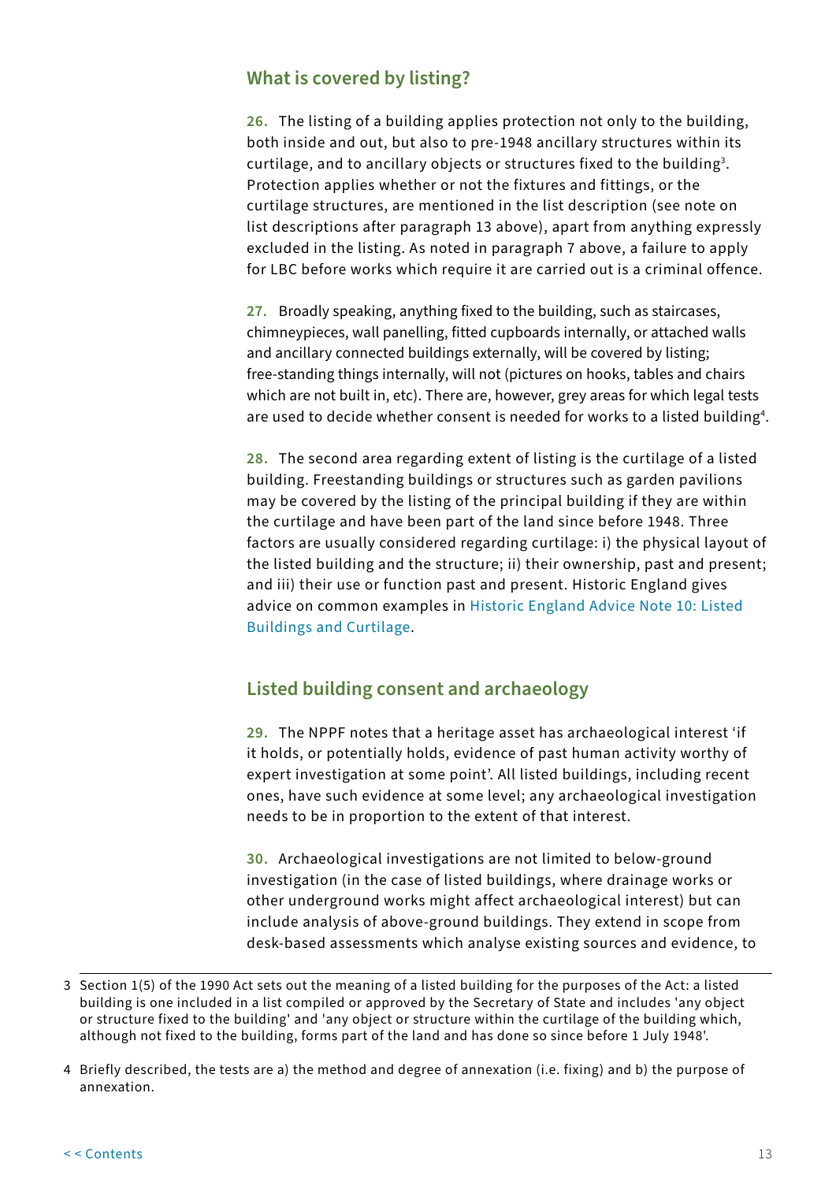## What is covered by listing?

**26.** The listing of a building applies protection not only to the building, both inside and out, but also to pre-1948 ancillary structures within its curtilage, and to ancillary objects or structures fixed to the building[3]. Protection applies whether or not the fixtures and fittings, or the curtilage structures, are mentioned in the list description (see note on list descriptions after paragraph 13 above), apart from anything expressly excluded in the listing. As noted in paragraph 7 above, a failure to apply for LBC before works which require it are carried out is a criminal offence.

**27.** Broadly speaking, anything fixed to the building, such as staircases, chimneypieces, wall panelling, fitted cupboards internally, or attached walls and ancillary connected buildings externally, will be covered by listing; free-standing things internally, will not (pictures on hooks, tables and chairs which are not built in, etc). There are, however, grey areas for which legal tests are used to decide whether consent is needed for works to a listed building[4].

**28.** The second area regarding extent of listing is the curtilage of a listed building. Freestanding buildings or structures such as garden pavilions may be covered by the listing of the principal building if they are within the curtilage and have been part of the land since before 1948. Three factors are usually considered regarding curtilage: i) the physical layout of the listed building and the structure; ii) their ownership, past and present; and iii) their use or function past and present. Historic England gives advice on common examples in Historic England Advice Note 10: Listed Buildings and Curtilage.

## Listed building consent and archaeology

**29.** The NPPF notes that a heritage asset has archaeological interest 'if it holds, or potentially holds, evidence of past human activity worthy of expert investigation at some point'. All listed buildings, including recent ones, have such evidence at some level; any archaeological investigation needs to be in proportion to the extent of that interest.

**30.** Archaeological investigations are not limited to below-ground investigation (in the case of listed buildings, where drainage works or other underground works might affect archaeological interest) but can include analysis of above-ground buildings. They extend in scope from desk-based assessments which analyse existing sources and evidence, to

---

3 Section 1(5) of the 1990 Act sets out the meaning of a listed building for the purposes of the Act: a listed building is one included in a list compiled or approved by the Secretary of State and includes 'any object or structure fixed to the building' and 'any object or structure within the curtilage of the building which, although not fixed to the building, forms part of the land and has done so since before 1 July 1948'.

4 Briefly described, the tests are a) the method and degree of annexation (i.e. fixing) and b) the purpose of annexation.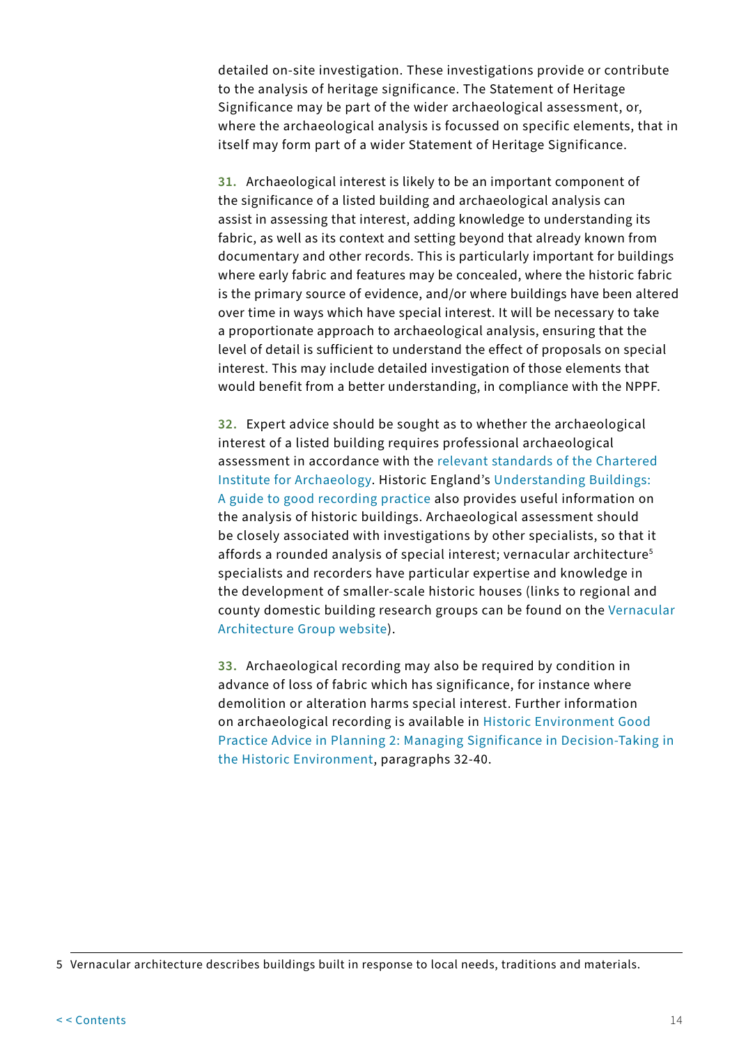detailed on-site investigation. These investigations provide or contribute to the analysis of heritage significance. The Statement of Heritage Significance may be part of the wider archaeological assessment, or, where the archaeological analysis is focussed on specific elements, that in itself may form part of a wider Statement of Heritage Significance.

**31.** Archaeological interest is likely to be an important component of the significance of a listed building and archaeological analysis can assist in assessing that interest, adding knowledge to understanding its fabric, as well as its context and setting beyond that already known from documentary and other records. This is particularly important for buildings where early fabric and features may be concealed, where the historic fabric is the primary source of evidence, and/or where buildings have been altered over time in ways which have special interest. It will be necessary to take a proportionate approach to archaeological analysis, ensuring that the level of detail is sufficient to understand the effect of proposals on special interest. This may include detailed investigation of those elements that would benefit from a better understanding, in compliance with the NPPF.

**32.** Expert advice should be sought as to whether the archaeological interest of a listed building requires professional archaeological assessment in accordance with the relevant standards of the Chartered Institute for Archaeology. Historic England's Understanding Buildings: A guide to good recording practice also provides useful information on the analysis of historic buildings. Archaeological assessment should be closely associated with investigations by other specialists, so that it affords a rounded analysis of special interest; vernacular architecture[5] specialists and recorders have particular expertise and knowledge in the development of smaller-scale historic houses (links to regional and county domestic building research groups can be found on the Vernacular Architecture Group website).

**33.** Archaeological recording may also be required by condition in advance of loss of fabric which has significance, for instance where demolition or alteration harms special interest. Further information on archaeological recording is available in Historic Environment Good Practice Advice in Planning 2: Managing Significance in Decision-Taking in the Historic Environment, paragraphs 32-40.

---

5 Vernacular architecture describes buildings built in response to local needs, traditions and materials.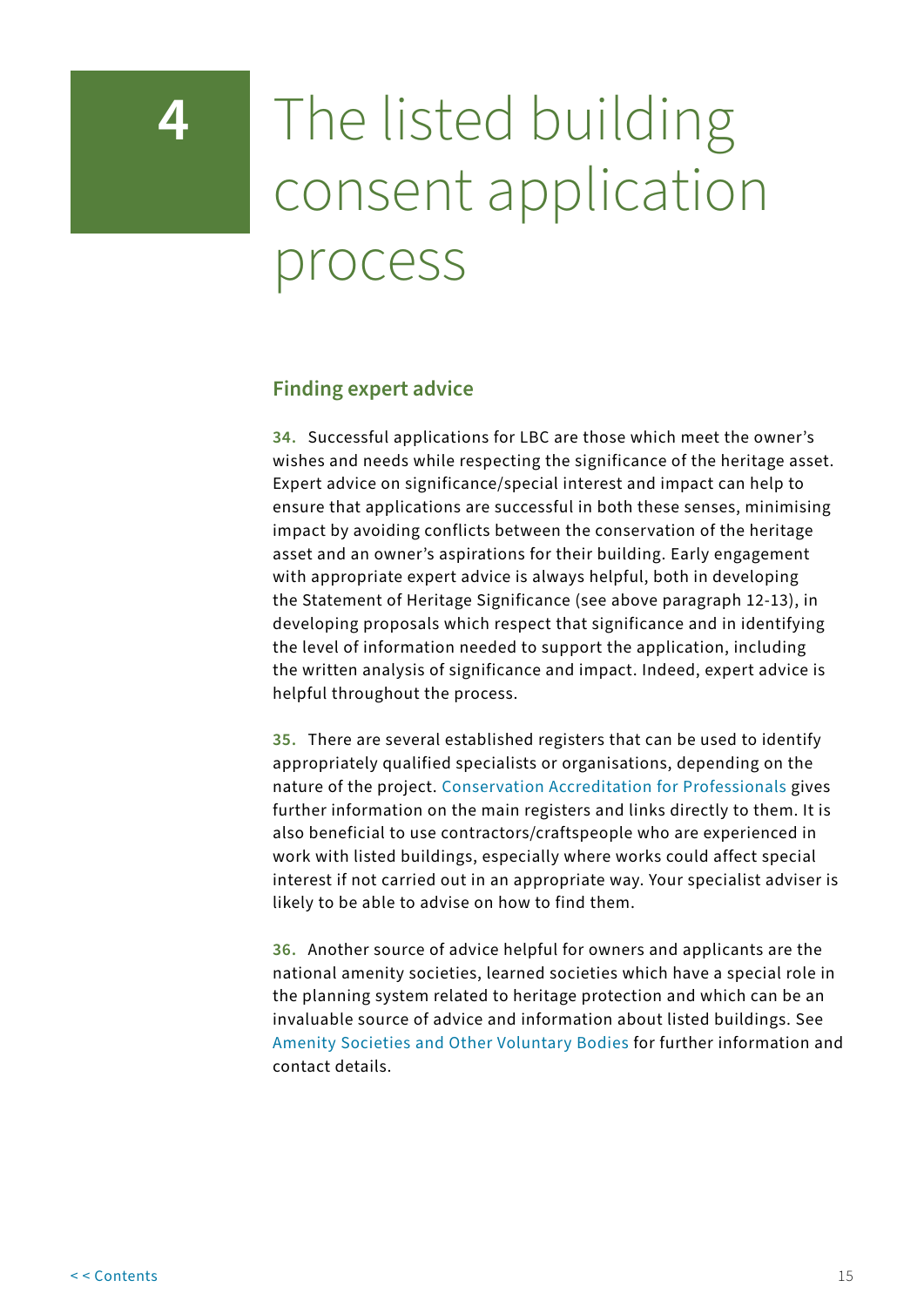# 4 The listed building consent application process

## Finding expert advice

**34.** Successful applications for LBC are those which meet the owner's wishes and needs while respecting the significance of the heritage asset. Expert advice on significance/special interest and impact can help to ensure that applications are successful in both these senses, minimising impact by avoiding conflicts between the conservation of the heritage asset and an owner's aspirations for their building. Early engagement with appropriate expert advice is always helpful, both in developing the Statement of Heritage Significance (see above paragraph 12-13), in developing proposals which respect that significance and in identifying the level of information needed to support the application, including the written analysis of significance and impact. Indeed, expert advice is helpful throughout the process.

**35.** There are several established registers that can be used to identify appropriately qualified specialists or organisations, depending on the nature of the project. Conservation Accreditation for Professionals gives further information on the main registers and links directly to them. It is also beneficial to use contractors/craftspeople who are experienced in work with listed buildings, especially where works could affect special interest if not carried out in an appropriate way. Your specialist adviser is likely to be able to advise on how to find them.

**36.** Another source of advice helpful for owners and applicants are the national amenity societies, learned societies which have a special role in the planning system related to heritage protection and which can be an invaluable source of advice and information about listed buildings. See Amenity Societies and Other Voluntary Bodies for further information and contact details.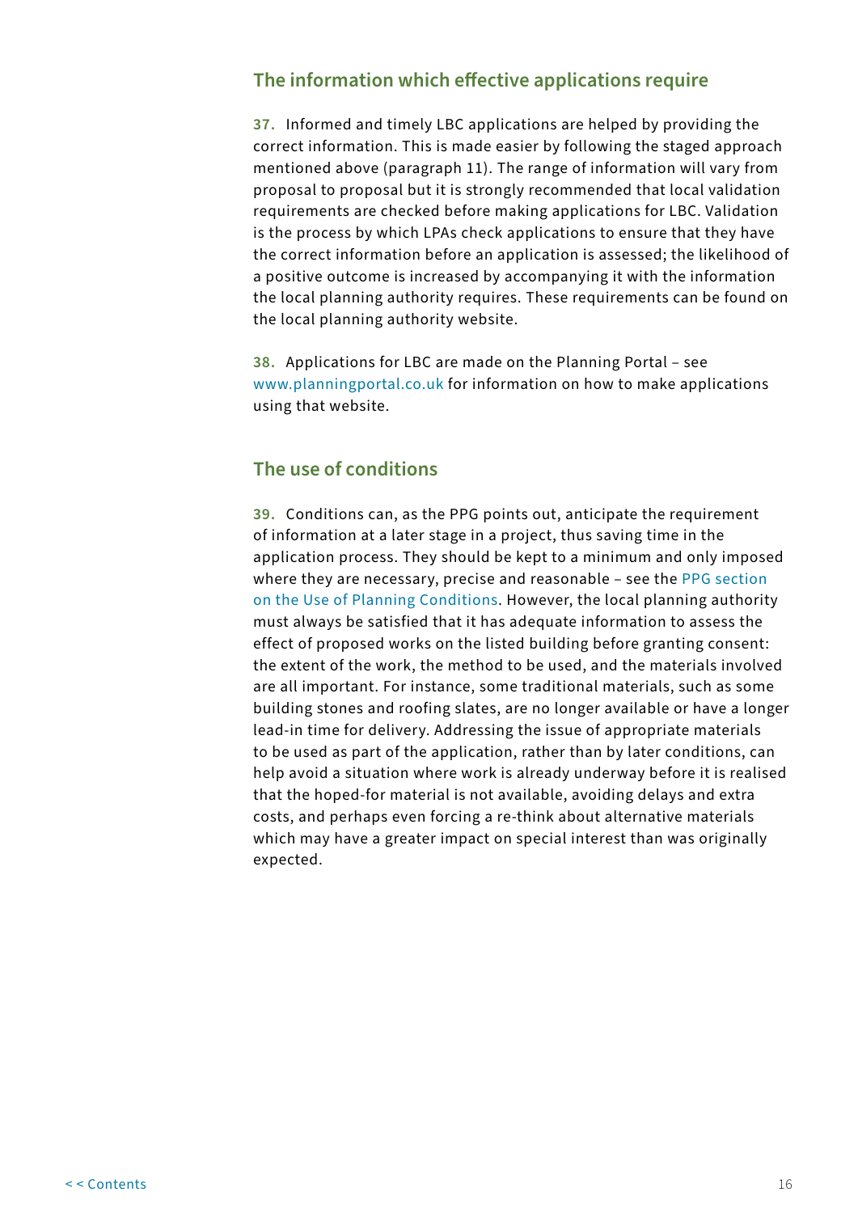## The information which effective applications require

**37.** Informed and timely LBC applications are helped by providing the correct information. This is made easier by following the staged approach mentioned above (paragraph 11). The range of information will vary from proposal to proposal but it is strongly recommended that local validation requirements are checked before making applications for LBC. Validation is the process by which LPAs check applications to ensure that they have the correct information before an application is assessed; the likelihood of a positive outcome is increased by accompanying it with the information the local planning authority requires. These requirements can be found on the local planning authority website.

**38.** Applications for LBC are made on the Planning Portal – see www.planningportal.co.uk for information on how to make applications using that website.

## The use of conditions

**39.** Conditions can, as the PPG points out, anticipate the requirement of information at a later stage in a project, thus saving time in the application process. They should be kept to a minimum and only imposed where they are necessary, precise and reasonable – see the PPG section on the Use of Planning Conditions. However, the local planning authority must always be satisfied that it has adequate information to assess the effect of proposed works on the listed building before granting consent: the extent of the work, the method to be used, and the materials involved are all important. For instance, some traditional materials, such as some building stones and roofing slates, are no longer available or have a longer lead-in time for delivery. Addressing the issue of appropriate materials to be used as part of the application, rather than by later conditions, can help avoid a situation where work is already underway before it is realised that the hoped-for material is not available, avoiding delays and extra costs, and perhaps even forcing a re-think about alternative materials which may have a greater impact on special interest than was originally expected.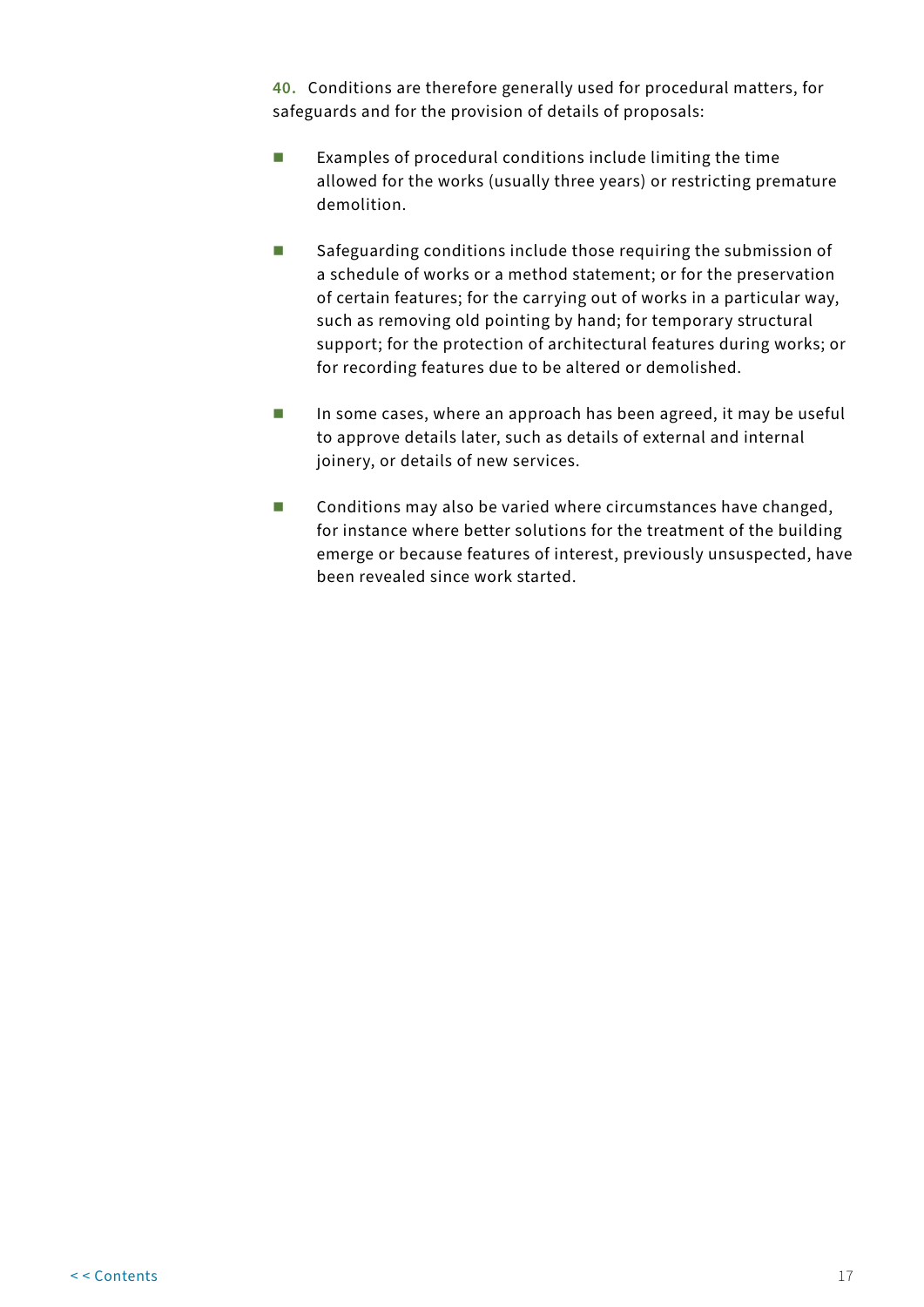**40.** Conditions are therefore generally used for procedural matters, for safeguards and for the provision of details of proposals:

- Examples of procedural conditions include limiting the time allowed for the works (usually three years) or restricting premature demolition.

- Safeguarding conditions include those requiring the submission of a schedule of works or a method statement; or for the preservation of certain features; for the carrying out of works in a particular way, such as removing old pointing by hand; for temporary structural support; for the protection of architectural features during works; or for recording features due to be altered or demolished.

- In some cases, where an approach has been agreed, it may be useful to approve details later, such as details of external and internal joinery, or details of new services.

- Conditions may also be varied where circumstances have changed, for instance where better solutions for the treatment of the building emerge or because features of interest, previously unsuspected, have been revealed since work started.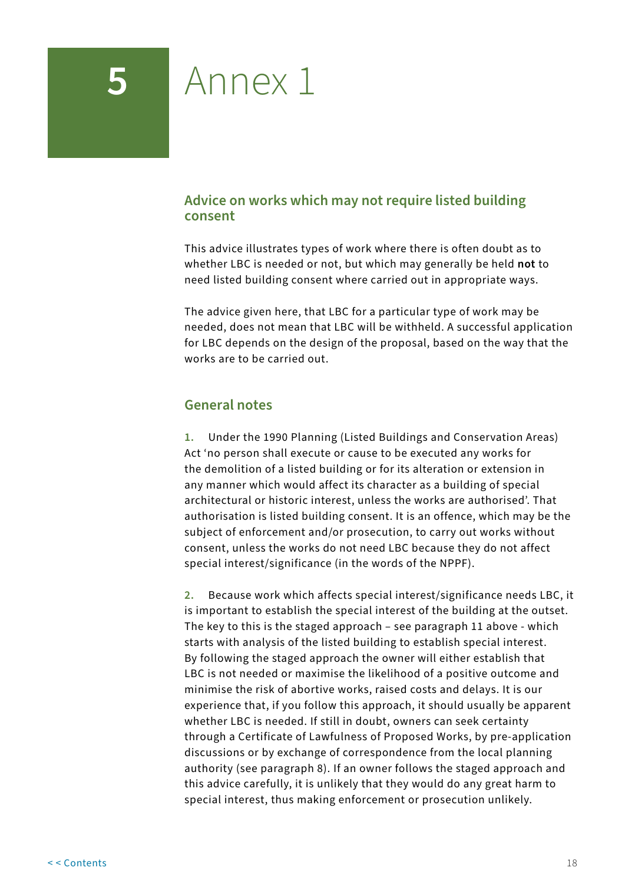# 5 Annex 1

## Advice on works which may not require listed building consent

This advice illustrates types of work where there is often doubt as to whether LBC is needed or not, but which may generally be held **not** to need listed building consent where carried out in appropriate ways.

The advice given here, that LBC for a particular type of work may be needed, does not mean that LBC will be withheld. A successful application for LBC depends on the design of the proposal, based on the way that the works are to be carried out.

## General notes

**1.** Under the 1990 Planning (Listed Buildings and Conservation Areas) Act 'no person shall execute or cause to be executed any works for the demolition of a listed building or for its alteration or extension in any manner which would affect its character as a building of special architectural or historic interest, unless the works are authorised'. That authorisation is listed building consent. It is an offence, which may be the subject of enforcement and/or prosecution, to carry out works without consent, unless the works do not need LBC because they do not affect special interest/significance (in the words of the NPPF).

**2.** Because work which affects special interest/significance needs LBC, it is important to establish the special interest of the building at the outset. The key to this is the staged approach – see paragraph 11 above - which starts with analysis of the listed building to establish special interest. By following the staged approach the owner will either establish that LBC is not needed or maximise the likelihood of a positive outcome and minimise the risk of abortive works, raised costs and delays. It is our experience that, if you follow this approach, it should usually be apparent whether LBC is needed. If still in doubt, owners can seek certainty through a Certificate of Lawfulness of Proposed Works, by pre-application discussions or by exchange of correspondence from the local planning authority (see paragraph 8). If an owner follows the staged approach and this advice carefully, it is unlikely that they would do any great harm to special interest, thus making enforcement or prosecution unlikely.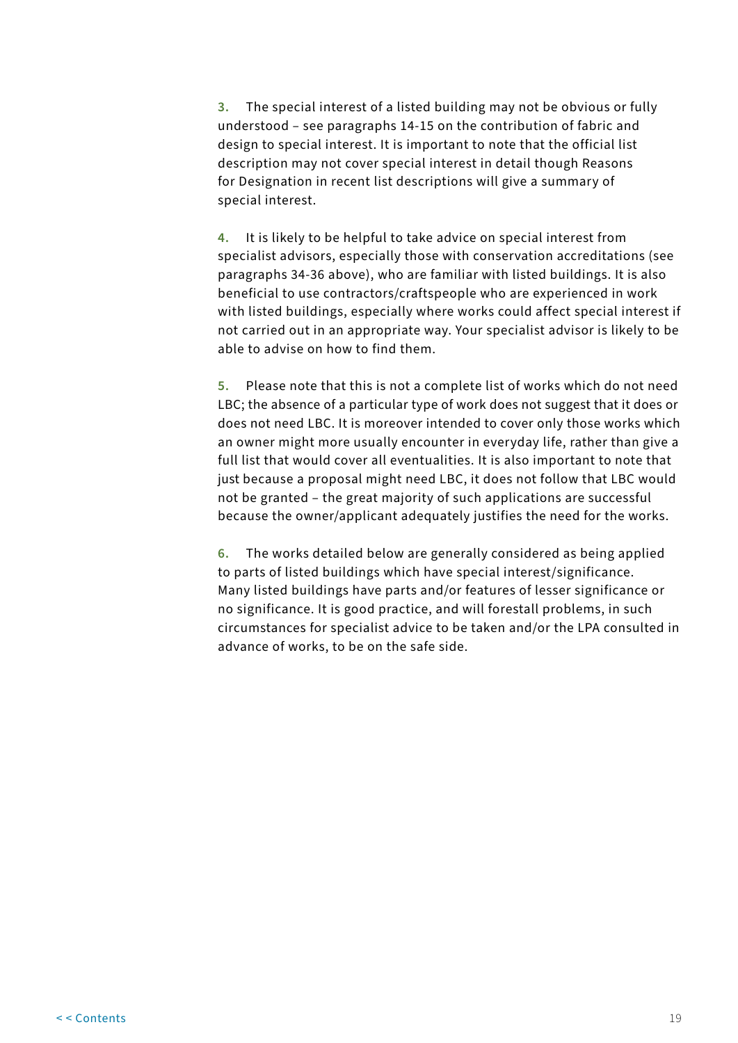**3.** The special interest of a listed building may not be obvious or fully understood – see paragraphs 14-15 on the contribution of fabric and design to special interest. It is important to note that the official list description may not cover special interest in detail though Reasons for Designation in recent list descriptions will give a summary of special interest.

**4.** It is likely to be helpful to take advice on special interest from specialist advisors, especially those with conservation accreditations (see paragraphs 34-36 above), who are familiar with listed buildings. It is also beneficial to use contractors/craftspeople who are experienced in work with listed buildings, especially where works could affect special interest if not carried out in an appropriate way. Your specialist advisor is likely to be able to advise on how to find them.

**5.** Please note that this is not a complete list of works which do not need LBC; the absence of a particular type of work does not suggest that it does or does not need LBC. It is moreover intended to cover only those works which an owner might more usually encounter in everyday life, rather than give a full list that would cover all eventualities. It is also important to note that just because a proposal might need LBC, it does not follow that LBC would not be granted – the great majority of such applications are successful because the owner/applicant adequately justifies the need for the works.

**6.** The works detailed below are generally considered as being applied to parts of listed buildings which have special interest/significance. Many listed buildings have parts and/or features of lesser significance or no significance. It is good practice, and will forestall problems, in such circumstances for specialist advice to be taken and/or the LPA consulted in advance of works, to be on the safe side.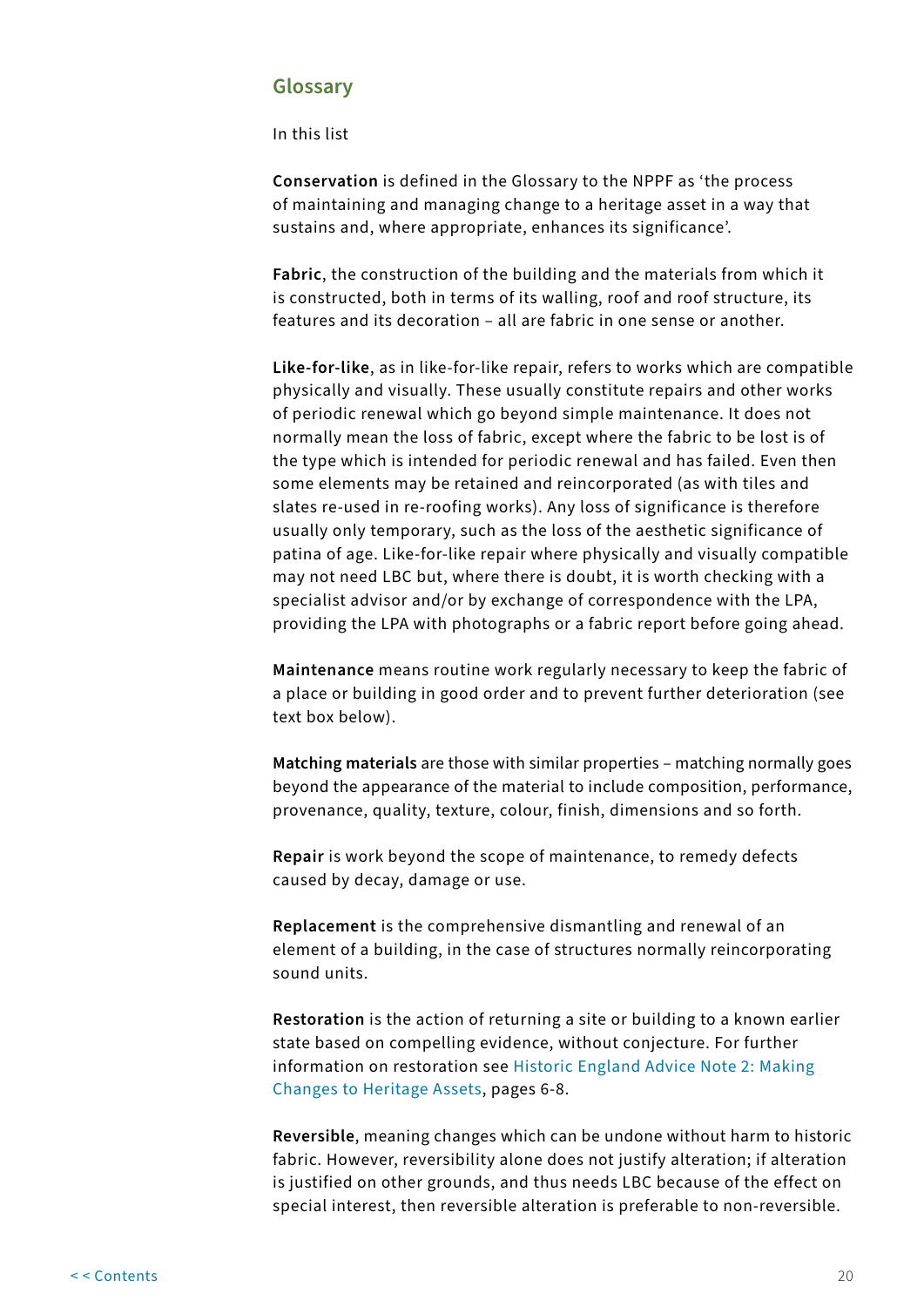## Glossary

In this list

**Conservation** is defined in the Glossary to the NPPF as 'the process of maintaining and managing change to a heritage asset in a way that sustains and, where appropriate, enhances its significance'.

**Fabric**, the construction of the building and the materials from which it is constructed, both in terms of its walling, roof and roof structure, its features and its decoration – all are fabric in one sense or another.

**Like-for-like**, as in like-for-like repair, refers to works which are compatible physically and visually. These usually constitute repairs and other works of periodic renewal which go beyond simple maintenance. It does not normally mean the loss of fabric, except where the fabric to be lost is of the type which is intended for periodic renewal and has failed. Even then some elements may be retained and reincorporated (as with tiles and slates re-used in re-roofing works). Any loss of significance is therefore usually only temporary, such as the loss of the aesthetic significance of patina of age. Like-for-like repair where physically and visually compatible may not need LBC but, where there is doubt, it is worth checking with a specialist advisor and/or by exchange of correspondence with the LPA, providing the LPA with photographs or a fabric report before going ahead.

**Maintenance** means routine work regularly necessary to keep the fabric of a place or building in good order and to prevent further deterioration (see text box below).

**Matching materials** are those with similar properties – matching normally goes beyond the appearance of the material to include composition, performance, provenance, quality, texture, colour, finish, dimensions and so forth.

**Repair** is work beyond the scope of maintenance, to remedy defects caused by decay, damage or use.

**Replacement** is the comprehensive dismantling and renewal of an element of a building, in the case of structures normally reincorporating sound units.

**Restoration** is the action of returning a site or building to a known earlier state based on compelling evidence, without conjecture. For further information on restoration see Historic England Advice Note 2: Making Changes to Heritage Assets, pages 6-8.

**Reversible**, meaning changes which can be undone without harm to historic fabric. However, reversibility alone does not justify alteration; if alteration is justified on other grounds, and thus needs LBC because of the effect on special interest, then reversible alteration is preferable to non-reversible.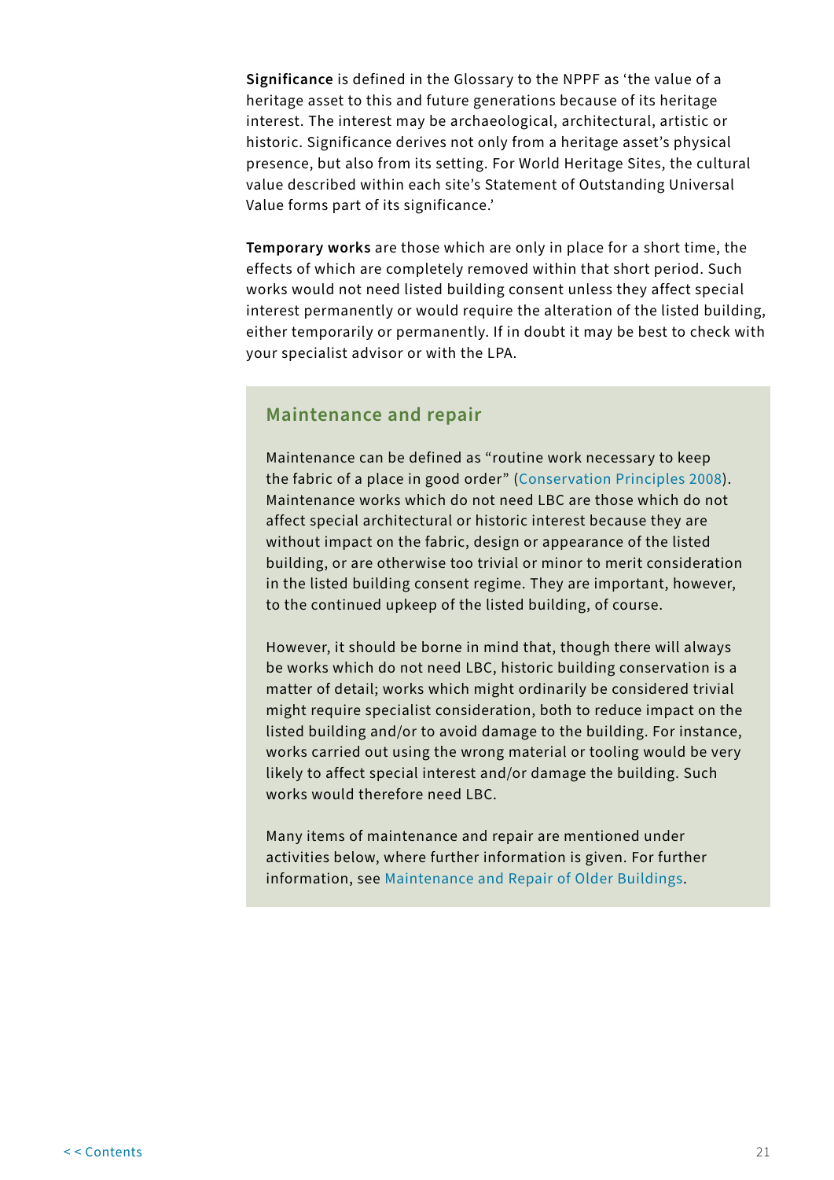**Significance** is defined in the Glossary to the NPPF as 'the value of a heritage asset to this and future generations because of its heritage interest. The interest may be archaeological, architectural, artistic or historic. Significance derives not only from a heritage asset's physical presence, but also from its setting. For World Heritage Sites, the cultural value described within each site's Statement of Outstanding Universal Value forms part of its significance.'

**Temporary works** are those which are only in place for a short time, the effects of which are completely removed within that short period. Such works would not need listed building consent unless they affect special interest permanently or would require the alteration of the listed building, either temporarily or permanently. If in doubt it may be best to check with your specialist advisor or with the LPA.

## Maintenance and repair

Maintenance can be defined as "routine work necessary to keep the fabric of a place in good order" (Conservation Principles 2008). Maintenance works which do not need LBC are those which do not affect special architectural or historic interest because they are without impact on the fabric, design or appearance of the listed building, or are otherwise too trivial or minor to merit consideration in the listed building consent regime. They are important, however, to the continued upkeep of the listed building, of course.

However, it should be borne in mind that, though there will always be works which do not need LBC, historic building conservation is a matter of detail; works which might ordinarily be considered trivial might require specialist consideration, both to reduce impact on the listed building and/or to avoid damage to the building. For instance, works carried out using the wrong material or tooling would be very likely to affect special interest and/or damage the building. Such works would therefore need LBC.

Many items of maintenance and repair are mentioned under activities below, where further information is given. For further information, see Maintenance and Repair of Older Buildings.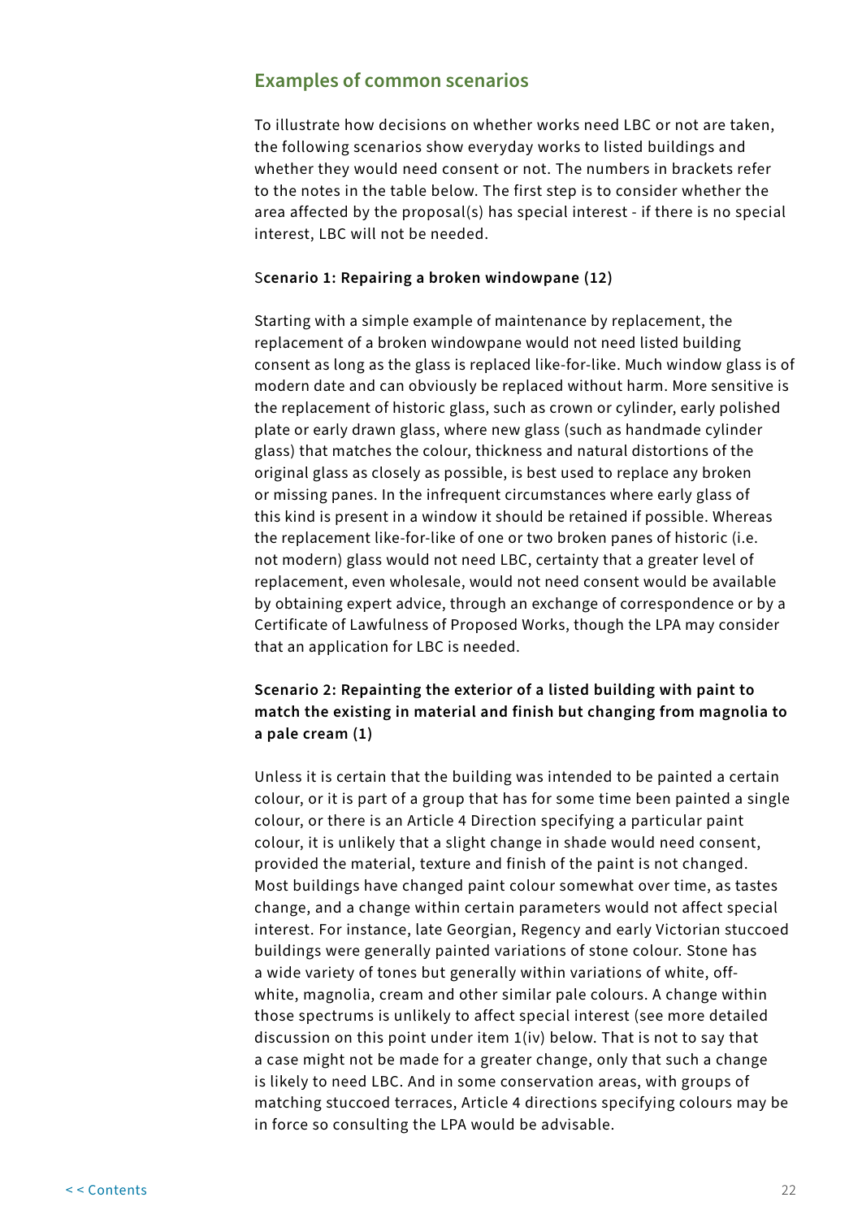## Examples of common scenarios

To illustrate how decisions on whether works need LBC or not are taken, the following scenarios show everyday works to listed buildings and whether they would need consent or not. The numbers in brackets refer to the notes in the table below. The first step is to consider whether the area affected by the proposal(s) has special interest - if there is no special interest, LBC will not be needed.

**Scenario 1: Repairing a broken windowpane (12)**

Starting with a simple example of maintenance by replacement, the replacement of a broken windowpane would not need listed building consent as long as the glass is replaced like-for-like. Much window glass is of modern date and can obviously be replaced without harm. More sensitive is the replacement of historic glass, such as crown or cylinder, early polished plate or early drawn glass, where new glass (such as handmade cylinder glass) that matches the colour, thickness and natural distortions of the original glass as closely as possible, is best used to replace any broken or missing panes. In the infrequent circumstances where early glass of this kind is present in a window it should be retained if possible. Whereas the replacement like-for-like of one or two broken panes of historic (i.e. not modern) glass would not need LBC, certainty that a greater level of replacement, even wholesale, would not need consent would be available by obtaining expert advice, through an exchange of correspondence or by a Certificate of Lawfulness of Proposed Works, though the LPA may consider that an application for LBC is needed.

**Scenario 2: Repainting the exterior of a listed building with paint to match the existing in material and finish but changing from magnolia to a pale cream (1)**

Unless it is certain that the building was intended to be painted a certain colour, or it is part of a group that has for some time been painted a single colour, or there is an Article 4 Direction specifying a particular paint colour, it is unlikely that a slight change in shade would need consent, provided the material, texture and finish of the paint is not changed. Most buildings have changed paint colour somewhat over time, as tastes change, and a change within certain parameters would not affect special interest. For instance, late Georgian, Regency and early Victorian stuccoed buildings were generally painted variations of stone colour. Stone has a wide variety of tones but generally within variations of white, off-white, magnolia, cream and other similar pale colours. A change within those spectrums is unlikely to affect special interest (see more detailed discussion on this point under item 1(iv) below. That is not to say that a case might not be made for a greater change, only that such a change is likely to need LBC. And in some conservation areas, with groups of matching stuccoed terraces, Article 4 directions specifying colours may be in force so consulting the LPA would be advisable.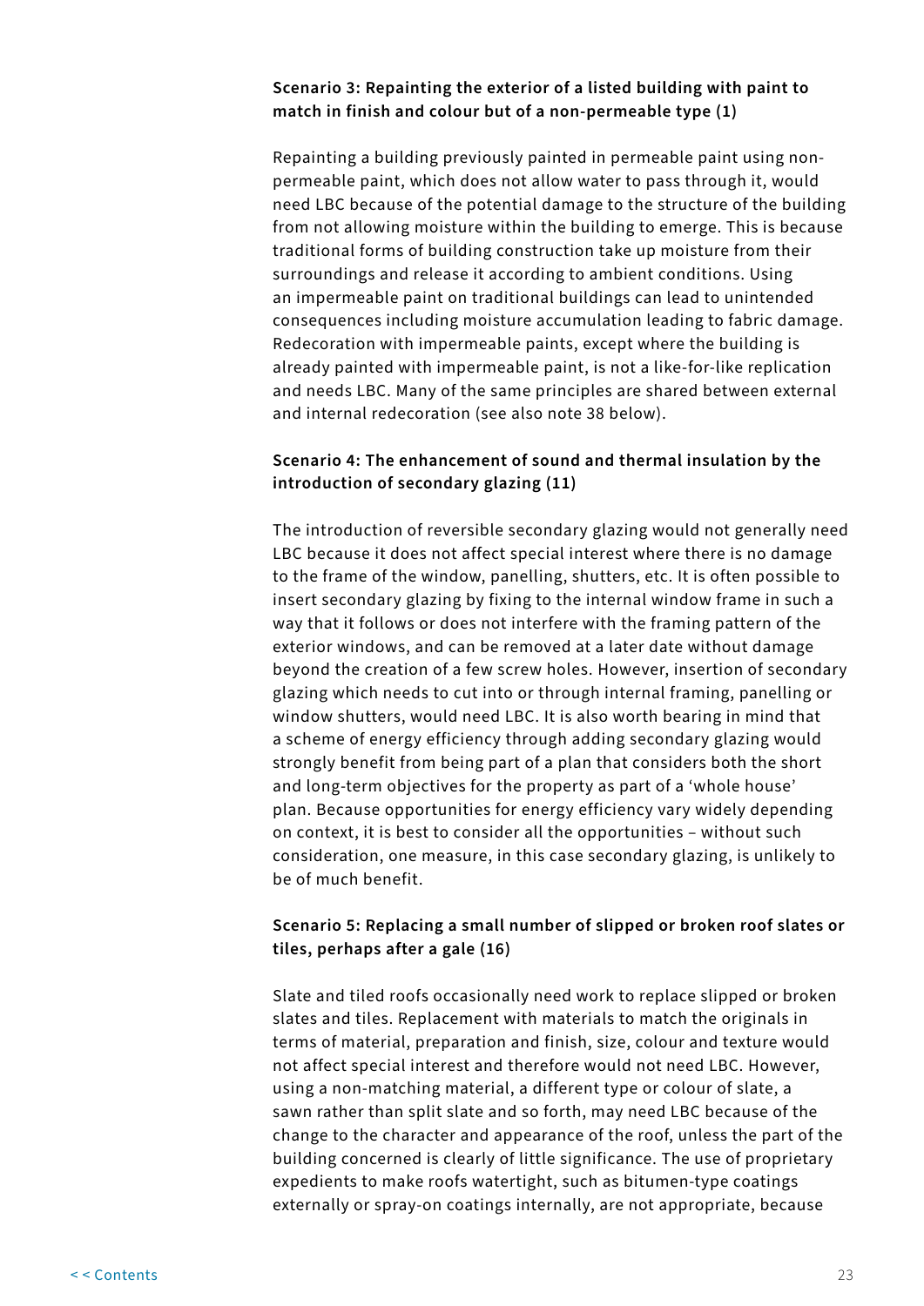**Scenario 3: Repainting the exterior of a listed building with paint to match in finish and colour but of a non-permeable type (1)**

Repainting a building previously painted in permeable paint using non-permeable paint, which does not allow water to pass through it, would need LBC because of the potential damage to the structure of the building from not allowing moisture within the building to emerge. This is because traditional forms of building construction take up moisture from their surroundings and release it according to ambient conditions. Using an impermeable paint on traditional buildings can lead to unintended consequences including moisture accumulation leading to fabric damage. Redecoration with impermeable paints, except where the building is already painted with impermeable paint, is not a like-for-like replication and needs LBC. Many of the same principles are shared between external and internal redecoration (see also note 38 below).

**Scenario 4: The enhancement of sound and thermal insulation by the introduction of secondary glazing (11)**

The introduction of reversible secondary glazing would not generally need LBC because it does not affect special interest where there is no damage to the frame of the window, panelling, shutters, etc. It is often possible to insert secondary glazing by fixing to the internal window frame in such a way that it follows or does not interfere with the framing pattern of the exterior windows, and can be removed at a later date without damage beyond the creation of a few screw holes. However, insertion of secondary glazing which needs to cut into or through internal framing, panelling or window shutters, would need LBC. It is also worth bearing in mind that a scheme of energy efficiency through adding secondary glazing would strongly benefit from being part of a plan that considers both the short and long-term objectives for the property as part of a 'whole house' plan. Because opportunities for energy efficiency vary widely depending on context, it is best to consider all the opportunities – without such consideration, one measure, in this case secondary glazing, is unlikely to be of much benefit.

**Scenario 5: Replacing a small number of slipped or broken roof slates or tiles, perhaps after a gale (16)**

Slate and tiled roofs occasionally need work to replace slipped or broken slates and tiles. Replacement with materials to match the originals in terms of material, preparation and finish, size, colour and texture would not affect special interest and therefore would not need LBC. However, using a non-matching material, a different type or colour of slate, a sawn rather than split slate and so forth, may need LBC because of the change to the character and appearance of the roof, unless the part of the building concerned is clearly of little significance. The use of proprietary expedients to make roofs watertight, such as bitumen-type coatings externally or spray-on coatings internally, are not appropriate, because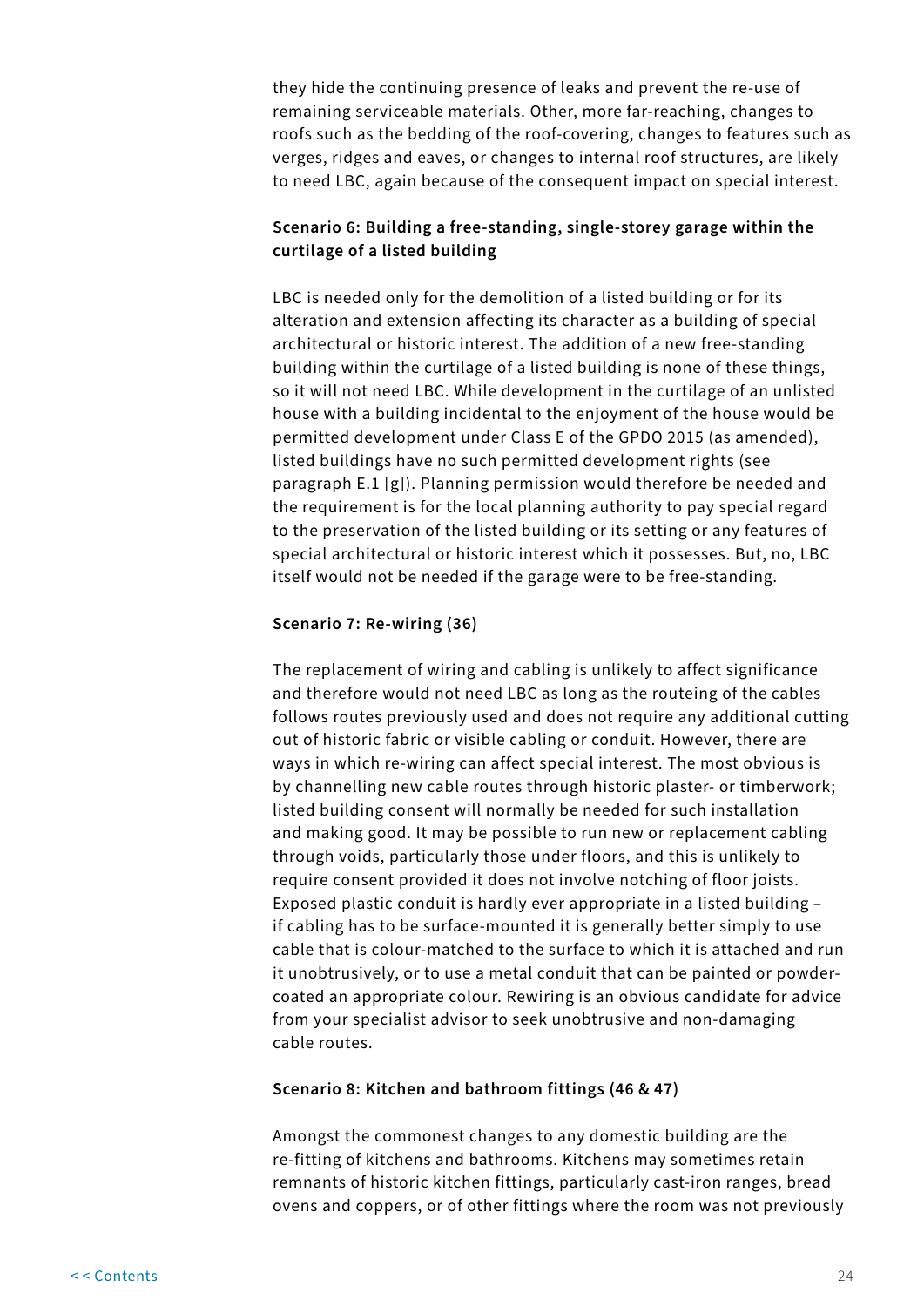they hide the continuing presence of leaks and prevent the re-use of remaining serviceable materials. Other, more far-reaching, changes to roofs such as the bedding of the roof-covering, changes to features such as verges, ridges and eaves, or changes to internal roof structures, are likely to need LBC, again because of the consequent impact on special interest.

**Scenario 6: Building a free-standing, single-storey garage within the curtilage of a listed building**

LBC is needed only for the demolition of a listed building or for its alteration and extension affecting its character as a building of special architectural or historic interest. The addition of a new free-standing building within the curtilage of a listed building is none of these things, so it will not need LBC. While development in the curtilage of an unlisted house with a building incidental to the enjoyment of the house would be permitted development under Class E of the GPDO 2015 (as amended), listed buildings have no such permitted development rights (see paragraph E.1 [g]). Planning permission would therefore be needed and the requirement is for the local planning authority to pay special regard to the preservation of the listed building or its setting or any features of special architectural or historic interest which it possesses. But, no, LBC itself would not be needed if the garage were to be free-standing.

**Scenario 7: Re-wiring (36)**

The replacement of wiring and cabling is unlikely to affect significance and therefore would not need LBC as long as the routeing of the cables follows routes previously used and does not require any additional cutting out of historic fabric or visible cabling or conduit. However, there are ways in which re-wiring can affect special interest. The most obvious is by channelling new cable routes through historic plaster- or timberwork; listed building consent will normally be needed for such installation and making good. It may be possible to run new or replacement cabling through voids, particularly those under floors, and this is unlikely to require consent provided it does not involve notching of floor joists. Exposed plastic conduit is hardly ever appropriate in a listed building – if cabling has to be surface-mounted it is generally better simply to use cable that is colour-matched to the surface to which it is attached and run it unobtrusively, or to use a metal conduit that can be painted or powder-coated an appropriate colour. Rewiring is an obvious candidate for advice from your specialist advisor to seek unobtrusive and non-damaging cable routes.

**Scenario 8: Kitchen and bathroom fittings (46 & 47)**

Amongst the commonest changes to any domestic building are the re-fitting of kitchens and bathrooms. Kitchens may sometimes retain remnants of historic kitchen fittings, particularly cast-iron ranges, bread ovens and coppers, or of other fittings where the room was not previously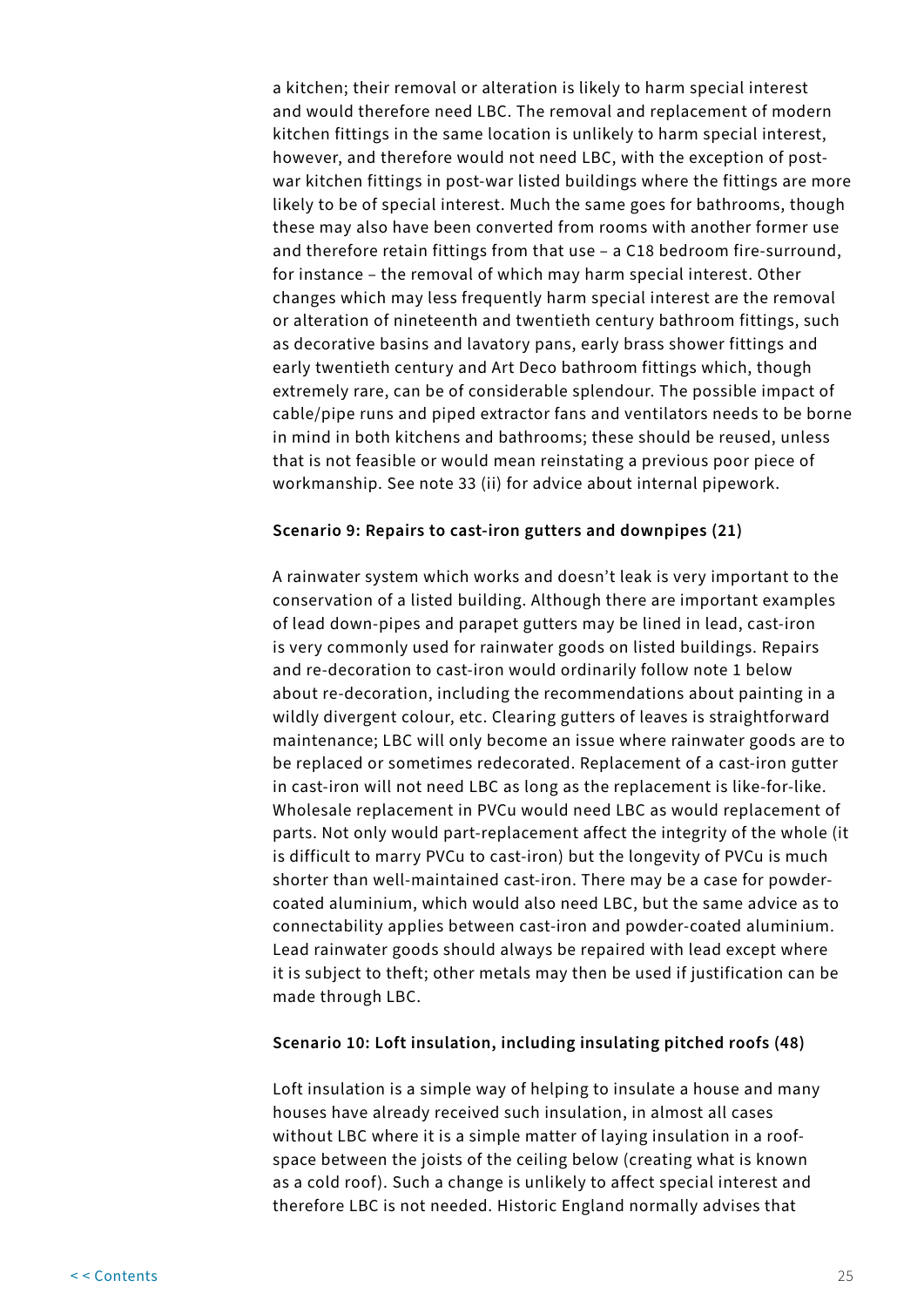a kitchen; their removal or alteration is likely to harm special interest and would therefore need LBC. The removal and replacement of modern kitchen fittings in the same location is unlikely to harm special interest, however, and therefore would not need LBC, with the exception of post-war kitchen fittings in post-war listed buildings where the fittings are more likely to be of special interest. Much the same goes for bathrooms, though these may also have been converted from rooms with another former use and therefore retain fittings from that use – a C18 bedroom fire-surround, for instance – the removal of which may harm special interest. Other changes which may less frequently harm special interest are the removal or alteration of nineteenth and twentieth century bathroom fittings, such as decorative basins and lavatory pans, early brass shower fittings and early twentieth century and Art Deco bathroom fittings which, though extremely rare, can be of considerable splendour. The possible impact of cable/pipe runs and piped extractor fans and ventilators needs to be borne in mind in both kitchens and bathrooms; these should be reused, unless that is not feasible or would mean reinstating a previous poor piece of workmanship. See note 33 (ii) for advice about internal pipework.

**Scenario 9: Repairs to cast-iron gutters and downpipes (21)**

A rainwater system which works and doesn't leak is very important to the conservation of a listed building. Although there are important examples of lead down-pipes and parapet gutters may be lined in lead, cast-iron is very commonly used for rainwater goods on listed buildings. Repairs and re-decoration to cast-iron would ordinarily follow note 1 below about re-decoration, including the recommendations about painting in a wildly divergent colour, etc. Clearing gutters of leaves is straightforward maintenance; LBC will only become an issue where rainwater goods are to be replaced or sometimes redecorated. Replacement of a cast-iron gutter in cast-iron will not need LBC as long as the replacement is like-for-like. Wholesale replacement in PVCu would need LBC as would replacement of parts. Not only would part-replacement affect the integrity of the whole (it is difficult to marry PVCu to cast-iron) but the longevity of PVCu is much shorter than well-maintained cast-iron. There may be a case for powder-coated aluminium, which would also need LBC, but the same advice as to connectability applies between cast-iron and powder-coated aluminium. Lead rainwater goods should always be repaired with lead except where it is subject to theft; other metals may then be used if justification can be made through LBC.

**Scenario 10: Loft insulation, including insulating pitched roofs (48)**

Loft insulation is a simple way of helping to insulate a house and many houses have already received such insulation, in almost all cases without LBC where it is a simple matter of laying insulation in a roof-space between the joists of the ceiling below (creating what is known as a cold roof). Such a change is unlikely to affect special interest and therefore LBC is not needed. Historic England normally advises that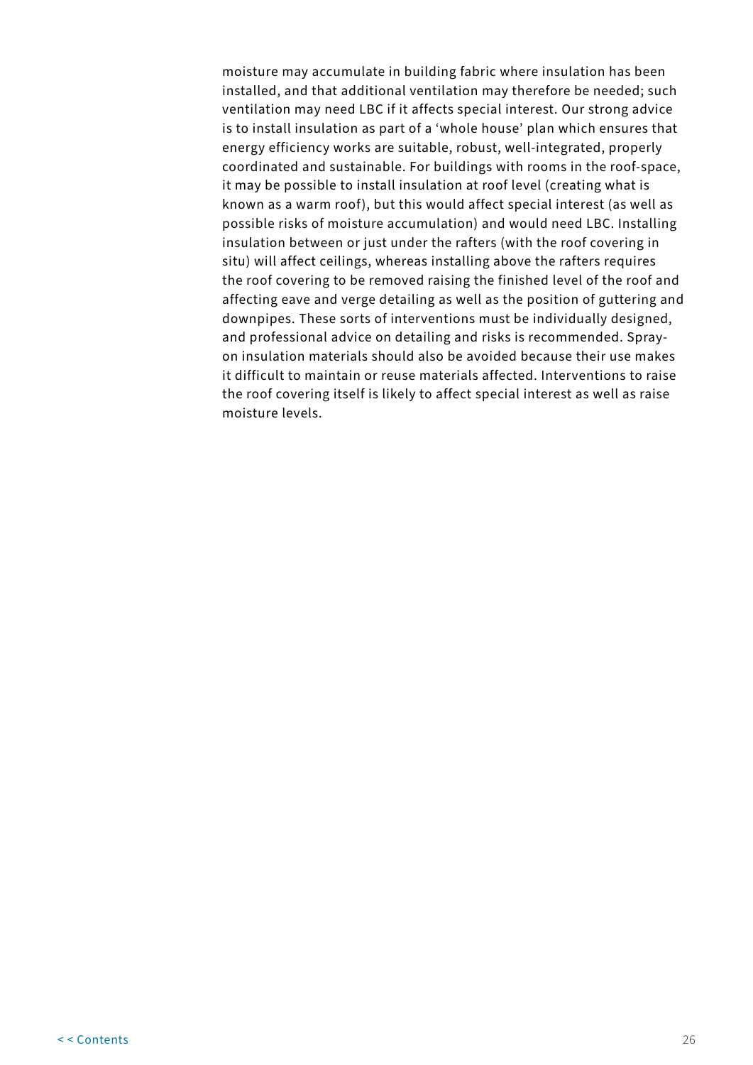moisture may accumulate in building fabric where insulation has been installed, and that additional ventilation may therefore be needed; such ventilation may need LBC if it affects special interest. Our strong advice is to install insulation as part of a 'whole house' plan which ensures that energy efficiency works are suitable, robust, well-integrated, properly coordinated and sustainable. For buildings with rooms in the roof-space, it may be possible to install insulation at roof level (creating what is known as a warm roof), but this would affect special interest (as well as possible risks of moisture accumulation) and would need LBC. Installing insulation between or just under the rafters (with the roof covering in situ) will affect ceilings, whereas installing above the rafters requires the roof covering to be removed raising the finished level of the roof and affecting eave and verge detailing as well as the position of guttering and downpipes. These sorts of interventions must be individually designed, and professional advice on detailing and risks is recommended. Spray-on insulation materials should also be avoided because their use makes it difficult to maintain or reuse materials affected. Interventions to raise the roof covering itself is likely to affect special interest as well as raise moisture levels.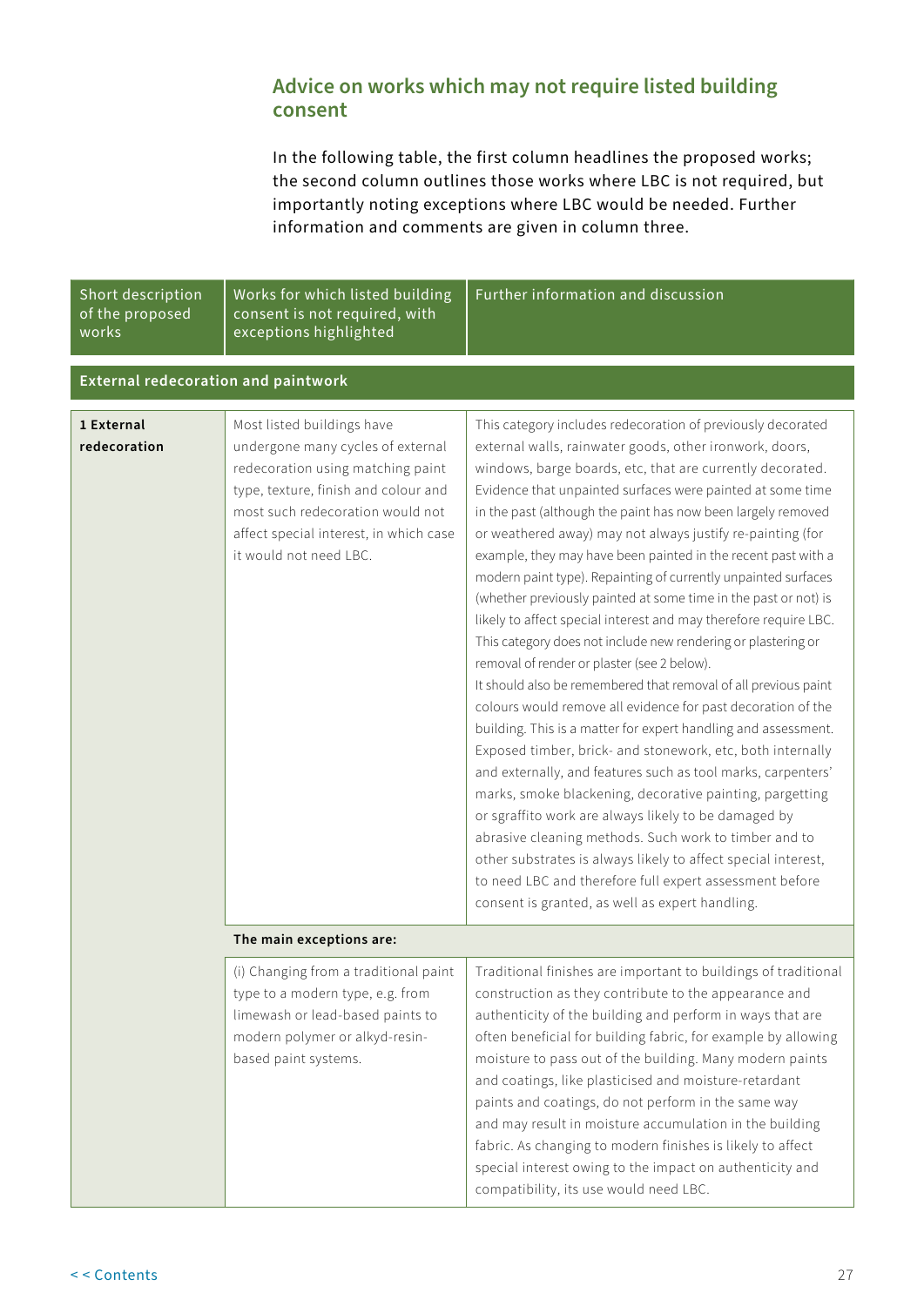## Advice on works which may not require listed building consent

In the following table, the first column headlines the proposed works; the second column outlines those works where LBC is not required, but importantly noting exceptions where LBC would be needed. Further information and comments are given in column three.

| Short description of the proposed works | Works for which listed building consent is not required, with exceptions highlighted | Further information and discussion |
|---|---|---|
| **External redecoration and paintwork** | | |
| **1 External redecoration** | Most listed buildings have undergone many cycles of external redecoration using matching paint type, texture, finish and colour and most such redecoration would not affect special interest, in which case it would not need LBC. | This category includes redecoration of previously decorated external walls, rainwater goods, other ironwork, doors, windows, barge boards, etc, that are currently decorated. Evidence that unpainted surfaces were painted at some time in the past (although the paint has now been largely removed or weathered away) may not always justify re-painting (for example, they may have been painted in the recent past with a modern paint type). Repainting of currently unpainted surfaces (whether previously painted at some time in the past or not) is likely to affect special interest and may therefore require LBC. This category does not include new rendering or plastering or removal of render or plaster (see 2 below).<br>It should also be remembered that removal of all previous paint colours would remove all evidence for past decoration of the building. This is a matter for expert handling and assessment. Exposed timber, brick- and stonework, etc, both internally and externally, and features such as tool marks, carpenters' marks, smoke blackening, decorative painting, pargetting or sgraffito work are always likely to be damaged by abrasive cleaning methods. Such work to timber and to other substrates is always likely to affect special interest, to need LBC and therefore full expert assessment before consent is granted, as well as expert handling. |
| | **The main exceptions are:** | |
| | (i) Changing from a traditional paint type to a modern type, e.g. from limewash or lead-based paints to modern polymer or alkyd-resin-based paint systems. | Traditional finishes are important to buildings of traditional construction as they contribute to the appearance and authenticity of the building and perform in ways that are often beneficial for building fabric, for example by allowing moisture to pass out of the building. Many modern paints and coatings, like plasticised and moisture-retardant paints and coatings, do not perform in the same way and may result in moisture accumulation in the building fabric. As changing to modern finishes is likely to affect special interest owing to the impact on authenticity and compatibility, its use would need LBC. |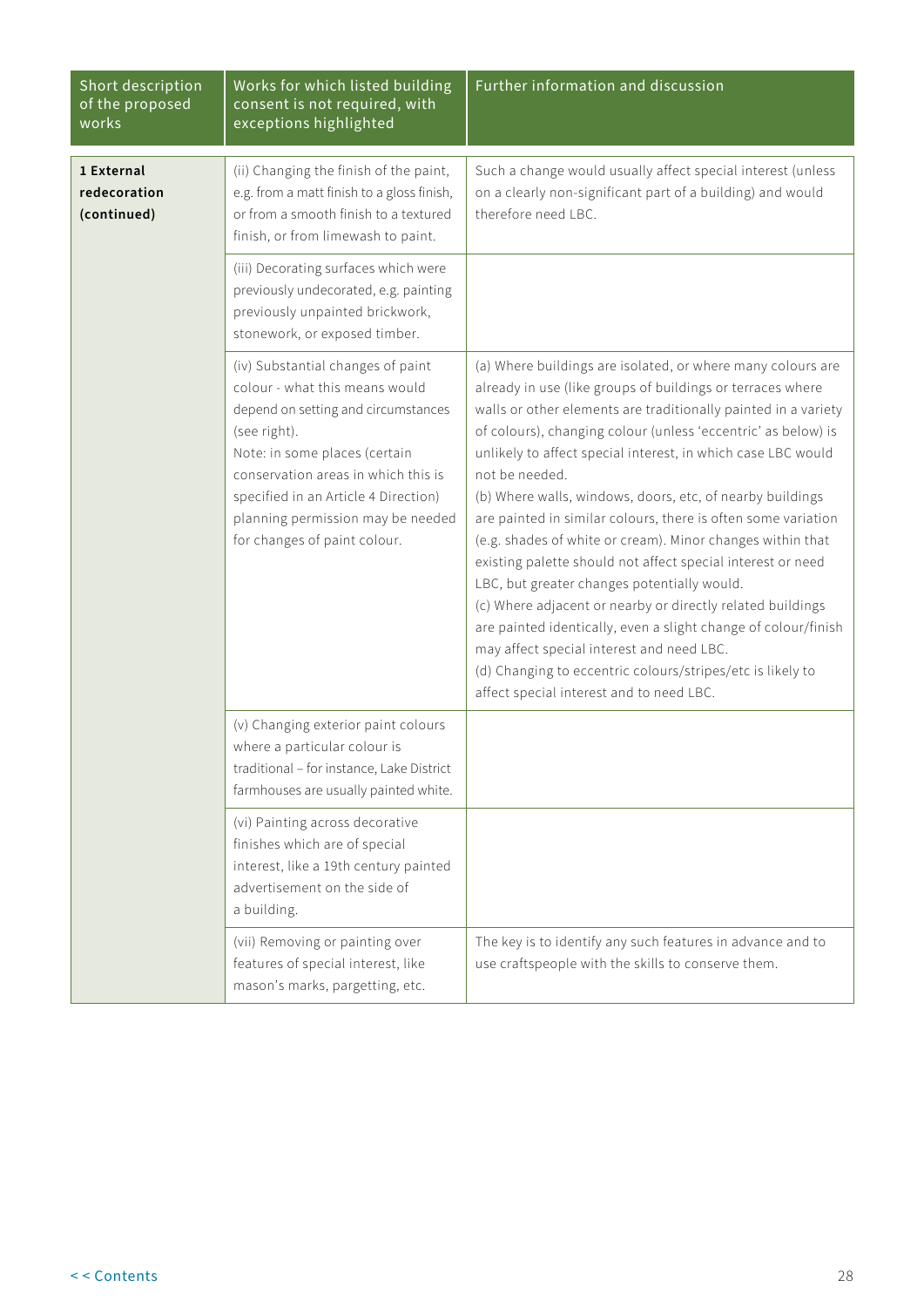| Short description of the proposed works | Works for which listed building consent is not required, with exceptions highlighted | Further information and discussion |
|---|---|---|
| **1 External redecoration (continued)** | (ii) Changing the finish of the paint, e.g. from a matt finish to a gloss finish, or from a smooth finish to a textured finish, or from limewash to paint. | Such a change would usually affect special interest (unless on a clearly non-significant part of a building) and would therefore need LBC. |
| | (iii) Decorating surfaces which were previously undecorated, e.g. painting previously unpainted brickwork, stonework, or exposed timber. | |
| | (iv) Substantial changes of paint colour - what this means would depend on setting and circumstances (see right).<br>Note: in some places (certain conservation areas in which this is specified in an Article 4 Direction) planning permission may be needed for changes of paint colour. | (a) Where buildings are isolated, or where many colours are already in use (like groups of buildings or terraces where walls or other elements are traditionally painted in a variety of colours), changing colour (unless 'eccentric' as below) is unlikely to affect special interest, in which case LBC would not be needed.<br>(b) Where walls, windows, doors, etc, of nearby buildings are painted in similar colours, there is often some variation (e.g. shades of white or cream). Minor changes within that existing palette should not affect special interest or need LBC, but greater changes potentially would.<br>(c) Where adjacent or nearby or directly related buildings are painted identically, even a slight change of colour/finish may affect special interest and need LBC.<br>(d) Changing to eccentric colours/stripes/etc is likely to affect special interest and to need LBC. |
| | (v) Changing exterior paint colours where a particular colour is traditional – for instance, Lake District farmhouses are usually painted white. | |
| | (vi) Painting across decorative finishes which are of special interest, like a 19th century painted advertisement on the side of a building. | |
| | (vii) Removing or painting over features of special interest, like mason's marks, pargetting, etc. | The key is to identify any such features in advance and to use craftspeople with the skills to conserve them. |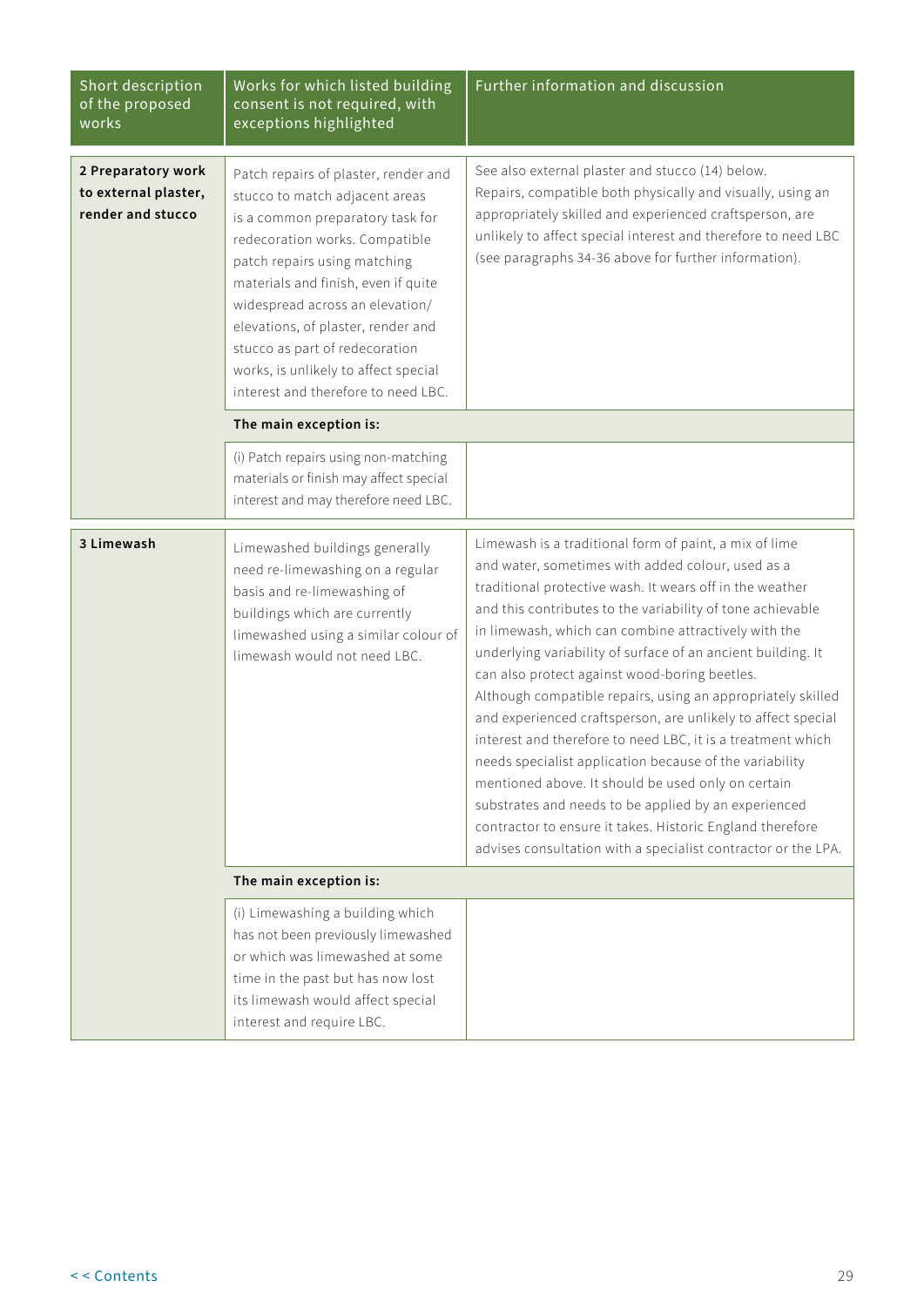| Short description of the proposed works | Works for which listed building consent is not required, with exceptions highlighted | Further information and discussion |
|---|---|---|
| **2 Preparatory work to external plaster, render and stucco** | Patch repairs of plaster, render and stucco to match adjacent areas is a common preparatory task for redecoration works. Compatible patch repairs using matching materials and finish, even if quite widespread across an elevation/ elevations, of plaster, render and stucco as part of redecoration works, is unlikely to affect special interest and therefore to need LBC. | See also external plaster and stucco (14) below. Repairs, compatible both physically and visually, using an appropriately skilled and experienced craftsperson, are unlikely to affect special interest and therefore to need LBC (see paragraphs 34-36 above for further information). |
| | **The main exception is:** | |
| | (i) Patch repairs using non-matching materials or finish may affect special interest and may therefore need LBC. | |
| **3 Limewash** | Limewashed buildings generally need re-limewashing on a regular basis and re-limewashing of buildings which are currently limewashed using a similar colour of limewash would not need LBC. | Limewash is a traditional form of paint, a mix of lime and water, sometimes with added colour, used as a traditional protective wash. It wears off in the weather and this contributes to the variability of tone achievable in limewash, which can combine attractively with the underlying variability of surface of an ancient building. It can also protect against wood-boring beetles. Although compatible repairs, using an appropriately skilled and experienced craftsperson, are unlikely to affect special interest and therefore to need LBC, it is a treatment which needs specialist application because of the variability mentioned above. It should be used only on certain substrates and needs to be applied by an experienced contractor to ensure it takes. Historic England therefore advises consultation with a specialist contractor or the LPA. |
| | **The main exception is:** | |
| | (i) Limewashing a building which has not been previously limewashed or which was limewashed at some time in the past but has now lost its limewash would affect special interest and require LBC. | |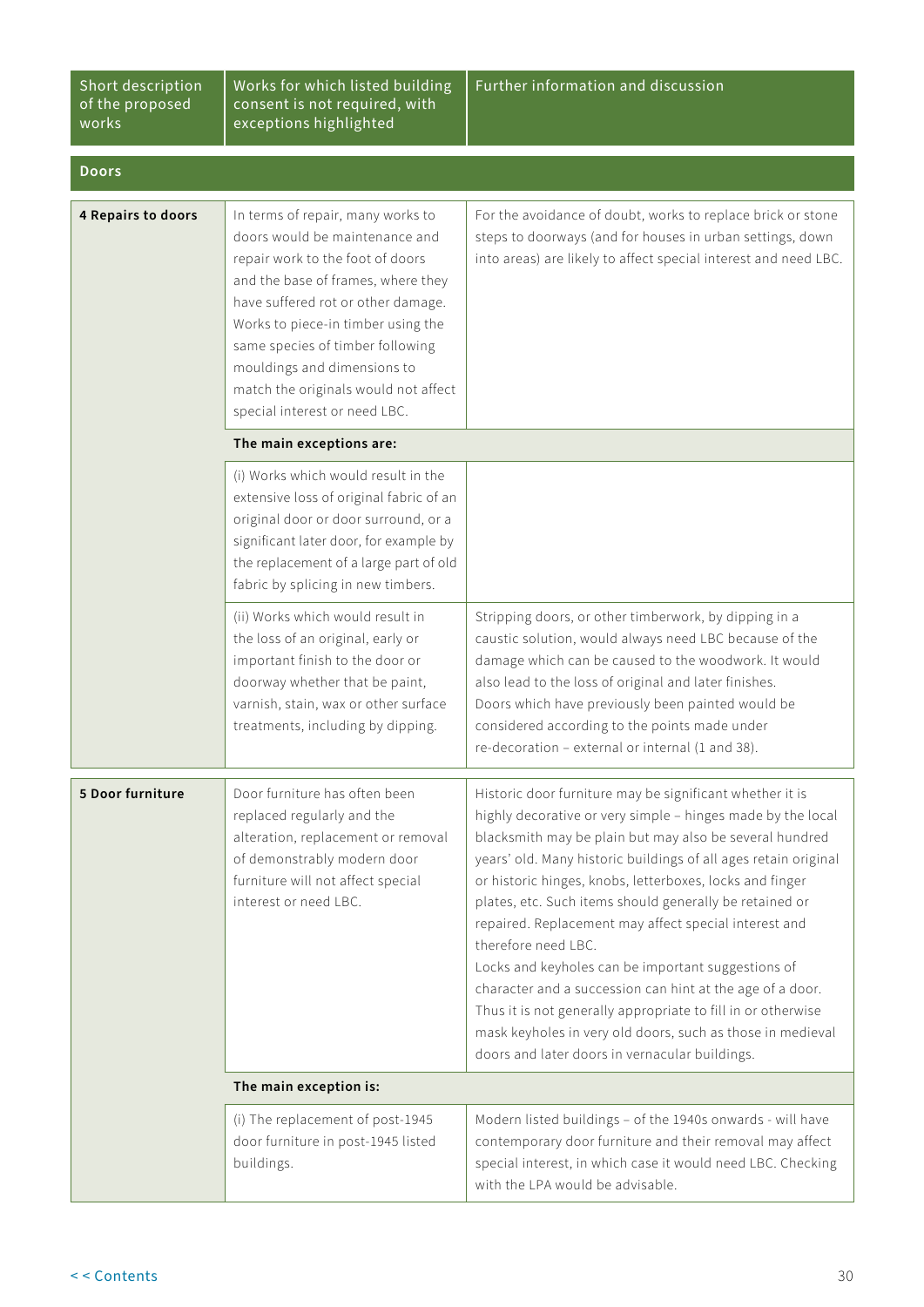| Short description of the proposed works | Works for which listed building consent is not required, with exceptions highlighted | Further information and discussion |
|---|---|---|
| **Doors** | | |
| **4 Repairs to doors** | In terms of repair, many works to doors would be maintenance and repair work to the foot of doors and the base of frames, where they have suffered rot or other damage. Works to piece-in timber using the same species of timber following mouldings and dimensions to match the originals would not affect special interest or need LBC. | For the avoidance of doubt, works to replace brick or stone steps to doorways (and for houses in urban settings, down into areas) are likely to affect special interest and need LBC. |
| | **The main exceptions are:** | |
| | (i) Works which would result in the extensive loss of original fabric of an original door or door surround, or a significant later door, for example by the replacement of a large part of old fabric by splicing in new timbers. | |
| | (ii) Works which would result in the loss of an original, early or important finish to the door or doorway whether that be paint, varnish, stain, wax or other surface treatments, including by dipping. | Stripping doors, or other timberwork, by dipping in a caustic solution, would always need LBC because of the damage which can be caused to the woodwork. It would also lead to the loss of original and later finishes. Doors which have previously been painted would be considered according to the points made under re-decoration – external or internal (1 and 38). |
| **5 Door furniture** | Door furniture has often been replaced regularly and the alteration, replacement or removal of demonstrably modern door furniture will not affect special interest or need LBC. | Historic door furniture may be significant whether it is highly decorative or very simple – hinges made by the local blacksmith may be plain but may also be several hundred years' old. Many historic buildings of all ages retain original or historic hinges, knobs, letterboxes, locks and finger plates, etc. Such items should generally be retained or repaired. Replacement may affect special interest and therefore need LBC.<br>Locks and keyholes can be important suggestions of character and a succession can hint at the age of a door. Thus it is not generally appropriate to fill in or otherwise mask keyholes in very old doors, such as those in medieval doors and later doors in vernacular buildings. |
| | **The main exception is:** | |
| | (i) The replacement of post-1945 door furniture in post-1945 listed buildings. | Modern listed buildings – of the 1940s onwards - will have contemporary door furniture and their removal may affect special interest, in which case it would need LBC. Checking with the LPA would be advisable. |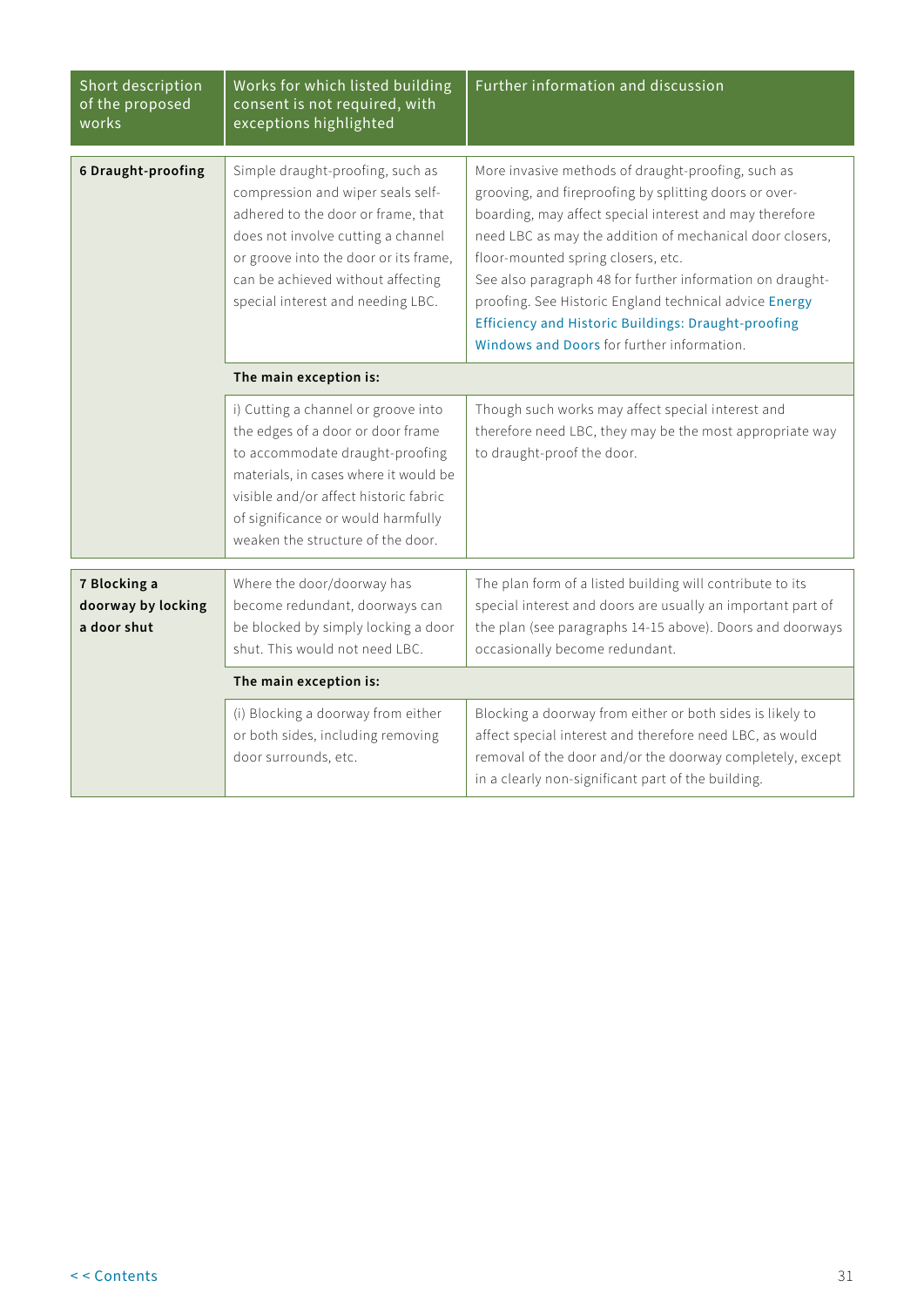| Short description of the proposed works | Works for which listed building consent is not required, with exceptions highlighted | Further information and discussion |
|---|---|---|
| **6 Draught-proofing** | Simple draught-proofing, such as compression and wiper seals self-adhered to the door or frame, that does not involve cutting a channel or groove into the door or its frame, can be achieved without affecting special interest and needing LBC. | More invasive methods of draught-proofing, such as grooving, and fireproofing by splitting doors or over-boarding, may affect special interest and may therefore need LBC as may the addition of mechanical door closers, floor-mounted spring closers, etc. See also paragraph 48 for further information on draught-proofing. See Historic England technical advice Energy Efficiency and Historic Buildings: Draught-proofing Windows and Doors for further information. |
| | **The main exception is:** | |
| | i) Cutting a channel or groove into the edges of a door or door frame to accommodate draught-proofing materials, in cases where it would be visible and/or affect historic fabric of significance or would harmfully weaken the structure of the door. | Though such works may affect special interest and therefore need LBC, they may be the most appropriate way to draught-proof the door. |
| **7 Blocking a doorway by locking a door shut** | Where the door/doorway has become redundant, doorways can be blocked by simply locking a door shut. This would not need LBC. | The plan form of a listed building will contribute to its special interest and doors are usually an important part of the plan (see paragraphs 14-15 above). Doors and doorways occasionally become redundant. |
| | **The main exception is:** | |
| | (i) Blocking a doorway from either or both sides, including removing door surrounds, etc. | Blocking a doorway from either or both sides is likely to affect special interest and therefore need LBC, as would removal of the door and/or the doorway completely, except in a clearly non-significant part of the building. |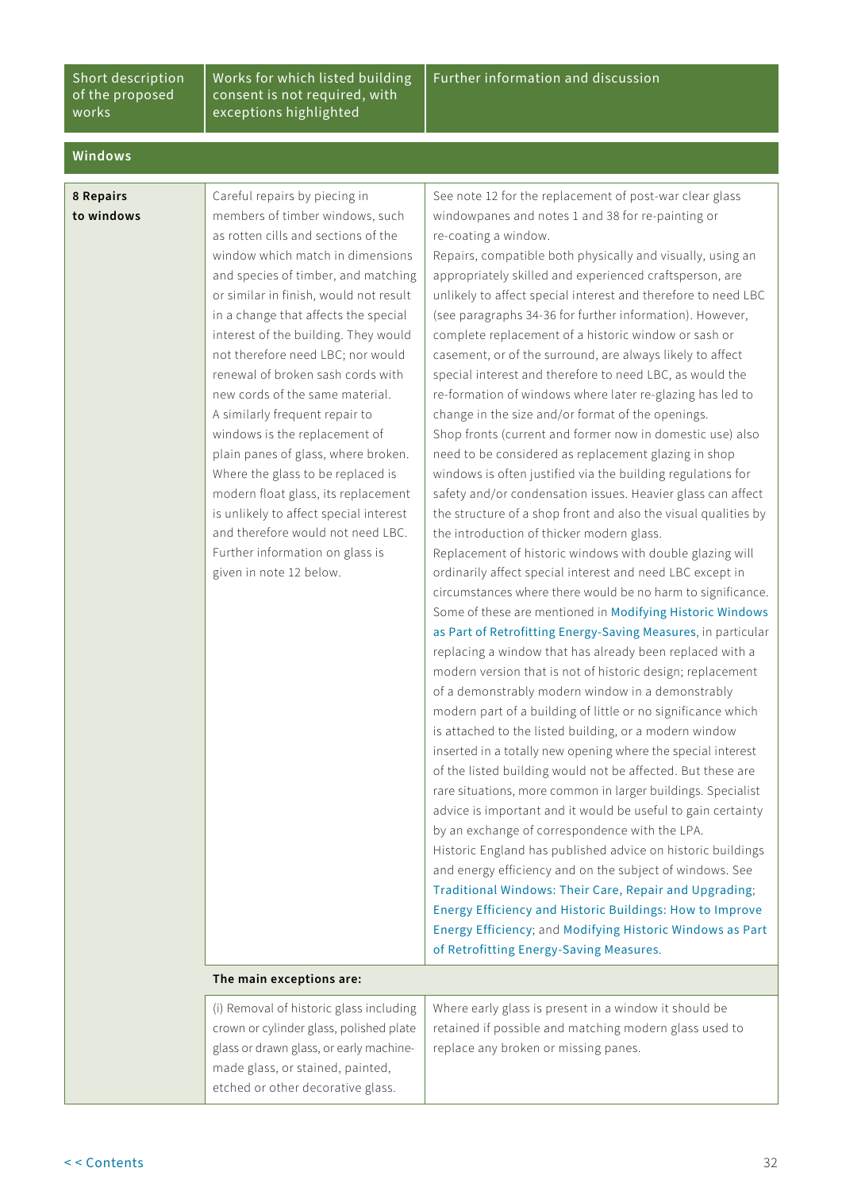| Short description of the proposed works | Works for which listed building consent is not required, with exceptions highlighted | Further information and discussion |
|---|---|---|
| **Windows** | | |
| **8 Repairs to windows** | Careful repairs by piecing in members of timber windows, such as rotten cills and sections of the window which match in dimensions and species of timber, and matching or similar in finish, would not result in a change that affects the special interest of the building. They would not therefore need LBC; nor would renewal of broken sash cords with new cords of the same material.<br>A similarly frequent repair to windows is the replacement of plain panes of glass, where broken. Where the glass to be replaced is modern float glass, its replacement is unlikely to affect special interest and therefore would not need LBC.<br>Further information on glass is given in note 12 below. | See note 12 for the replacement of post-war clear glass windowpanes and notes 1 and 38 for re-painting or re-coating a window.<br>Repairs, compatible both physically and visually, using an appropriately skilled and experienced craftsperson, are unlikely to affect special interest and therefore to need LBC (see paragraphs 34-36 for further information). However, complete replacement of a historic window or sash or casement, or of the surround, are always likely to affect special interest and therefore to need LBC, as would the re-formation of windows where later re-glazing has led to change in the size and/or format of the openings.<br>Shop fronts (current and former now in domestic use) also need to be considered as replacement glazing in shop windows is often justified via the building regulations for safety and/or condensation issues. Heavier glass can affect the structure of a shop front and also the visual qualities by the introduction of thicker modern glass.<br>Replacement of historic windows with double glazing will ordinarily affect special interest and need LBC except in circumstances where there would be no harm to significance. Some of these are mentioned in Modifying Historic Windows as Part of Retrofitting Energy-Saving Measures, in particular replacing a window that has already been replaced with a modern version that is not of historic design; replacement of a demonstrably modern window in a demonstrably modern part of a building of little or no significance which is attached to the listed building, or a modern window inserted in a totally new opening where the special interest of the listed building would not be affected. But these are rare situations, more common in larger buildings. Specialist advice is important and it would be useful to gain certainty by an exchange of correspondence with the LPA.<br>Historic England has published advice on historic buildings and energy efficiency and on the subject of windows. See Traditional Windows: Their Care, Repair and Upgrading; Energy Efficiency and Historic Buildings: How to Improve Energy Efficiency; and Modifying Historic Windows as Part of Retrofitting Energy-Saving Measures. |
| | **The main exceptions are:** | |
| | (i) Removal of historic glass including crown or cylinder glass, polished plate glass or drawn glass, or early machine-made glass, or stained, painted, etched or other decorative glass. | Where early glass is present in a window it should be retained if possible and matching modern glass used to replace any broken or missing panes. |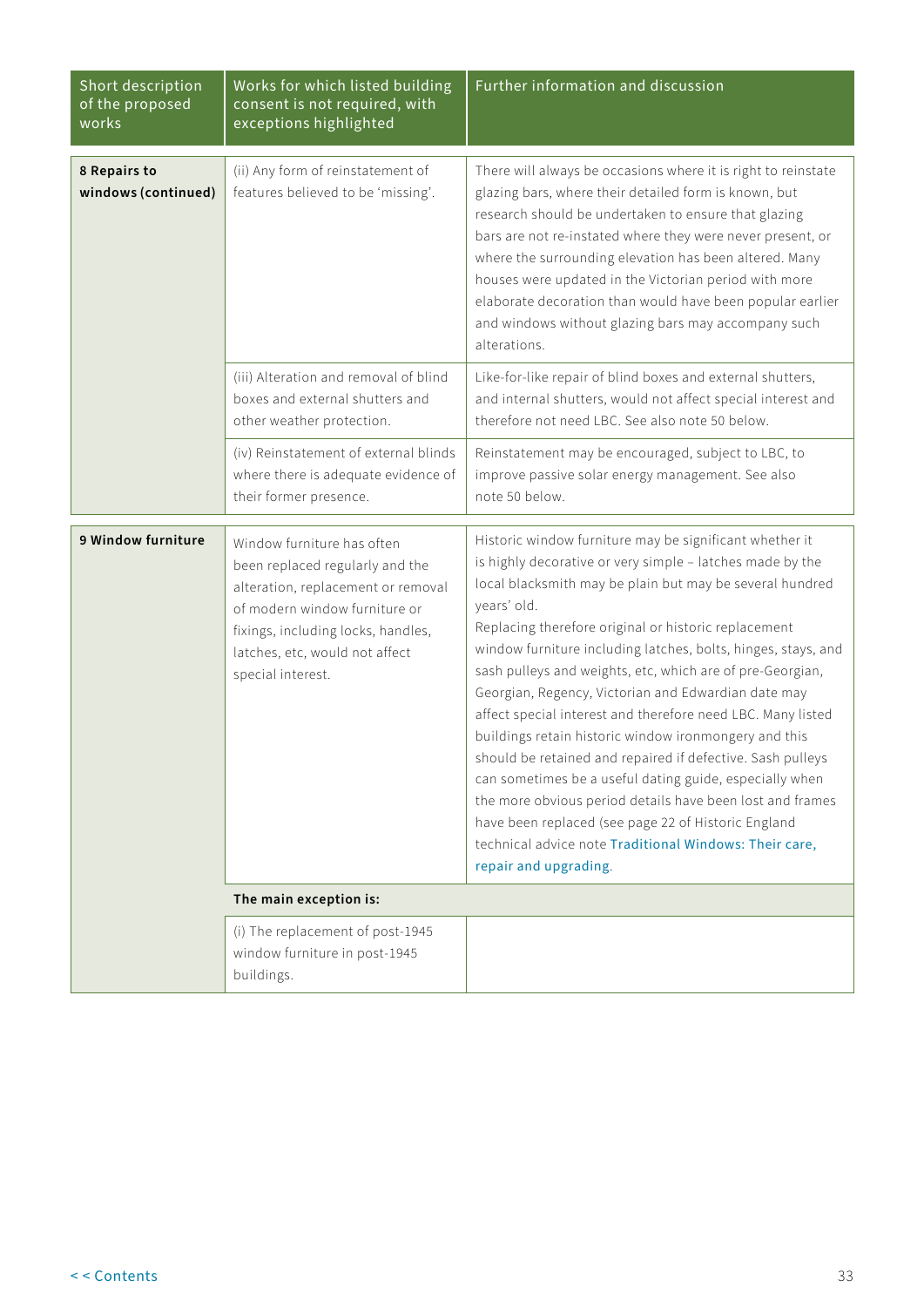| Short description of the proposed works | Works for which listed building consent is not required, with exceptions highlighted | Further information and discussion |
|---|---|---|
| **8 Repairs to windows (continued)** | (ii) Any form of reinstatement of features believed to be 'missing'. | There will always be occasions where it is right to reinstate glazing bars, where their detailed form is known, but research should be undertaken to ensure that glazing bars are not re-instated where they were never present, or where the surrounding elevation has been altered. Many houses were updated in the Victorian period with more elaborate decoration than would have been popular earlier and windows without glazing bars may accompany such alterations. |
| | (iii) Alteration and removal of blind boxes and external shutters and other weather protection. | Like-for-like repair of blind boxes and external shutters, and internal shutters, would not affect special interest and therefore not need LBC. See also note 50 below. |
| | (iv) Reinstatement of external blinds where there is adequate evidence of their former presence. | Reinstatement may be encouraged, subject to LBC, to improve passive solar energy management. See also note 50 below. |
| **9 Window furniture** | Window furniture has often been replaced regularly and the alteration, replacement or removal of modern window furniture or fixings, including locks, handles, latches, etc, would not affect special interest. | Historic window furniture may be significant whether it is highly decorative or very simple – latches made by the local blacksmith may be plain but may be several hundred years' old.<br>Replacing therefore original or historic replacement window furniture including latches, bolts, hinges, stays, and sash pulleys and weights, etc, which are of pre-Georgian, Georgian, Regency, Victorian and Edwardian date may affect special interest and therefore need LBC. Many listed buildings retain historic window ironmongery and this should be retained and repaired if defective. Sash pulleys can sometimes be a useful dating guide, especially when the more obvious period details have been lost and frames have been replaced (see page 22 of Historic England technical advice note Traditional Windows: Their care, repair and upgrading. |
| | **The main exception is:** | |
| | (i) The replacement of post-1945 window furniture in post-1945 buildings. | |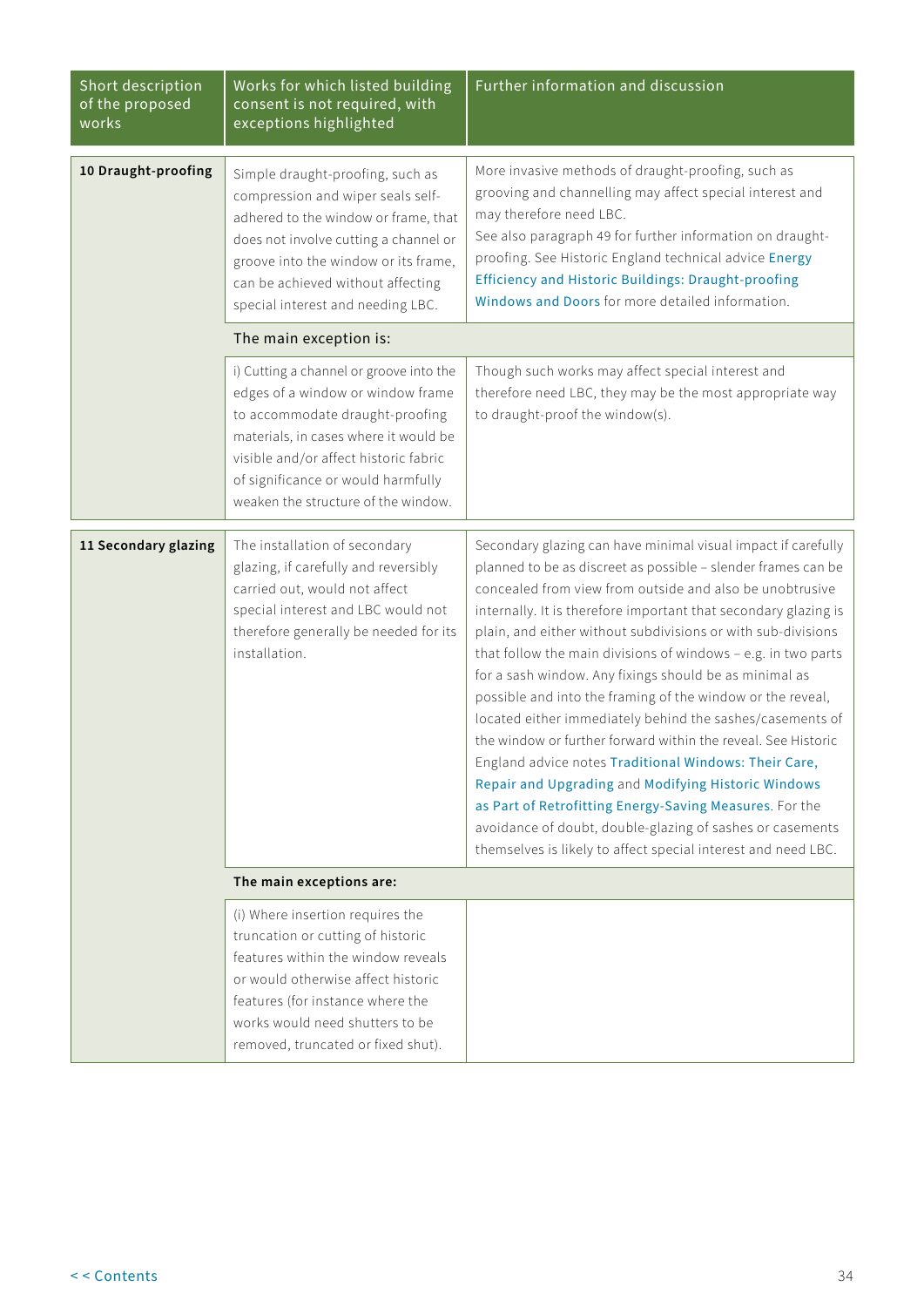| Short description of the proposed works | Works for which listed building consent is not required, with exceptions highlighted | Further information and discussion |
|---|---|---|
| **10 Draught-proofing** | Simple draught-proofing, such as compression and wiper seals self-adhered to the window or frame, that does not involve cutting a channel or groove into the window or its frame, can be achieved without affecting special interest and needing LBC. | More invasive methods of draught-proofing, such as grooving and channelling may affect special interest and may therefore need LBC. See also paragraph 49 for further information on draught-proofing. See Historic England technical advice Energy Efficiency and Historic Buildings: Draught-proofing Windows and Doors for more detailed information. |
| | The main exception is: | |
| | i) Cutting a channel or groove into the edges of a window or window frame to accommodate draught-proofing materials, in cases where it would be visible and/or affect historic fabric of significance or would harmfully weaken the structure of the window. | Though such works may affect special interest and therefore need LBC, they may be the most appropriate way to draught-proof the window(s). |
| **11 Secondary glazing** | The installation of secondary glazing, if carefully and reversibly carried out, would not affect special interest and LBC would not therefore generally be needed for its installation. | Secondary glazing can have minimal visual impact if carefully planned to be as discreet as possible – slender frames can be concealed from view from outside and also be unobtrusive internally. It is therefore important that secondary glazing is plain, and either without subdivisions or with sub-divisions that follow the main divisions of windows – e.g. in two parts for a sash window. Any fixings should be as minimal as possible and into the framing of the window or the reveal, located either immediately behind the sashes/casements of the window or further forward within the reveal. See Historic England advice notes Traditional Windows: Their Care, Repair and Upgrading and Modifying Historic Windows as Part of Retrofitting Energy-Saving Measures. For the avoidance of doubt, double-glazing of sashes or casements themselves is likely to affect special interest and need LBC. |
| | **The main exceptions are:** | |
| | (i) Where insertion requires the truncation or cutting of historic features within the window reveals or would otherwise affect historic features (for instance where the works would need shutters to be removed, truncated or fixed shut). | |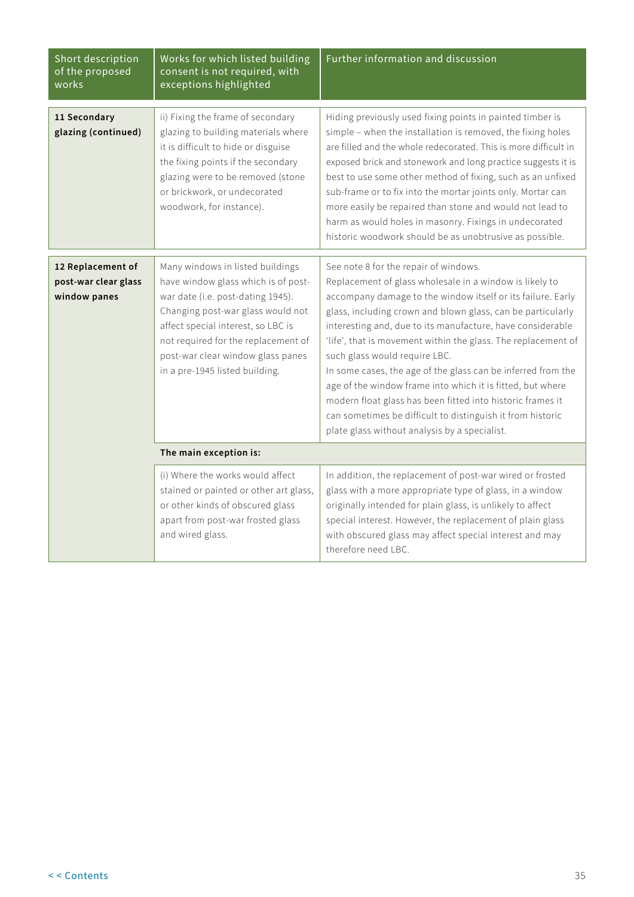| Short description of the proposed works | Works for which listed building consent is not required, with exceptions highlighted | Further information and discussion |
|---|---|---|
| **11 Secondary glazing (continued)** | ii) Fixing the frame of secondary glazing to building materials where it is difficult to hide or disguise the fixing points if the secondary glazing were to be removed (stone or brickwork, or undecorated woodwork, for instance). | Hiding previously used fixing points in painted timber is simple – when the installation is removed, the fixing holes are filled and the whole redecorated. This is more difficult in exposed brick and stonework and long practice suggests it is best to use some other method of fixing, such as an unfixed sub-frame or to fix into the mortar joints only. Mortar can more easily be repaired than stone and would not lead to harm as would holes in masonry. Fixings in undecorated historic woodwork should be as unobtrusive as possible. |
| **12 Replacement of post-war clear glass window panes** | Many windows in listed buildings have window glass which is of post-war date (i.e. post-dating 1945). Changing post-war glass would not affect special interest, so LBC is not required for the replacement of post-war clear window glass panes in a pre-1945 listed building. | See note 8 for the repair of windows.<br>Replacement of glass wholesale in a window is likely to accompany damage to the window itself or its failure. Early glass, including crown and blown glass, can be particularly interesting and, due to its manufacture, have considerable 'life', that is movement within the glass. The replacement of such glass would require LBC.<br>In some cases, the age of the glass can be inferred from the age of the window frame into which it is fitted, but where modern float glass has been fitted into historic frames it can sometimes be difficult to distinguish it from historic plate glass without analysis by a specialist. |
| | **The main exception is:** | |
| | (i) Where the works would affect stained or painted or other art glass, or other kinds of obscured glass apart from post-war frosted glass and wired glass. | In addition, the replacement of post-war wired or frosted glass with a more appropriate type of glass, in a window originally intended for plain glass, is unlikely to affect special interest. However, the replacement of plain glass with obscured glass may affect special interest and may therefore need LBC. |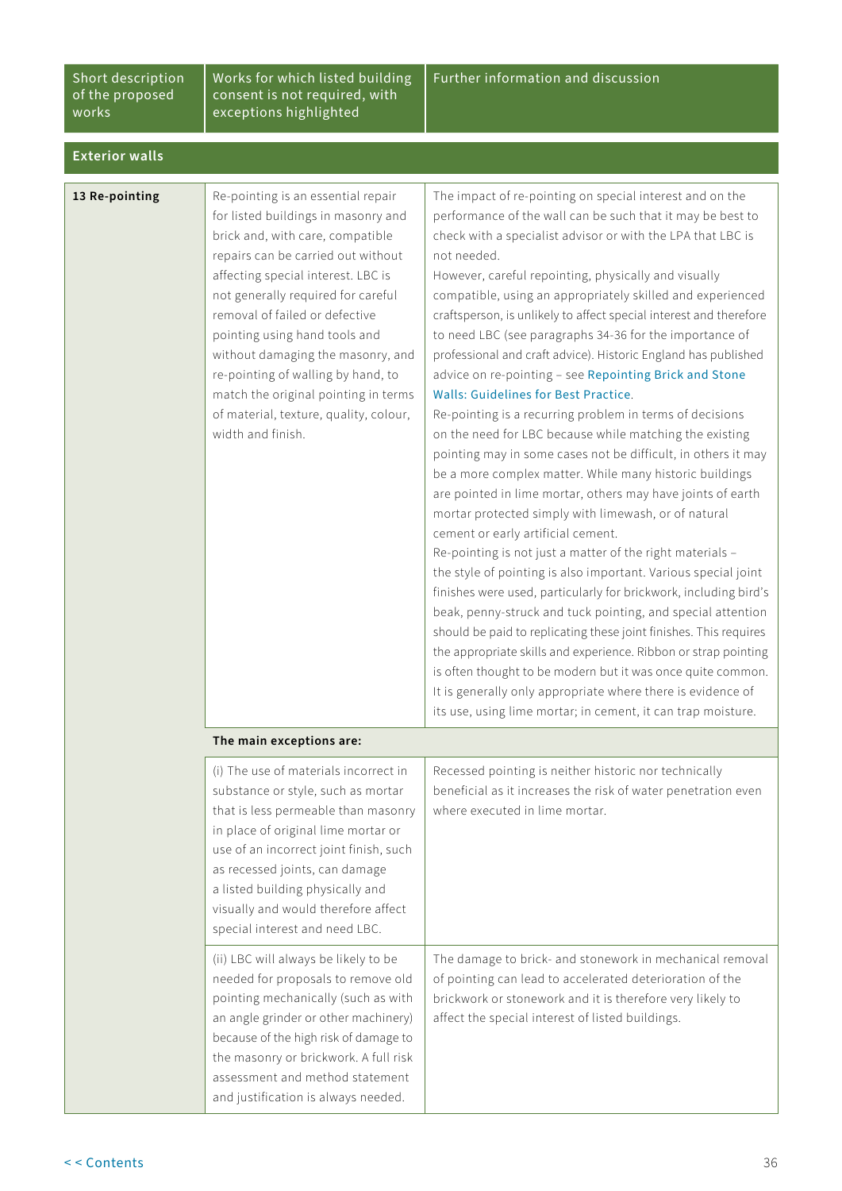| Short description of the proposed works | Works for which listed building consent is not required, with exceptions highlighted | Further information and discussion |
|---|---|---|
| **Exterior walls** | | |
| **13 Re-pointing** | Re-pointing is an essential repair for listed buildings in masonry and brick and, with care, compatible repairs can be carried out without affecting special interest. LBC is not generally required for careful removal of failed or defective pointing using hand tools and without damaging the masonry, and re-pointing of walling by hand, to match the original pointing in terms of material, texture, quality, colour, width and finish. | The impact of re-pointing on special interest and on the performance of the wall can be such that it may be best to check with a specialist advisor or with the LPA that LBC is not needed.<br>However, careful repointing, physically and visually compatible, using an appropriately skilled and experienced craftsperson, is unlikely to affect special interest and therefore to need LBC (see paragraphs 34-36 for the importance of professional and craft advice). Historic England has published advice on re-pointing – see Repointing Brick and Stone Walls: Guidelines for Best Practice.<br>Re-pointing is a recurring problem in terms of decisions on the need for LBC because while matching the existing pointing may in some cases not be difficult, in others it may be a more complex matter. While many historic buildings are pointed in lime mortar, others may have joints of earth mortar protected simply with limewash, or of natural cement or early artificial cement.<br>Re-pointing is not just a matter of the right materials – the style of pointing is also important. Various special joint finishes were used, particularly for brickwork, including bird's beak, penny-struck and tuck pointing, and special attention should be paid to replicating these joint finishes. This requires the appropriate skills and experience. Ribbon or strap pointing is often thought to be modern but it was once quite common. It is generally only appropriate where there is evidence of its use, using lime mortar; in cement, it can trap moisture. |
| | **The main exceptions are:** | |
| | (i) The use of materials incorrect in substance or style, such as mortar that is less permeable than masonry in place of original lime mortar or use of an incorrect joint finish, such as recessed joints, can damage a listed building physically and visually and would therefore affect special interest and need LBC. | Recessed pointing is neither historic nor technically beneficial as it increases the risk of water penetration even where executed in lime mortar. |
| | (ii) LBC will always be likely to be needed for proposals to remove old pointing mechanically (such as with an angle grinder or other machinery) because of the high risk of damage to the masonry or brickwork. A full risk assessment and method statement and justification is always needed. | The damage to brick- and stonework in mechanical removal of pointing can lead to accelerated deterioration of the brickwork or stonework and it is therefore very likely to affect the special interest of listed buildings. |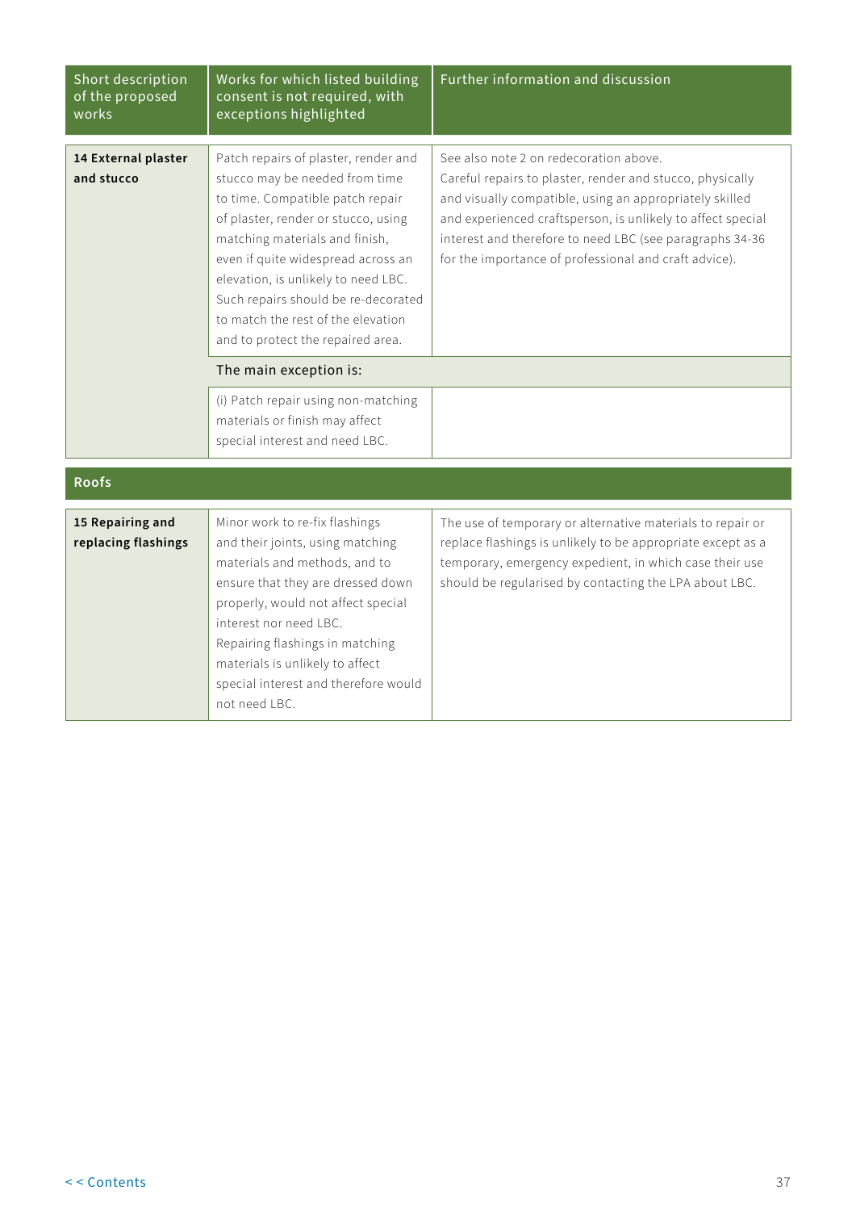| Short description of the proposed works | Works for which listed building consent is not required, with exceptions highlighted | Further information and discussion |
|---|---|---|
| **14 External plaster and stucco** | Patch repairs of plaster, render and stucco may be needed from time to time. Compatible patch repair of plaster, render or stucco, using matching materials and finish, even if quite widespread across an elevation, is unlikely to need LBC. Such repairs should be re-decorated to match the rest of the elevation and to protect the repaired area. | See also note 2 on redecoration above. Careful repairs to plaster, render and stucco, physically and visually compatible, using an appropriately skilled and experienced craftsperson, is unlikely to affect special interest and therefore to need LBC (see paragraphs 34-36 for the importance of professional and craft advice). |
| | The main exception is: | |
| | (i) Patch repair using non-matching materials or finish may affect special interest and need LBC. | |
| **Roofs** | | |
| **15 Repairing and replacing flashings** | Minor work to re-fix flashings and their joints, using matching materials and methods, and to ensure that they are dressed down properly, would not affect special interest nor need LBC. Repairing flashings in matching materials is unlikely to affect special interest and therefore would not need LBC. | The use of temporary or alternative materials to repair or replace flashings is unlikely to be appropriate except as a temporary, emergency expedient, in which case their use should be regularised by contacting the LPA about LBC. |

<< Contents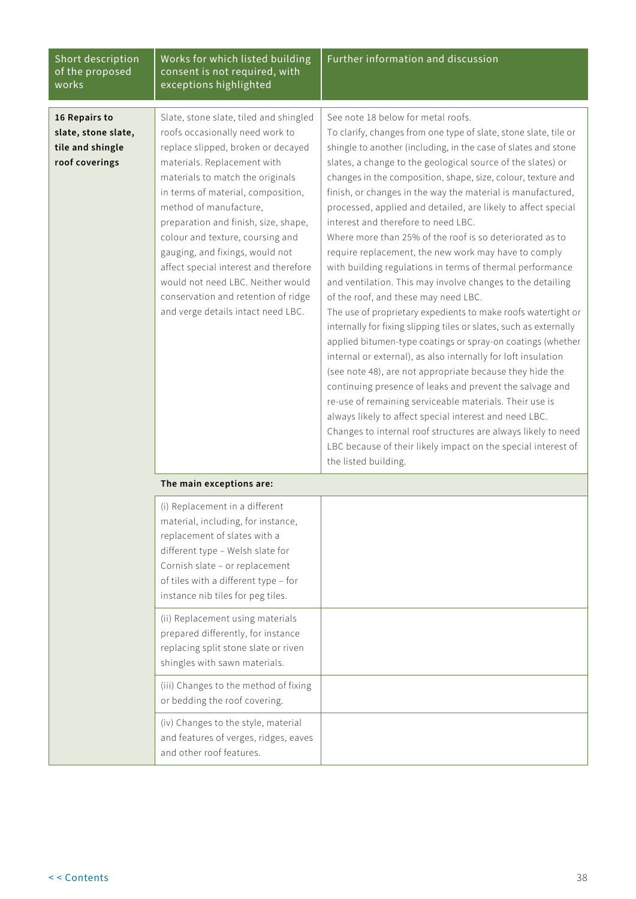| Short description of the proposed works | Works for which listed building consent is not required, with exceptions highlighted | Further information and discussion |
|---|---|---|
| **16 Repairs to slate, stone slate, tile and shingle roof coverings** | Slate, stone slate, tiled and shingled roofs occasionally need work to replace slipped, broken or decayed materials. Replacement with materials to match the originals in terms of material, composition, method of manufacture, preparation and finish, size, shape, colour and texture, coursing and gauging, and fixings, would not affect special interest and therefore would not need LBC. Neither would conservation and retention of ridge and verge details intact need LBC. | See note 18 below for metal roofs.<br>To clarify, changes from one type of slate, stone slate, tile or shingle to another (including, in the case of slates and stone slates, a change to the geological source of the slates) or changes in the composition, shape, size, colour, texture and finish, or changes in the way the material is manufactured, processed, applied and detailed, are likely to affect special interest and therefore to need LBC.<br>Where more than 25% of the roof is so deteriorated as to require replacement, the new work may have to comply with building regulations in terms of thermal performance and ventilation. This may involve changes to the detailing of the roof, and these may need LBC.<br>The use of proprietary expedients to make roofs watertight or internally for fixing slipping tiles or slates, such as externally applied bitumen-type coatings or spray-on coatings (whether internal or external), as also internally for loft insulation (see note 48), are not appropriate because they hide the continuing presence of leaks and prevent the salvage and re-use of remaining serviceable materials. Their use is always likely to affect special interest and need LBC.<br>Changes to internal roof structures are always likely to need LBC because of their likely impact on the special interest of the listed building. |
| | **The main exceptions are:** | |
| | (i) Replacement in a different material, including, for instance, replacement of slates with a different type – Welsh slate for Cornish slate – or replacement of tiles with a different type – for instance nib tiles for peg tiles. | |
| | (ii) Replacement using materials prepared differently, for instance replacing split stone slate or riven shingles with sawn materials. | |
| | (iii) Changes to the method of fixing or bedding the roof covering. | |
| | (iv) Changes to the style, material and features of verges, ridges, eaves and other roof features. | |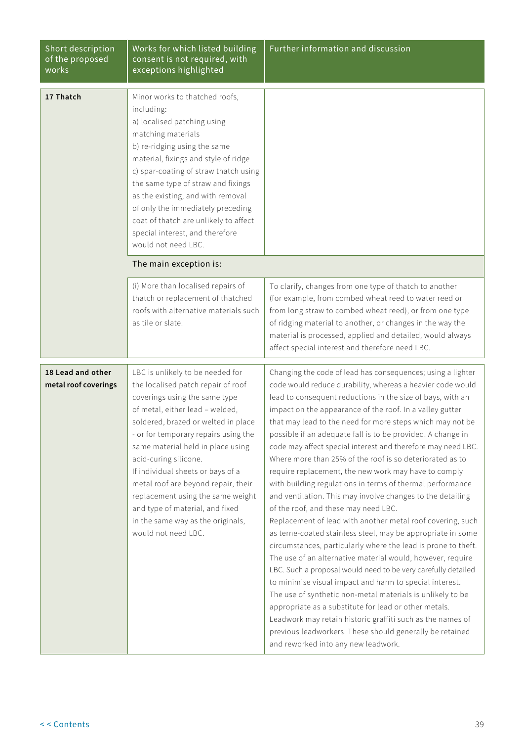| Short description of the proposed works | Works for which listed building consent is not required, with exceptions highlighted | Further information and discussion |
|---|---|---|
| **17 Thatch** | Minor works to thatched roofs, including:<br>a) localised patching using matching materials<br>b) re-ridging using the same material, fixings and style of ridge<br>c) spar-coating of straw thatch using the same type of straw and fixings as the existing, and with removal of only the immediately preceding coat of thatch are unlikely to affect special interest, and therefore would not need LBC. | |
| | The main exception is: | |
| | (i) More than localised repairs of thatch or replacement of thatched roofs with alternative materials such as tile or slate. | To clarify, changes from one type of thatch to another (for example, from combed wheat reed to water reed or from long straw to combed wheat reed), or from one type of ridging material to another, or changes in the way the material is processed, applied and detailed, would always affect special interest and therefore need LBC. |
| **18 Lead and other metal roof coverings** | LBC is unlikely to be needed for the localised patch repair of roof coverings using the same type of metal, either lead – welded, soldered, brazed or welted in place - or for temporary repairs using the same material held in place using acid-curing silicone.<br>If individual sheets or bays of a metal roof are beyond repair, their replacement using the same weight and type of material, and fixed in the same way as the originals, would not need LBC. | Changing the code of lead has consequences; using a lighter code would reduce durability, whereas a heavier code would lead to consequent reductions in the size of bays, with an impact on the appearance of the roof. In a valley gutter that may lead to the need for more steps which may not be possible if an adequate fall is to be provided. A change in code may affect special interest and therefore may need LBC. Where more than 25% of the roof is so deteriorated as to require replacement, the new work may have to comply with building regulations in terms of thermal performance and ventilation. This may involve changes to the detailing of the roof, and these may need LBC.<br>Replacement of lead with another metal roof covering, such as terne-coated stainless steel, may be appropriate in some circumstances, particularly where the lead is prone to theft. The use of an alternative material would, however, require LBC. Such a proposal would need to be very carefully detailed to minimise visual impact and harm to special interest.<br>The use of synthetic non-metal materials is unlikely to be appropriate as a substitute for lead or other metals.<br>Leadwork may retain historic graffiti such as the names of previous leadworkers. These should generally be retained and reworked into any new leadwork. |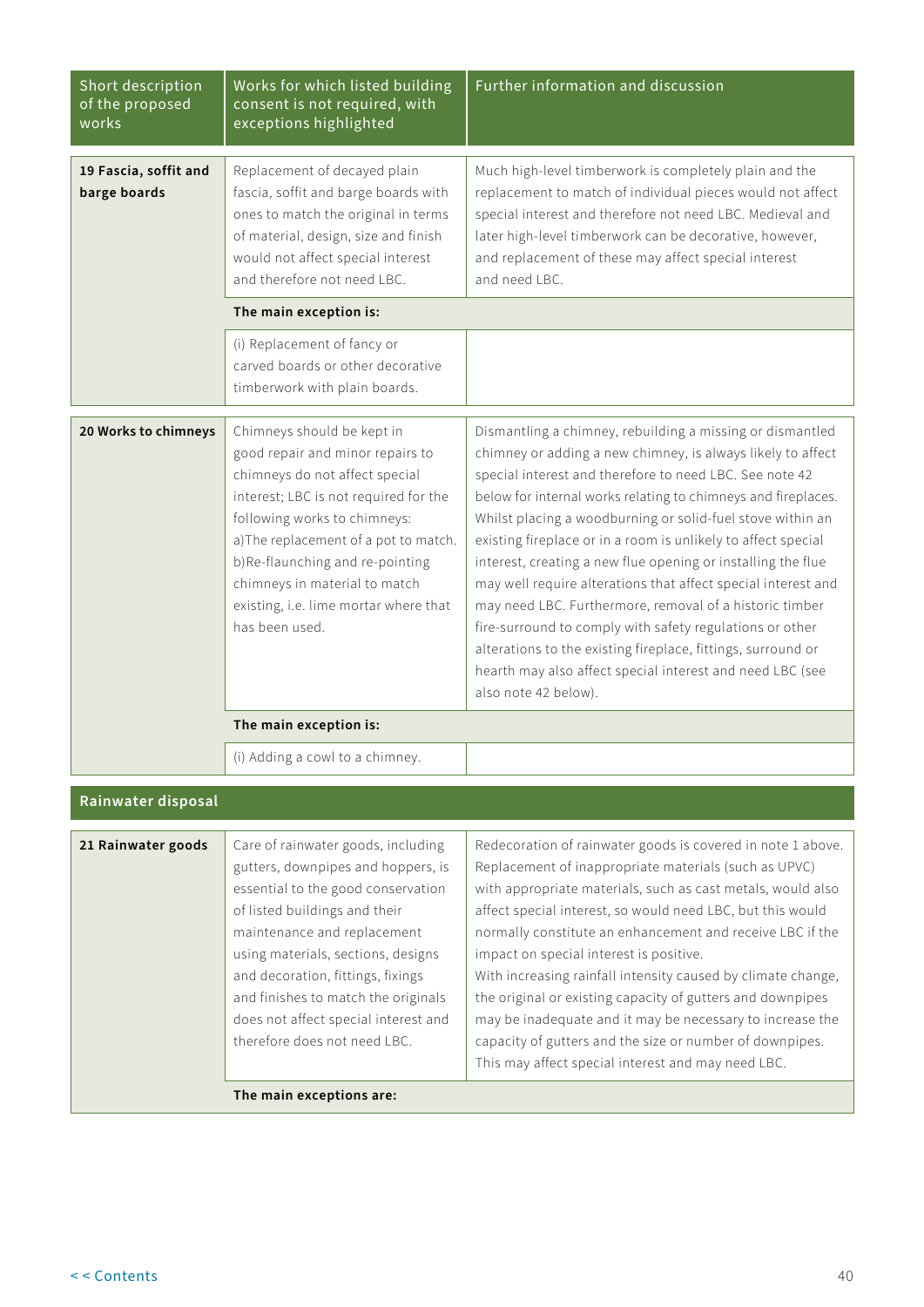| Short description of the proposed works | Works for which listed building consent is not required, with exceptions highlighted | Further information and discussion |
|---|---|---|
| **19 Fascia, soffit and barge boards** | Replacement of decayed plain fascia, soffit and barge boards with ones to match the original in terms of material, design, size and finish would not affect special interest and therefore not need LBC. | Much high-level timberwork is completely plain and the replacement to match of individual pieces would not affect special interest and therefore not need LBC. Medieval and later high-level timberwork can be decorative, however, and replacement of these may affect special interest and need LBC. |
| | **The main exception is:** | |
| | (i) Replacement of fancy or carved boards or other decorative timberwork with plain boards. | |
| **20 Works to chimneys** | Chimneys should be kept in good repair and minor repairs to chimneys do not affect special interest; LBC is not required for the following works to chimneys:<br>a)The replacement of a pot to match.<br>b)Re-flaunching and re-pointing chimneys in material to match existing, i.e. lime mortar where that has been used. | Dismantling a chimney, rebuilding a missing or dismantled chimney or adding a new chimney, is always likely to affect special interest and therefore to need LBC. See note 42 below for internal works relating to chimneys and fireplaces. Whilst placing a woodburning or solid-fuel stove within an existing fireplace or in a room is unlikely to affect special interest, creating a new flue opening or installing the flue may well require alterations that affect special interest and may need LBC. Furthermore, removal of a historic timber fire-surround to comply with safety regulations or other alterations to the existing fireplace, fittings, surround or hearth may also affect special interest and need LBC (see also note 42 below). |
| | **The main exception is:** | |
| | (i) Adding a cowl to a chimney. | |

## Rainwater disposal

| Short description of the proposed works | Works for which listed building consent is not required, with exceptions highlighted | Further information and discussion |
|---|---|---|
| **21 Rainwater goods** | Care of rainwater goods, including gutters, downpipes and hoppers, is essential to the good conservation of listed buildings and their maintenance and replacement using materials, sections, designs and decoration, fittings, fixings and finishes to match the originals does not affect special interest and therefore does not need LBC. | Redecoration of rainwater goods is covered in note 1 above. Replacement of inappropriate materials (such as UPVC) with appropriate materials, such as cast metals, would also affect special interest, so would need LBC, but this would normally constitute an enhancement and receive LBC if the impact on special interest is positive.<br>With increasing rainfall intensity caused by climate change, the original or existing capacity of gutters and downpipes may be inadequate and it may be necessary to increase the capacity of gutters and the size or number of downpipes. This may affect special interest and may need LBC. |
| | **The main exceptions are:** | |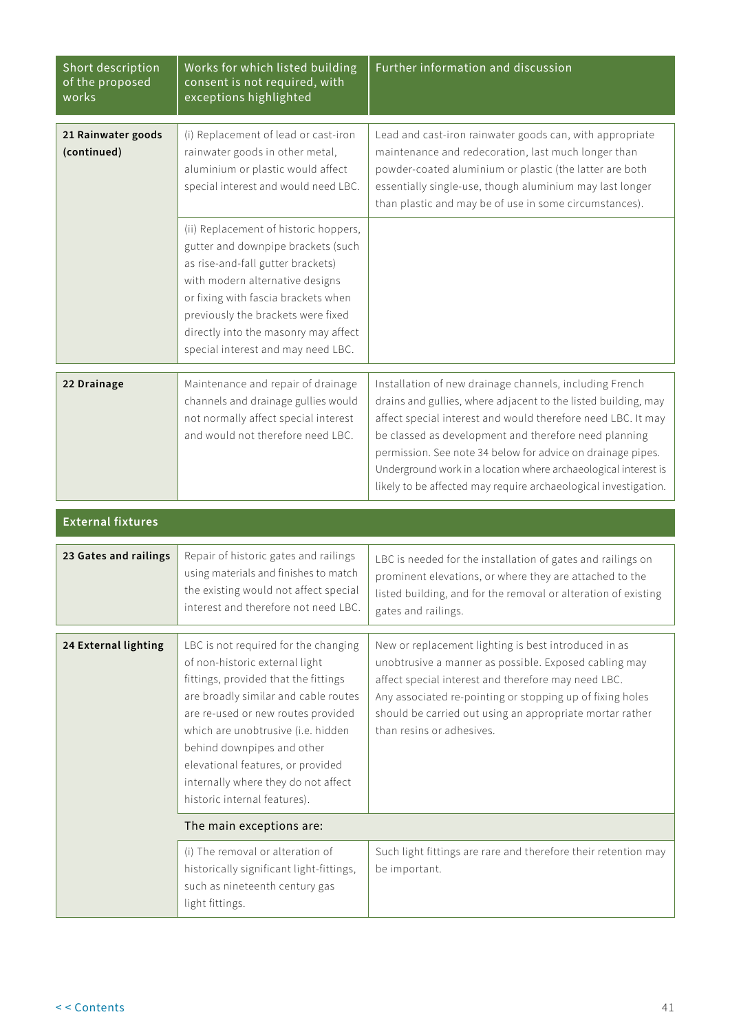| Short description of the proposed works | Works for which listed building consent is not required, with exceptions highlighted | Further information and discussion |
|---|---|---|
| **21 Rainwater goods (continued)** | (i) Replacement of lead or cast-iron rainwater goods in other metal, aluminium or plastic would affect special interest and would need LBC. | Lead and cast-iron rainwater goods can, with appropriate maintenance and redecoration, last much longer than powder-coated aluminium or plastic (the latter are both essentially single-use, though aluminium may last longer than plastic and may be of use in some circumstances). |
| | (ii) Replacement of historic hoppers, gutter and downpipe brackets (such as rise-and-fall gutter brackets) with modern alternative designs or fixing with fascia brackets when previously the brackets were fixed directly into the masonry may affect special interest and may need LBC. | |
| **22 Drainage** | Maintenance and repair of drainage channels and drainage gullies would not normally affect special interest and would not therefore need LBC. | Installation of new drainage channels, including French drains and gullies, where adjacent to the listed building, may affect special interest and would therefore need LBC. It may be classed as development and therefore need planning permission. See note 34 below for advice on drainage pipes. Underground work in a location where archaeological interest is likely to be affected may require archaeological investigation. |
| **External fixtures** | | |
| **23 Gates and railings** | Repair of historic gates and railings using materials and finishes to match the existing would not affect special interest and therefore not need LBC. | LBC is needed for the installation of gates and railings on prominent elevations, or where they are attached to the listed building, and for the removal or alteration of existing gates and railings. |
| **24 External lighting** | LBC is not required for the changing of non-historic external light fittings, provided that the fittings are broadly similar and cable routes are re-used or new routes provided which are unobtrusive (i.e. hidden behind downpipes and other elevational features, or provided internally where they do not affect historic internal features). | New or replacement lighting is best introduced in as unobtrusive a manner as possible. Exposed cabling may affect special interest and therefore may need LBC. Any associated re-pointing or stopping up of fixing holes should be carried out using an appropriate mortar rather than resins or adhesives. |
| | The main exceptions are: | |
| | (i) The removal or alteration of historically significant light-fittings, such as nineteenth century gas light fittings. | Such light fittings are rare and therefore their retention may be important. |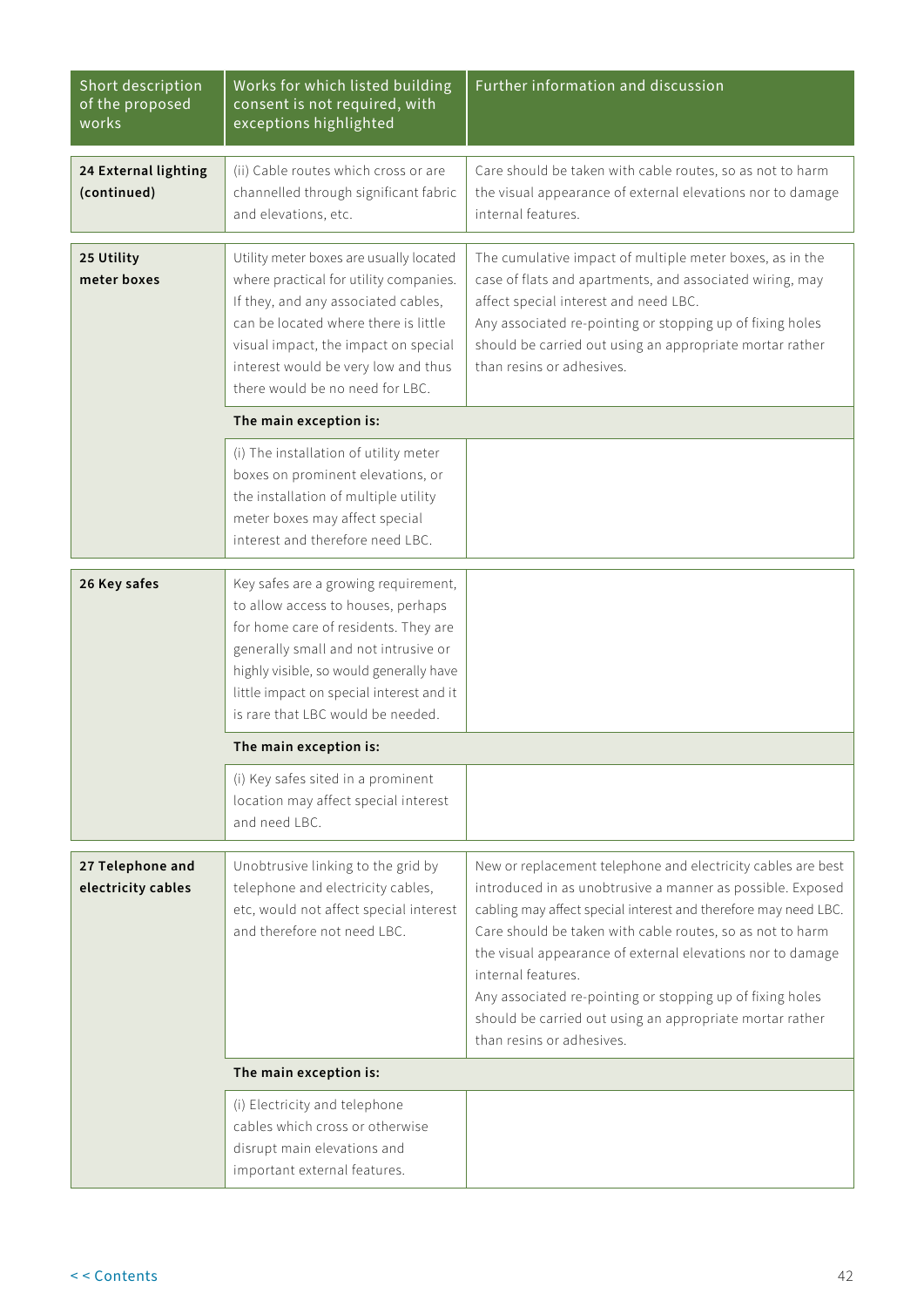| Short description of the proposed works | Works for which listed building consent is not required, with exceptions highlighted | Further information and discussion |
|---|---|---|
| **24 External lighting (continued)** | (ii) Cable routes which cross or are channelled through significant fabric and elevations, etc. | Care should be taken with cable routes, so as not to harm the visual appearance of external elevations nor to damage internal features. |
| **25 Utility meter boxes** | Utility meter boxes are usually located where practical for utility companies. If they, and any associated cables, can be located where there is little visual impact, the impact on special interest would be very low and thus there would be no need for LBC. | The cumulative impact of multiple meter boxes, as in the case of flats and apartments, and associated wiring, may affect special interest and need LBC. Any associated re-pointing or stopping up of fixing holes should be carried out using an appropriate mortar rather than resins or adhesives. |
| | **The main exception is:** | |
| | (i) The installation of utility meter boxes on prominent elevations, or the installation of multiple utility meter boxes may affect special interest and therefore need LBC. | |
| **26 Key safes** | Key safes are a growing requirement, to allow access to houses, perhaps for home care of residents. They are generally small and not intrusive or highly visible, so would generally have little impact on special interest and it is rare that LBC would be needed. | |
| | **The main exception is:** | |
| | (i) Key safes sited in a prominent location may affect special interest and need LBC. | |
| **27 Telephone and electricity cables** | Unobtrusive linking to the grid by telephone and electricity cables, etc, would not affect special interest and therefore not need LBC. | New or replacement telephone and electricity cables are best introduced in as unobtrusive a manner as possible. Exposed cabling may affect special interest and therefore may need LBC. Care should be taken with cable routes, so as not to harm the visual appearance of external elevations nor to damage internal features. Any associated re-pointing or stopping up of fixing holes should be carried out using an appropriate mortar rather than resins or adhesives. |
| | **The main exception is:** | |
| | (i) Electricity and telephone cables which cross or otherwise disrupt main elevations and important external features. | |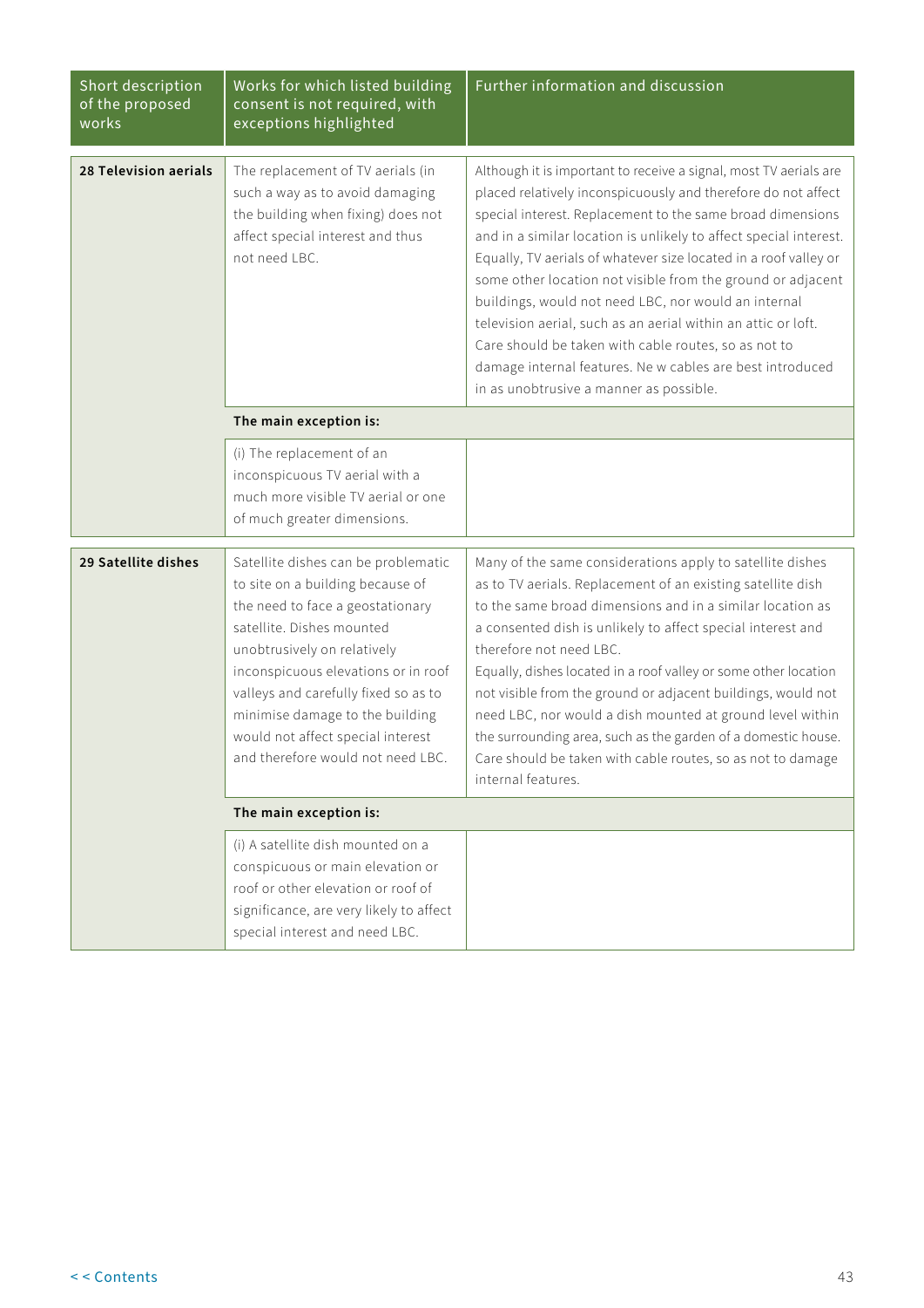| Short description of the proposed works | Works for which listed building consent is not required, with exceptions highlighted | Further information and discussion |
|---|---|---|
| **28 Television aerials** | The replacement of TV aerials (in such a way as to avoid damaging the building when fixing) does not affect special interest and thus not need LBC. | Although it is important to receive a signal, most TV aerials are placed relatively inconspicuously and therefore do not affect special interest. Replacement to the same broad dimensions and in a similar location is unlikely to affect special interest. Equally, TV aerials of whatever size located in a roof valley or some other location not visible from the ground or adjacent buildings, would not need LBC, nor would an internal television aerial, such as an aerial within an attic or loft. Care should be taken with cable routes, so as not to damage internal features. Ne w cables are best introduced in as unobtrusive a manner as possible. |
| | **The main exception is:** | |
| | (i) The replacement of an inconspicuous TV aerial with a much more visible TV aerial or one of much greater dimensions. | |
| **29 Satellite dishes** | Satellite dishes can be problematic to site on a building because of the need to face a geostationary satellite. Dishes mounted unobtrusively on relatively inconspicuous elevations or in roof valleys and carefully fixed so as to minimise damage to the building would not affect special interest and therefore would not need LBC. | Many of the same considerations apply to satellite dishes as to TV aerials. Replacement of an existing satellite dish to the same broad dimensions and in a similar location as a consented dish is unlikely to affect special interest and therefore not need LBC.<br>Equally, dishes located in a roof valley or some other location not visible from the ground or adjacent buildings, would not need LBC, nor would a dish mounted at ground level within the surrounding area, such as the garden of a domestic house. Care should be taken with cable routes, so as not to damage internal features. |
| | **The main exception is:** | |
| | (i) A satellite dish mounted on a conspicuous or main elevation or roof or other elevation or roof of significance, are very likely to affect special interest and need LBC. | |

< < Contents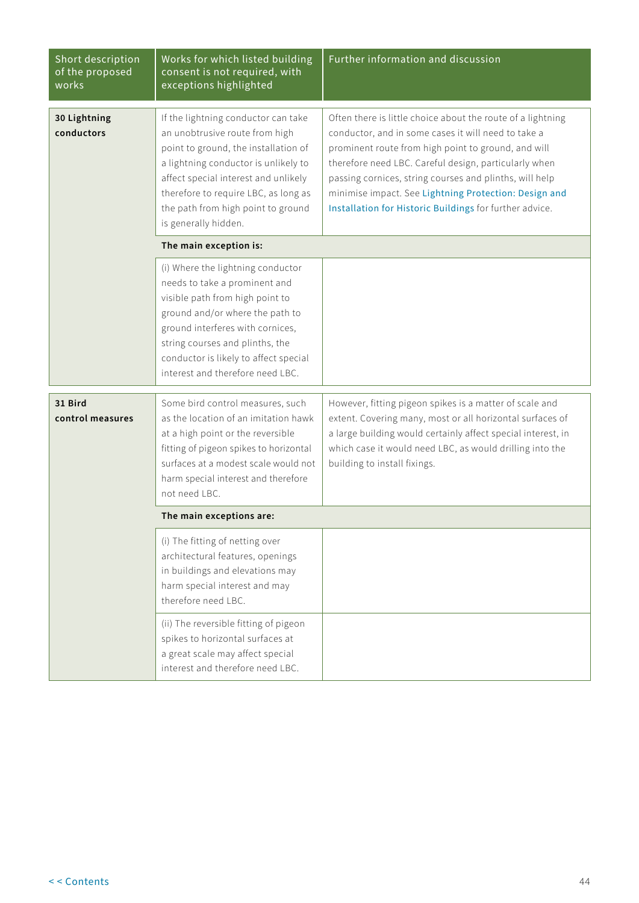| Short description of the proposed works | Works for which listed building consent is not required, with exceptions highlighted | Further information and discussion |
|---|---|---|
| **30 Lightning conductors** | If the lightning conductor can take an unobtrusive route from high point to ground, the installation of a lightning conductor is unlikely to affect special interest and unlikely therefore to require LBC, as long as the path from high point to ground is generally hidden. | Often there is little choice about the route of a lightning conductor, and in some cases it will need to take a prominent route from high point to ground, and will therefore need LBC. Careful design, particularly when passing cornices, string courses and plinths, will help minimise impact. See Lightning Protection: Design and Installation for Historic Buildings for further advice. |
| | **The main exception is:** | |
| | (i) Where the lightning conductor needs to take a prominent and visible path from high point to ground and/or where the path to ground interferes with cornices, string courses and plinths, the conductor is likely to affect special interest and therefore need LBC. | |
| **31 Bird control measures** | Some bird control measures, such as the location of an imitation hawk at a high point or the reversible fitting of pigeon spikes to horizontal surfaces at a modest scale would not harm special interest and therefore not need LBC. | However, fitting pigeon spikes is a matter of scale and extent. Covering many, most or all horizontal surfaces of a large building would certainly affect special interest, in which case it would need LBC, as would drilling into the building to install fixings. |
| | **The main exceptions are:** | |
| | (i) The fitting of netting over architectural features, openings in buildings and elevations may harm special interest and may therefore need LBC. | |
| | (ii) The reversible fitting of pigeon spikes to horizontal surfaces at a great scale may affect special interest and therefore need LBC. | |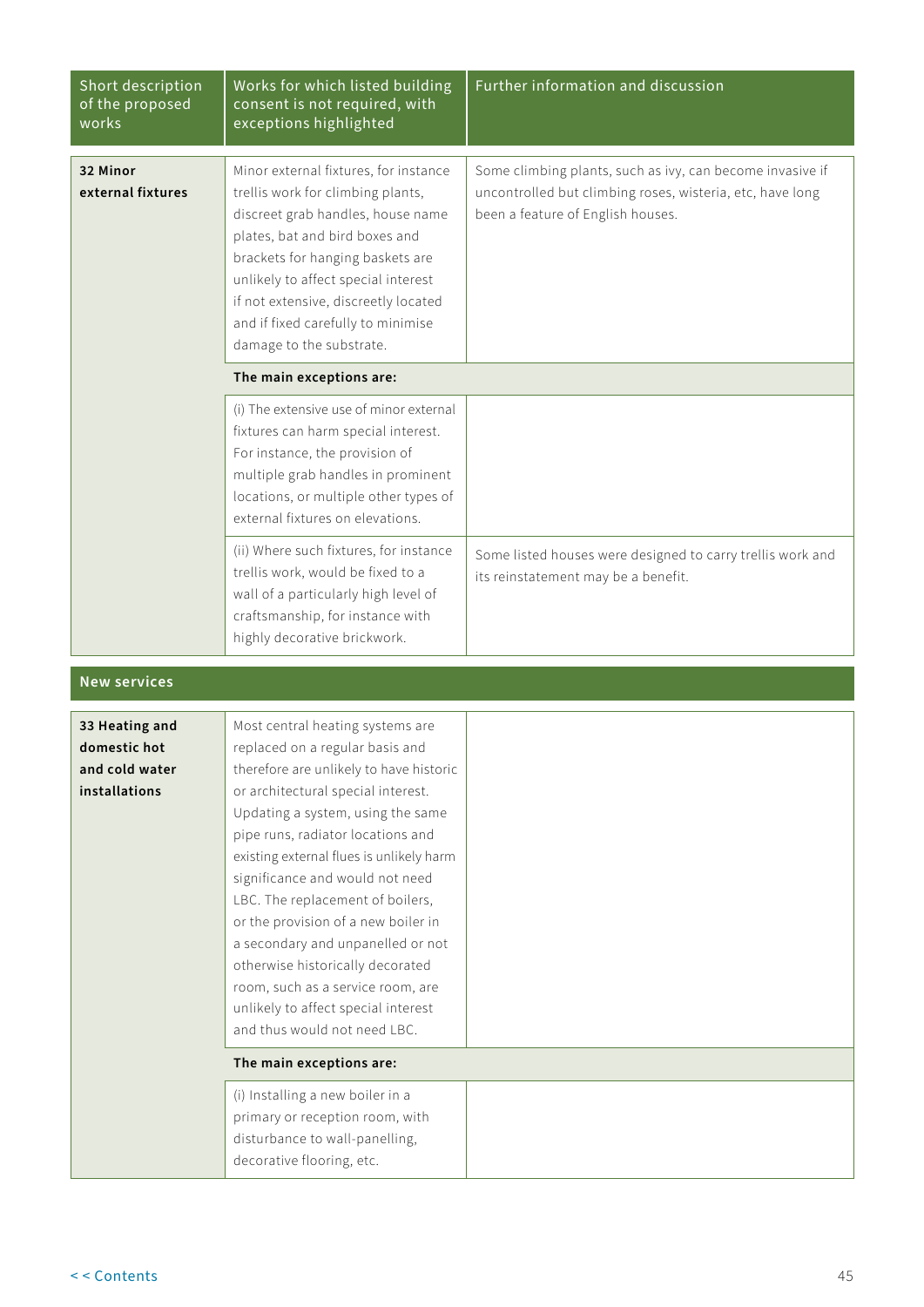| Short description of the proposed works | Works for which listed building consent is not required, with exceptions highlighted | Further information and discussion |
|---|---|---|
| **32 Minor external fixtures** | Minor external fixtures, for instance trellis work for climbing plants, discreet grab handles, house name plates, bat and bird boxes and brackets for hanging baskets are unlikely to affect special interest if not extensive, discreetly located and if fixed carefully to minimise damage to the substrate. | Some climbing plants, such as ivy, can become invasive if uncontrolled but climbing roses, wisteria, etc, have long been a feature of English houses. |
| | **The main exceptions are:** | |
| | (i) The extensive use of minor external fixtures can harm special interest. For instance, the provision of multiple grab handles in prominent locations, or multiple other types of external fixtures on elevations. | |
| | (ii) Where such fixtures, for instance trellis work, would be fixed to a wall of a particularly high level of craftsmanship, for instance with highly decorative brickwork. | Some listed houses were designed to carry trellis work and its reinstatement may be a benefit. |
| **New services** | | |
| **33 Heating and domestic hot and cold water installations** | Most central heating systems are replaced on a regular basis and therefore are unlikely to have historic or architectural special interest. Updating a system, using the same pipe runs, radiator locations and existing external flues is unlikely harm significance and would not need LBC. The replacement of boilers, or the provision of a new boiler in a secondary and unpanelled or not otherwise historically decorated room, such as a service room, are unlikely to affect special interest and thus would not need LBC. | |
| | **The main exceptions are:** | |
| | (i) Installing a new boiler in a primary or reception room, with disturbance to wall-panelling, decorative flooring, etc. | |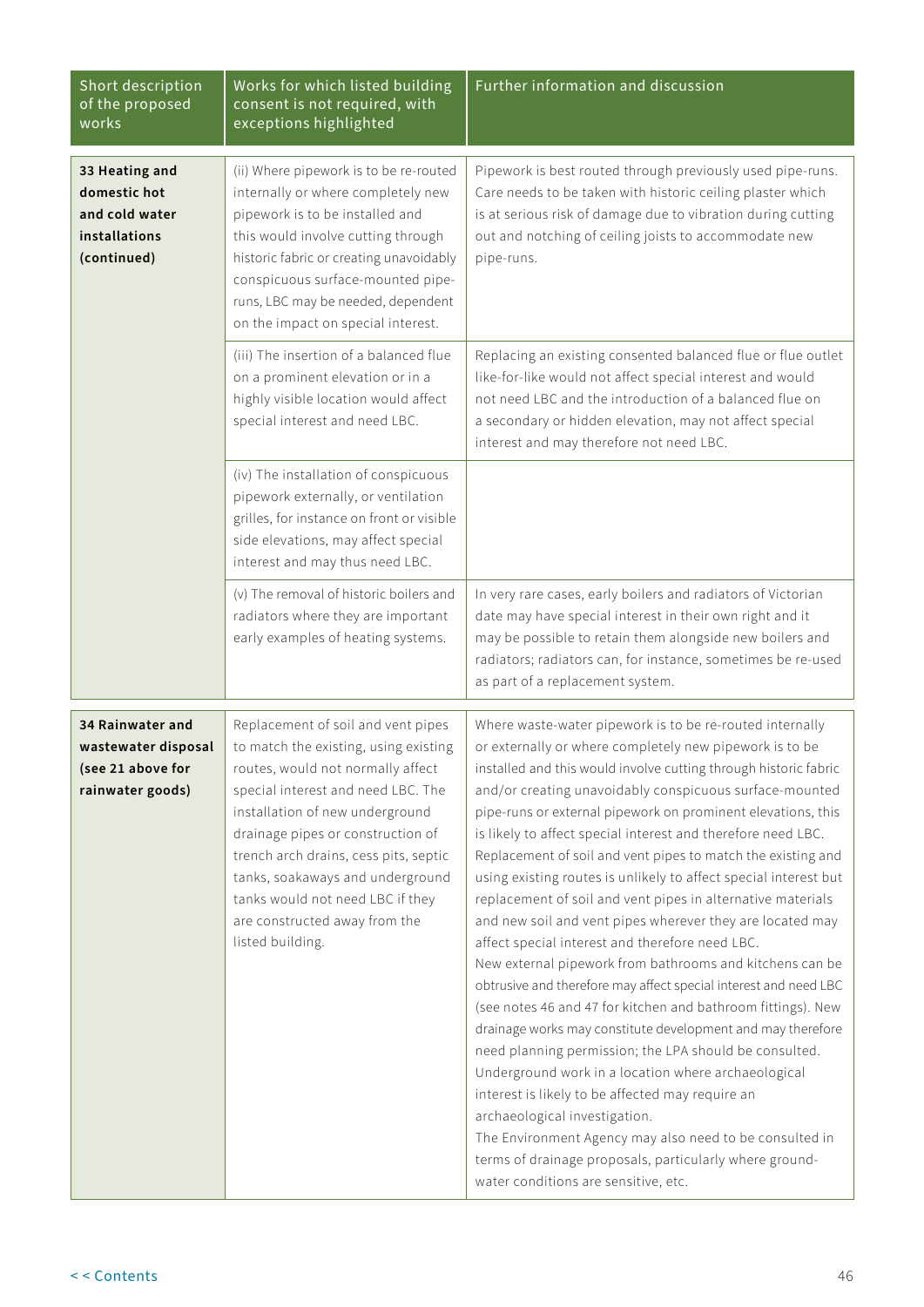| Short description of the proposed works | Works for which listed building consent is not required, with exceptions highlighted | Further information and discussion |
|---|---|---|
| **33 Heating and domestic hot and cold water installations (continued)** | (ii) Where pipework is to be re-routed internally or where completely new pipework is to be installed and this would involve cutting through historic fabric or creating unavoidably conspicuous surface-mounted pipe-runs, LBC may be needed, dependent on the impact on special interest. | Pipework is best routed through previously used pipe-runs. Care needs to be taken with historic ceiling plaster which is at serious risk of damage due to vibration during cutting out and notching of ceiling joists to accommodate new pipe-runs. |
| | (iii) The insertion of a balanced flue on a prominent elevation or in a highly visible location would affect special interest and need LBC. | Replacing an existing consented balanced flue or flue outlet like-for-like would not affect special interest and would not need LBC and the introduction of a balanced flue on a secondary or hidden elevation, may not affect special interest and may therefore not need LBC. |
| | (iv) The installation of conspicuous pipework externally, or ventilation grilles, for instance on front or visible side elevations, may affect special interest and may thus need LBC. | |
| | (v) The removal of historic boilers and radiators where they are important early examples of heating systems. | In very rare cases, early boilers and radiators of Victorian date may have special interest in their own right and it may be possible to retain them alongside new boilers and radiators; radiators can, for instance, sometimes be re-used as part of a replacement system. |
| **34 Rainwater and wastewater disposal (see 21 above for rainwater goods)** | Replacement of soil and vent pipes to match the existing, using existing routes, would not normally affect special interest and need LBC. The installation of new underground drainage pipes or construction of trench arch drains, cess pits, septic tanks, soakaways and underground tanks would not need LBC if they are constructed away from the listed building. | Where waste-water pipework is to be re-routed internally or externally or where completely new pipework is to be installed and this would involve cutting through historic fabric and/or creating unavoidably conspicuous surface-mounted pipe-runs or external pipework on prominent elevations, this is likely to affect special interest and therefore need LBC. Replacement of soil and vent pipes to match the existing and using existing routes is unlikely to affect special interest but replacement of soil and vent pipes in alternative materials and new soil and vent pipes wherever they are located may affect special interest and therefore need LBC.<br>New external pipework from bathrooms and kitchens can be obtrusive and therefore may affect special interest and need LBC (see notes 46 and 47 for kitchen and bathroom fittings). New drainage works may constitute development and may therefore need planning permission; the LPA should be consulted. Underground work in a location where archaeological interest is likely to be affected may require an archaeological investigation.<br>The Environment Agency may also need to be consulted in terms of drainage proposals, particularly where ground-water conditions are sensitive, etc. |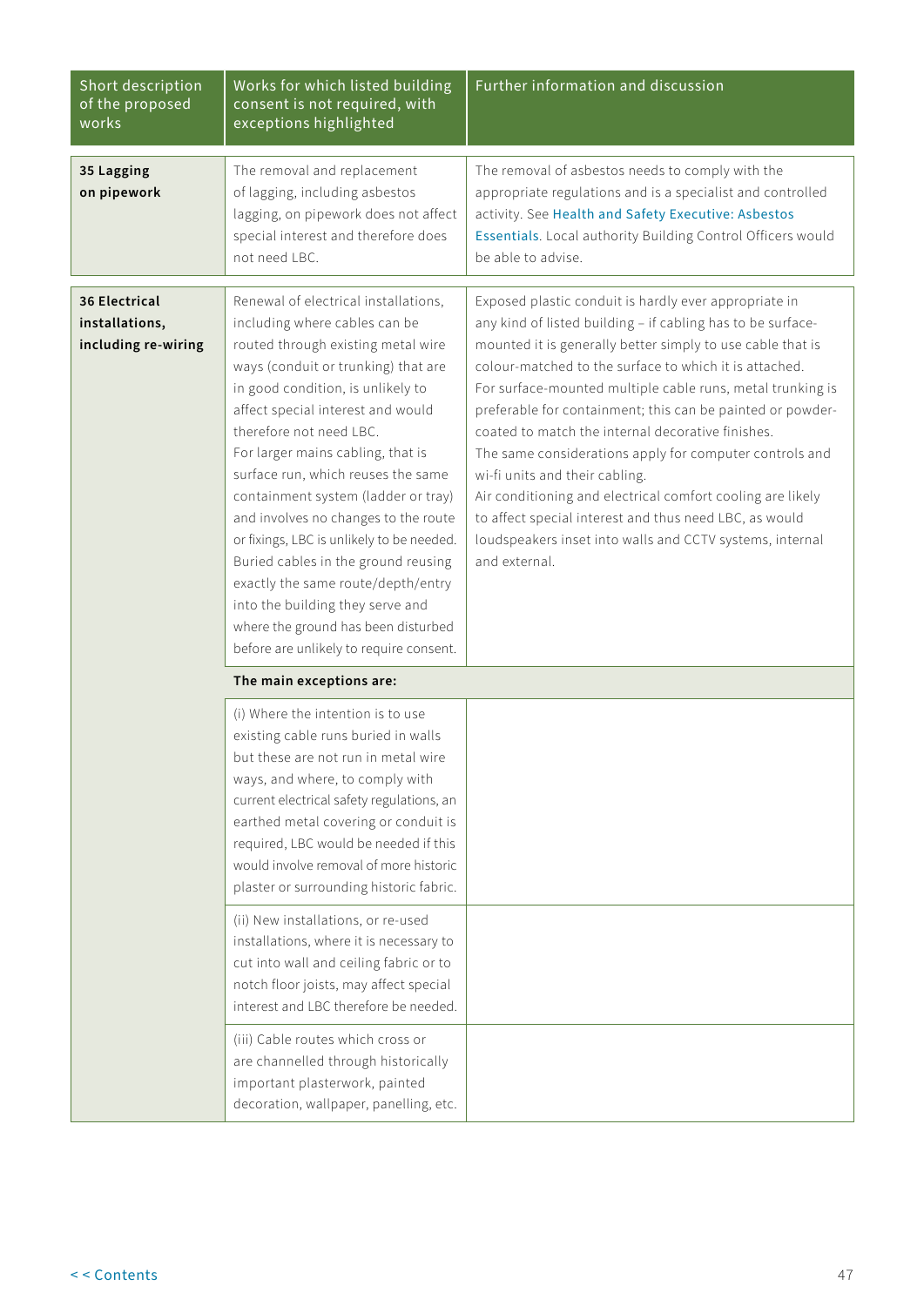| Short description of the proposed works | Works for which listed building consent is not required, with exceptions highlighted | Further information and discussion |
|---|---|---|
| **35 Lagging on pipework** | The removal and replacement of lagging, including asbestos lagging, on pipework does not affect special interest and therefore does not need LBC. | The removal of asbestos needs to comply with the appropriate regulations and is a specialist and controlled activity. See Health and Safety Executive: Asbestos Essentials. Local authority Building Control Officers would be able to advise. |
| **36 Electrical installations, including re-wiring** | Renewal of electrical installations, including where cables can be routed through existing metal wire ways (conduit or trunking) that are in good condition, is unlikely to affect special interest and would therefore not need LBC.<br>For larger mains cabling, that is surface run, which reuses the same containment system (ladder or tray) and involves no changes to the route or fixings, LBC is unlikely to be needed. Buried cables in the ground reusing exactly the same route/depth/entry into the building they serve and where the ground has been disturbed before are unlikely to require consent. | Exposed plastic conduit is hardly ever appropriate in any kind of listed building – if cabling has to be surface-mounted it is generally better simply to use cable that is colour-matched to the surface to which it is attached.<br>For surface-mounted multiple cable runs, metal trunking is preferable for containment; this can be painted or powder-coated to match the internal decorative finishes.<br>The same considerations apply for computer controls and wi-fi units and their cabling.<br>Air conditioning and electrical comfort cooling are likely to affect special interest and thus need LBC, as would loudspeakers inset into walls and CCTV systems, internal and external. |
| | **The main exceptions are:** | |
| | (i) Where the intention is to use existing cable runs buried in walls but these are not run in metal wire ways, and where, to comply with current electrical safety regulations, an earthed metal covering or conduit is required, LBC would be needed if this would involve removal of more historic plaster or surrounding historic fabric. | |
| | (ii) New installations, or re-used installations, where it is necessary to cut into wall and ceiling fabric or to notch floor joists, may affect special interest and LBC therefore be needed. | |
| | (iii) Cable routes which cross or are channelled through historically important plasterwork, painted decoration, wallpaper, panelling, etc. | |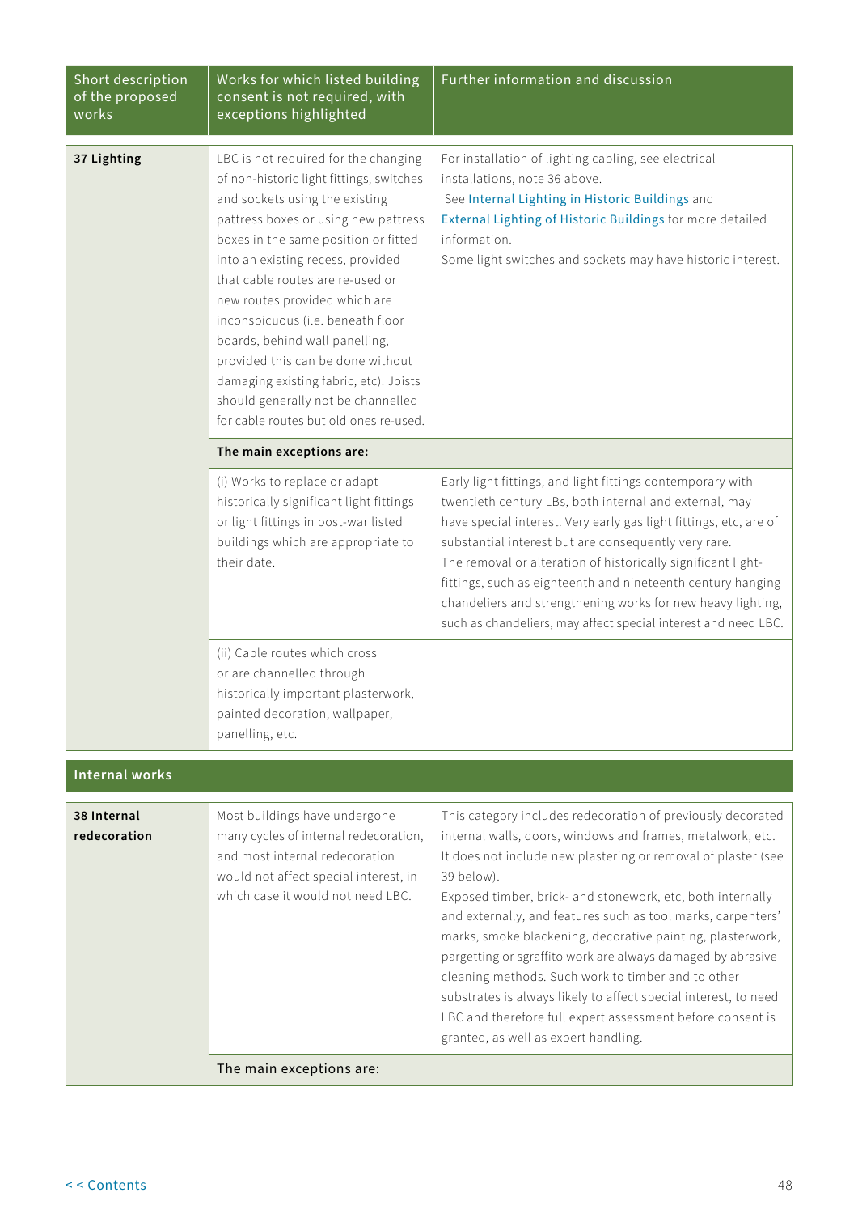| Short description of the proposed works | Works for which listed building consent is not required, with exceptions highlighted | Further information and discussion |
|---|---|---|
| **37 Lighting** | LBC is not required for the changing of non-historic light fittings, switches and sockets using the existing pattress boxes or using new pattress boxes in the same position or fitted into an existing recess, provided that cable routes are re-used or new routes provided which are inconspicuous (i.e. beneath floor boards, behind wall panelling, provided this can be done without damaging existing fabric, etc). Joists should generally not be channelled for cable routes but old ones re-used. | For installation of lighting cabling, see electrical installations, note 36 above.<br>See Internal Lighting in Historic Buildings and External Lighting of Historic Buildings for more detailed information.<br>Some light switches and sockets may have historic interest. |
| | **The main exceptions are:** | |
| | (i) Works to replace or adapt historically significant light fittings or light fittings in post-war listed buildings which are appropriate to their date. | Early light fittings, and light fittings contemporary with twentieth century LBs, both internal and external, may have special interest. Very early gas light fittings, etc, are of substantial interest but are consequently very rare.<br>The removal or alteration of historically significant light-fittings, such as eighteenth and nineteenth century hanging chandeliers and strengthening works for new heavy lighting, such as chandeliers, may affect special interest and need LBC. |
| | (ii) Cable routes which cross or are channelled through historically important plasterwork, painted decoration, wallpaper, panelling, etc. | |
| **Internal works** | | |
| **38 Internal redecoration** | Most buildings have undergone many cycles of internal redecoration, and most internal redecoration would not affect special interest, in which case it would not need LBC. | This category includes redecoration of previously decorated internal walls, doors, windows and frames, metalwork, etc. It does not include new plastering or removal of plaster (see 39 below).<br>Exposed timber, brick- and stonework, etc, both internally and externally, and features such as tool marks, carpenters' marks, smoke blackening, decorative painting, plasterwork, pargetting or sgraffito work are always damaged by abrasive cleaning methods. Such work to timber and to other substrates is always likely to affect special interest, to need LBC and therefore full expert assessment before consent is granted, as well as expert handling. |
| | The main exceptions are: | |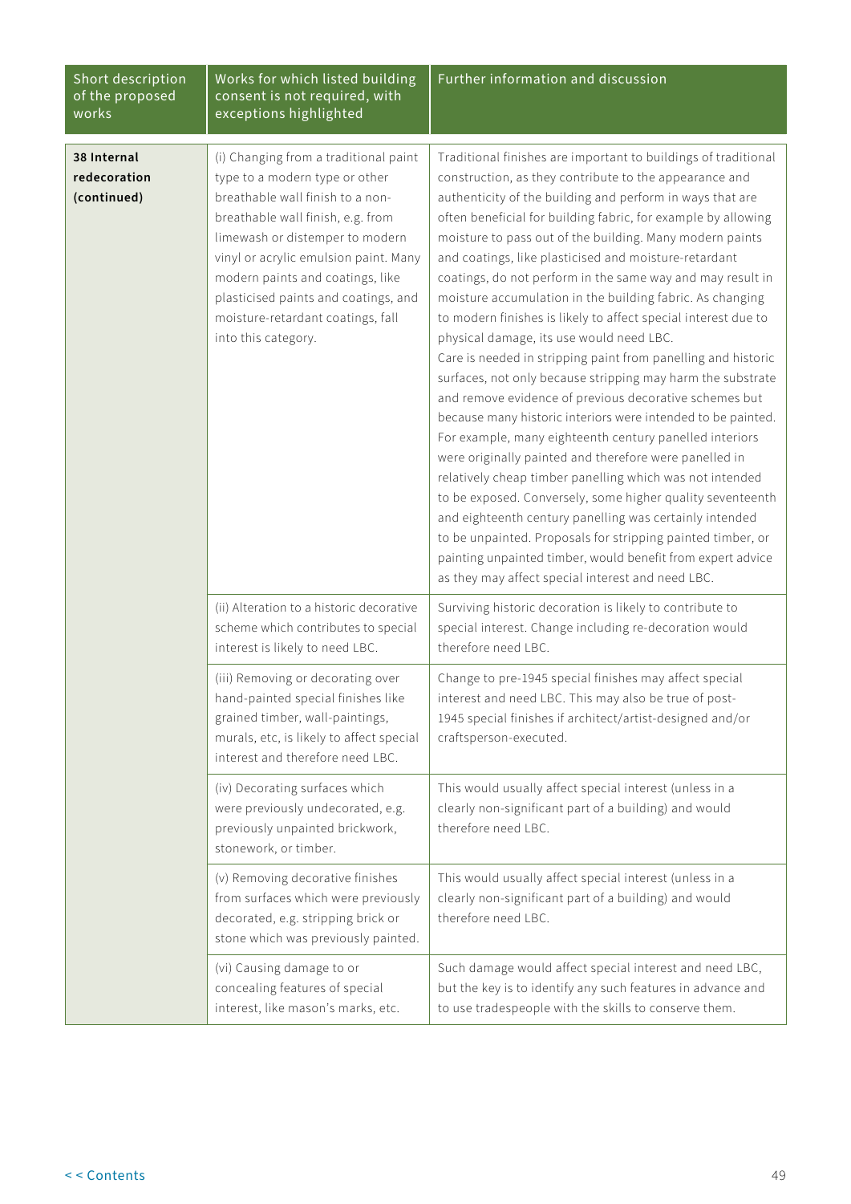| Short description of the proposed works | Works for which listed building consent is not required, with exceptions highlighted | Further information and discussion |
|---|---|---|
| **38 Internal redecoration (continued)** | (i) Changing from a traditional paint type to a modern type or other breathable wall finish to a non-breathable wall finish, e.g. from limewash or distemper to modern vinyl or acrylic emulsion paint. Many modern paints and coatings, like plasticised paints and coatings, and moisture-retardant coatings, fall into this category. | Traditional finishes are important to buildings of traditional construction, as they contribute to the appearance and authenticity of the building and perform in ways that are often beneficial for building fabric, for example by allowing moisture to pass out of the building. Many modern paints and coatings, like plasticised and moisture-retardant coatings, do not perform in the same way and may result in moisture accumulation in the building fabric. As changing to modern finishes is likely to affect special interest due to physical damage, its use would need LBC.<br>Care is needed in stripping paint from panelling and historic surfaces, not only because stripping may harm the substrate and remove evidence of previous decorative schemes but because many historic interiors were intended to be painted. For example, many eighteenth century panelled interiors were originally painted and therefore were panelled in relatively cheap timber panelling which was not intended to be exposed. Conversely, some higher quality seventeenth and eighteenth century panelling was certainly intended to be unpainted. Proposals for stripping painted timber, or painting unpainted timber, would benefit from expert advice as they may affect special interest and need LBC. |
| | (ii) Alteration to a historic decorative scheme which contributes to special interest is likely to need LBC. | Surviving historic decoration is likely to contribute to special interest. Change including re-decoration would therefore need LBC. |
| | (iii) Removing or decorating over hand-painted special finishes like grained timber, wall-paintings, murals, etc, is likely to affect special interest and therefore need LBC. | Change to pre-1945 special finishes may affect special interest and need LBC. This may also be true of post-1945 special finishes if architect/artist-designed and/or craftsperson-executed. |
| | (iv) Decorating surfaces which were previously undecorated, e.g. previously unpainted brickwork, stonework, or timber. | This would usually affect special interest (unless in a clearly non-significant part of a building) and would therefore need LBC. |
| | (v) Removing decorative finishes from surfaces which were previously decorated, e.g. stripping brick or stone which was previously painted. | This would usually affect special interest (unless in a clearly non-significant part of a building) and would therefore need LBC. |
| | (vi) Causing damage to or concealing features of special interest, like mason's marks, etc. | Such damage would affect special interest and need LBC, but the key is to identify any such features in advance and to use tradespeople with the skills to conserve them. |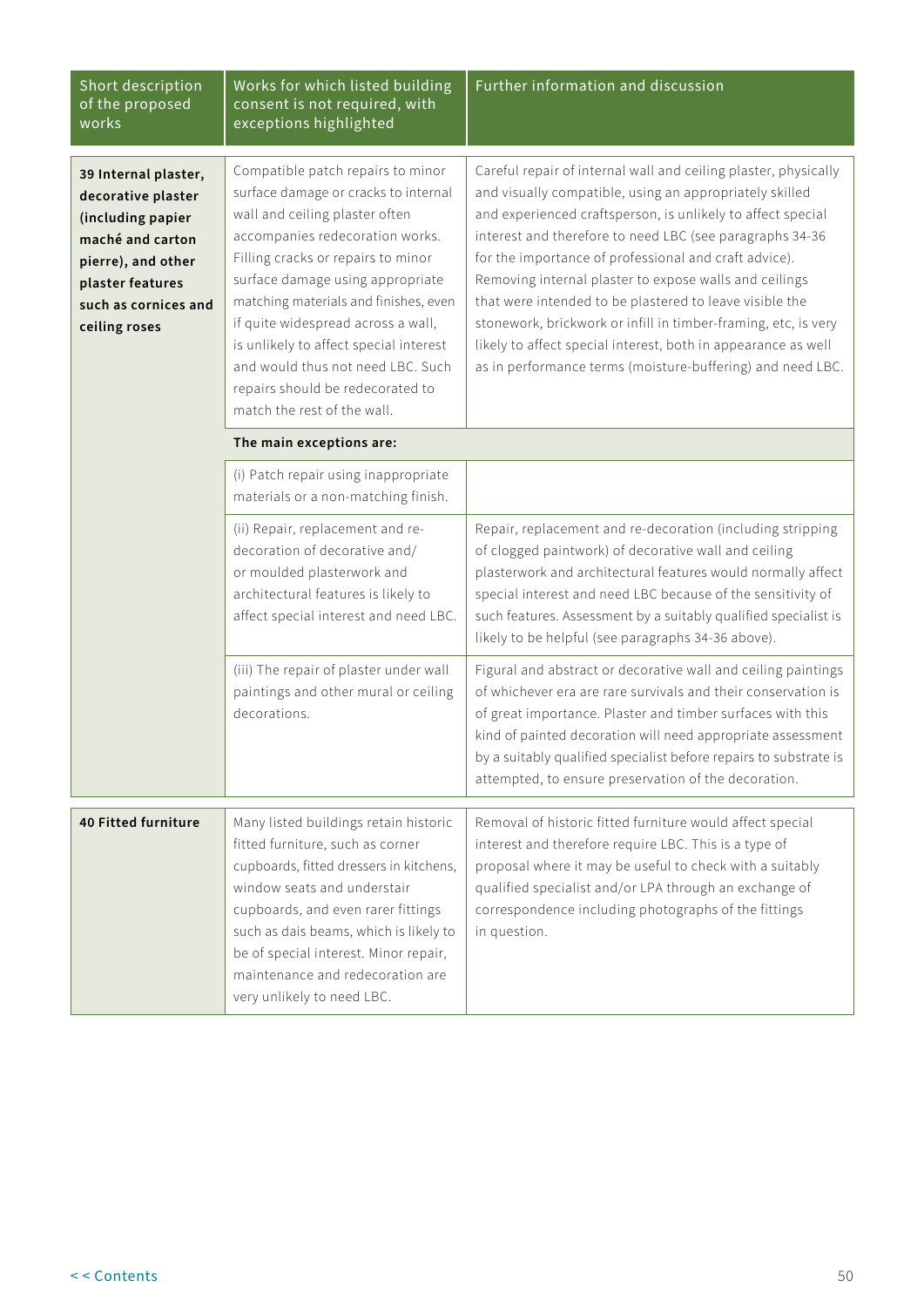| Short description of the proposed works | Works for which listed building consent is not required, with exceptions highlighted | Further information and discussion |
|---|---|---|
| **39 Internal plaster, decorative plaster (including papier maché and carton pierre), and other plaster features such as cornices and ceiling roses** | Compatible patch repairs to minor surface damage or cracks to internal wall and ceiling plaster often accompanies redecoration works. Filling cracks or repairs to minor surface damage using appropriate matching materials and finishes, even if quite widespread across a wall, is unlikely to affect special interest and would thus not need LBC. Such repairs should be redecorated to match the rest of the wall. | Careful repair of internal wall and ceiling plaster, physically and visually compatible, using an appropriately skilled and experienced craftsperson, is unlikely to affect special interest and therefore to need LBC (see paragraphs 34-36 for the importance of professional and craft advice). Removing internal plaster to expose walls and ceilings that were intended to be plastered to leave visible the stonework, brickwork or infill in timber-framing, etc, is very likely to affect special interest, both in appearance as well as in performance terms (moisture-buffering) and need LBC. |
| | **The main exceptions are:** | |
| | (i) Patch repair using inappropriate materials or a non-matching finish. | |
| | (ii) Repair, replacement and re-decoration of decorative and/or moulded plasterwork and architectural features is likely to affect special interest and need LBC. | Repair, replacement and re-decoration (including stripping of clogged paintwork) of decorative wall and ceiling plasterwork and architectural features would normally affect special interest and need LBC because of the sensitivity of such features. Assessment by a suitably qualified specialist is likely to be helpful (see paragraphs 34-36 above). |
| | (iii) The repair of plaster under wall paintings and other mural or ceiling decorations. | Figural and abstract or decorative wall and ceiling paintings of whichever era are rare survivals and their conservation is of great importance. Plaster and timber surfaces with this kind of painted decoration will need appropriate assessment by a suitably qualified specialist before repairs to substrate is attempted, to ensure preservation of the decoration. |
| **40 Fitted furniture** | Many listed buildings retain historic fitted furniture, such as corner cupboards, fitted dressers in kitchens, window seats and understair cupboards, and even rarer fittings such as dais beams, which is likely to be of special interest. Minor repair, maintenance and redecoration are very unlikely to need LBC. | Removal of historic fitted furniture would affect special interest and therefore require LBC. This is a type of proposal where it may be useful to check with a suitably qualified specialist and/or LPA through an exchange of correspondence including photographs of the fittings in question. |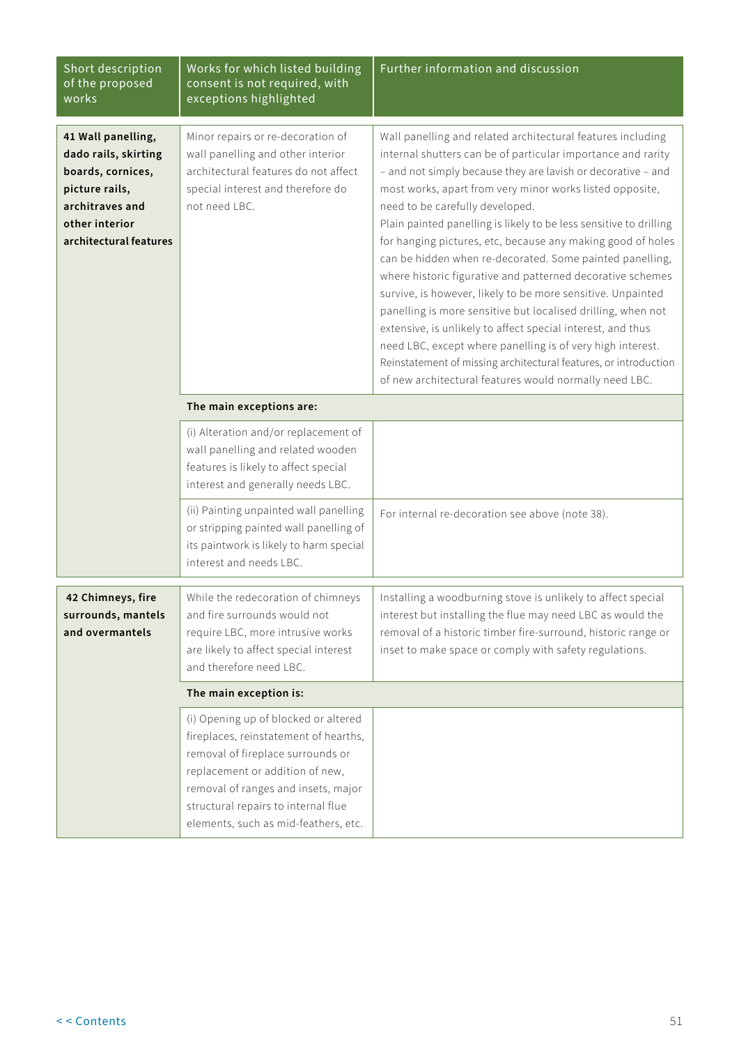| Short description of the proposed works | Works for which listed building consent is not required, with exceptions highlighted | Further information and discussion |
|---|---|---|
| **41 Wall panelling, dado rails, skirting boards, cornices, picture rails, architraves and other interior architectural features** | Minor repairs or re-decoration of wall panelling and other interior architectural features do not affect special interest and therefore do not need LBC. | Wall panelling and related architectural features including internal shutters can be of particular importance and rarity – and not simply because they are lavish or decorative – and most works, apart from very minor works listed opposite, need to be carefully developed.<br>Plain painted panelling is likely to be less sensitive to drilling for hanging pictures, etc, because any making good of holes can be hidden when re-decorated. Some painted panelling, where historic figurative and patterned decorative schemes survive, is however, likely to be more sensitive. Unpainted panelling is more sensitive but localised drilling, when not extensive, is unlikely to affect special interest, and thus need LBC, except where panelling is of very high interest.<br>Reinstatement of missing architectural features, or introduction of new architectural features would normally need LBC. |
| | **The main exceptions are:** | |
| | (i) Alteration and/or replacement of wall panelling and related wooden features is likely to affect special interest and generally needs LBC. | |
| | (ii) Painting unpainted wall panelling or stripping painted wall panelling of its paintwork is likely to harm special interest and needs LBC. | For internal re-decoration see above (note 38). |
| **42 Chimneys, fire surrounds, mantels and overmantels** | While the redecoration of chimneys and fire surrounds would not require LBC, more intrusive works are likely to affect special interest and therefore need LBC. | Installing a woodburning stove is unlikely to affect special interest but installing the flue may need LBC as would the removal of a historic timber fire-surround, historic range or inset to make space or comply with safety regulations. |
| | **The main exception is:** | |
| | (i) Opening up of blocked or altered fireplaces, reinstatement of hearths, removal of fireplace surrounds or replacement or addition of new, removal of ranges and insets, major structural repairs to internal flue elements, such as mid-feathers, etc. | |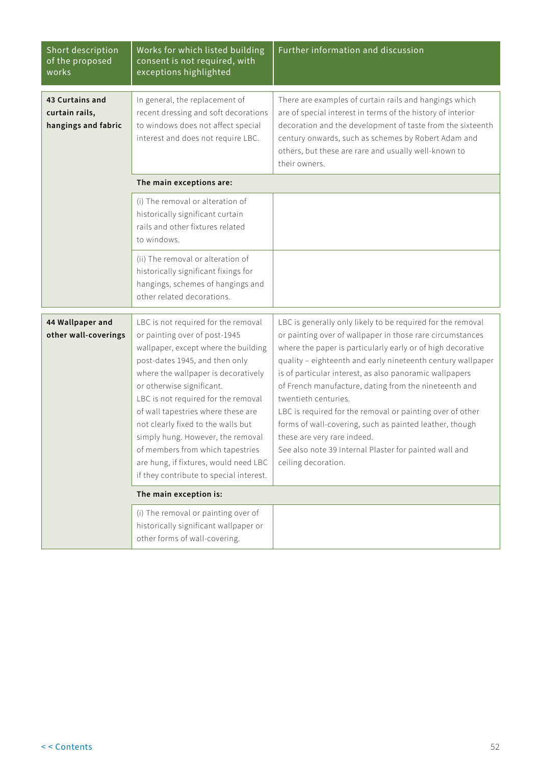| Short description of the proposed works | Works for which listed building consent is not required, with exceptions highlighted | Further information and discussion |
|---|---|---|
| **43 Curtains and curtain rails, hangings and fabric** | In general, the replacement of recent dressing and soft decorations to windows does not affect special interest and does not require LBC. | There are examples of curtain rails and hangings which are of special interest in terms of the history of interior decoration and the development of taste from the sixteenth century onwards, such as schemes by Robert Adam and others, but these are rare and usually well-known to their owners. |
| | **The main exceptions are:** | |
| | (i) The removal or alteration of historically significant curtain rails and other fixtures related to windows. | |
| | (ii) The removal or alteration of historically significant fixings for hangings, schemes of hangings and other related decorations. | |
| **44 Wallpaper and other wall-coverings** | LBC is not required for the removal or painting over of post-1945 wallpaper, except where the building post-dates 1945, and then only where the wallpaper is decoratively or otherwise significant.<br>LBC is not required for the removal of wall tapestries where these are not clearly fixed to the walls but simply hung. However, the removal of members from which tapestries are hung, if fixtures, would need LBC if they contribute to special interest. | LBC is generally only likely to be required for the removal or painting over of wallpaper in those rare circumstances where the paper is particularly early or of high decorative quality – eighteenth and early nineteenth century wallpaper is of particular interest, as also panoramic wallpapers of French manufacture, dating from the nineteenth and twentieth centuries.<br>LBC is required for the removal or painting over of other forms of wall-covering, such as painted leather, though these are very rare indeed.<br>See also note 39 Internal Plaster for painted wall and ceiling decoration. |
| | **The main exception is:** | |
| | (i) The removal or painting over of historically significant wallpaper or other forms of wall-covering. | |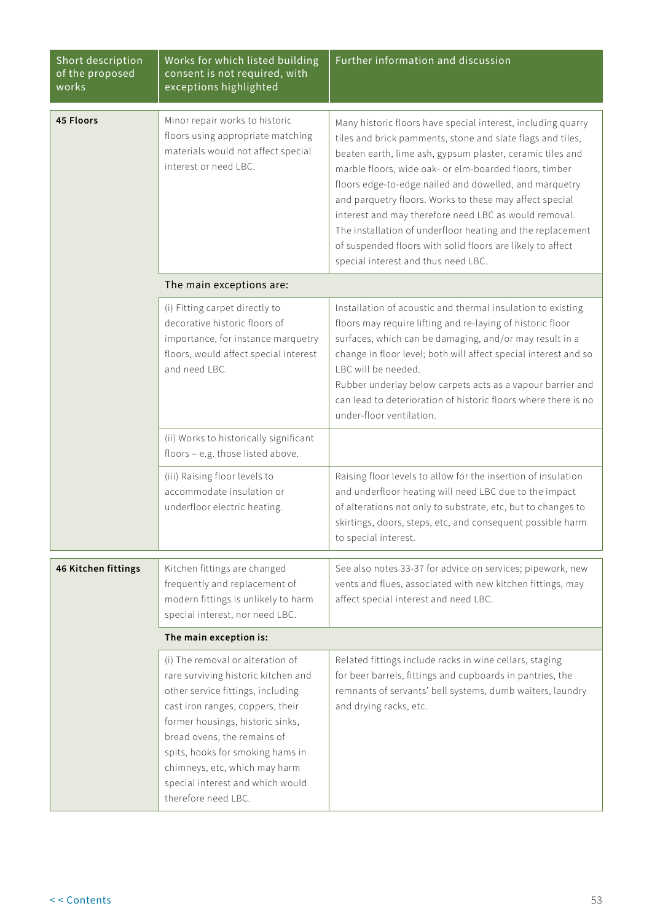| Short description of the proposed works | Works for which listed building consent is not required, with exceptions highlighted | Further information and discussion |
|---|---|---|
| **45 Floors** | Minor repair works to historic floors using appropriate matching materials would not affect special interest or need LBC. | Many historic floors have special interest, including quarry tiles and brick pamments, stone and slate flags and tiles, beaten earth, lime ash, gypsum plaster, ceramic tiles and marble floors, wide oak- or elm-boarded floors, timber floors edge-to-edge nailed and dowelled, and marquetry and parquetry floors. Works to these may affect special interest and may therefore need LBC as would removal. The installation of underfloor heating and the replacement of suspended floors with solid floors are likely to affect special interest and thus need LBC. |
| | The main exceptions are: | |
| | (i) Fitting carpet directly to decorative historic floors of importance, for instance marquetry floors, would affect special interest and need LBC. | Installation of acoustic and thermal insulation to existing floors may require lifting and re-laying of historic floor surfaces, which can be damaging, and/or may result in a change in floor level; both will affect special interest and so LBC will be needed.<br>Rubber underlay below carpets acts as a vapour barrier and can lead to deterioration of historic floors where there is no under-floor ventilation. |
| | (ii) Works to historically significant floors – e.g. those listed above. | |
| | (iii) Raising floor levels to accommodate insulation or underfloor electric heating. | Raising floor levels to allow for the insertion of insulation and underfloor heating will need LBC due to the impact of alterations not only to substrate, etc, but to changes to skirtings, doors, steps, etc, and consequent possible harm to special interest. |
| **46 Kitchen fittings** | Kitchen fittings are changed frequently and replacement of modern fittings is unlikely to harm special interest, nor need LBC. | See also notes 33-37 for advice on services; pipework, new vents and flues, associated with new kitchen fittings, may affect special interest and need LBC. |
| | **The main exception is:** | |
| | (i) The removal or alteration of rare surviving historic kitchen and other service fittings, including cast iron ranges, coppers, their former housings, historic sinks, bread ovens, the remains of spits, hooks for smoking hams in chimneys, etc, which may harm special interest and which would therefore need LBC. | Related fittings include racks in wine cellars, staging for beer barrels, fittings and cupboards in pantries, the remnants of servants' bell systems, dumb waiters, laundry and drying racks, etc. |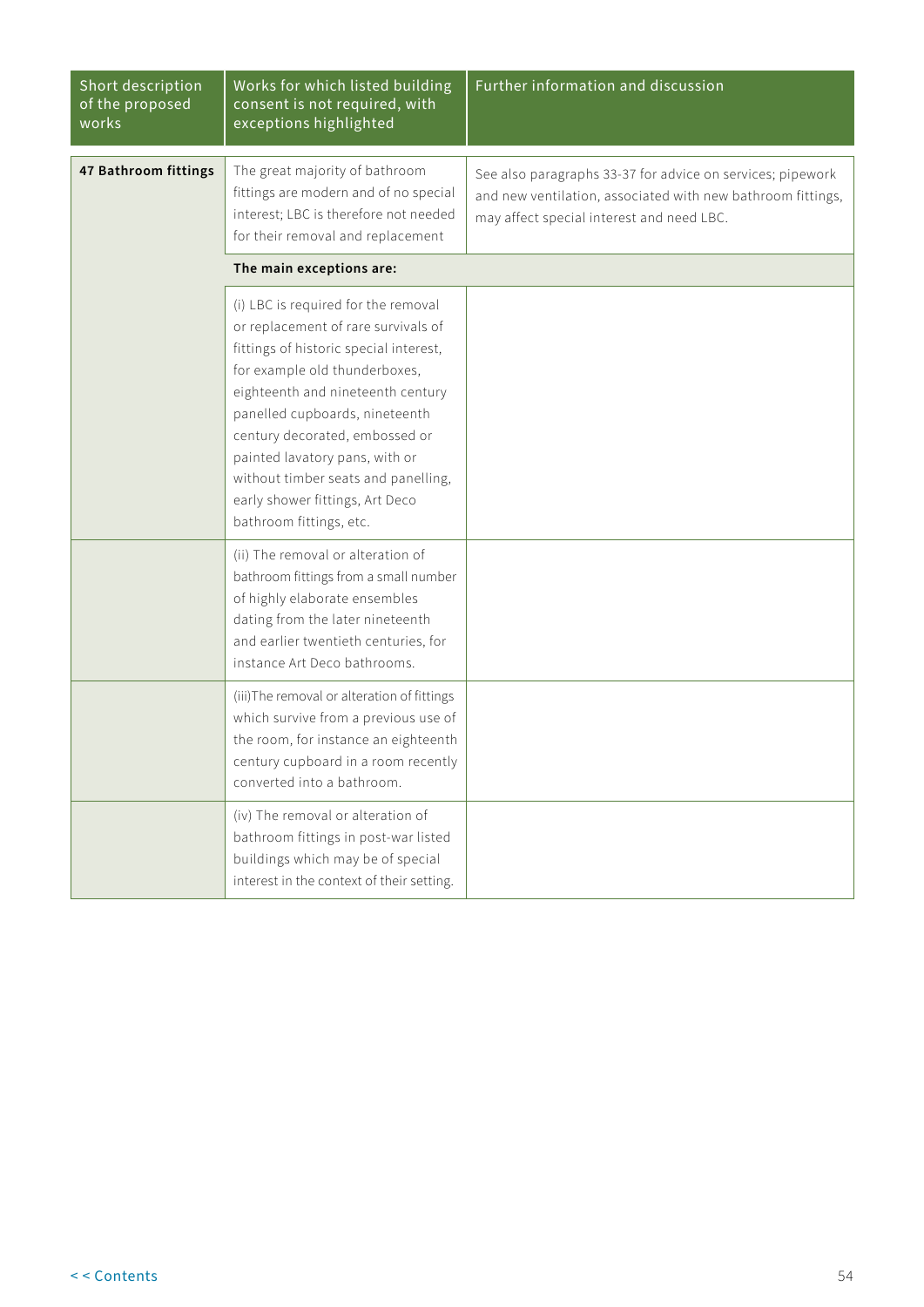| Short description of the proposed works | Works for which listed building consent is not required, with exceptions highlighted | Further information and discussion |
|---|---|---|
| **47 Bathroom fittings** | The great majority of bathroom fittings are modern and of no special interest; LBC is therefore not needed for their removal and replacement | See also paragraphs 33-37 for advice on services; pipework and new ventilation, associated with new bathroom fittings, may affect special interest and need LBC. |
| | **The main exceptions are:** | |
| | (i) LBC is required for the removal or replacement of rare survivals of fittings of historic special interest, for example old thunderboxes, eighteenth and nineteenth century panelled cupboards, nineteenth century decorated, embossed or painted lavatory pans, with or without timber seats and panelling, early shower fittings, Art Deco bathroom fittings, etc. | |
| | (ii) The removal or alteration of bathroom fittings from a small number of highly elaborate ensembles dating from the later nineteenth and earlier twentieth centuries, for instance Art Deco bathrooms. | |
| | (iii)The removal or alteration of fittings which survive from a previous use of the room, for instance an eighteenth century cupboard in a room recently converted into a bathroom. | |
| | (iv) The removal or alteration of bathroom fittings in post-war listed buildings which may be of special interest in the context of their setting. | |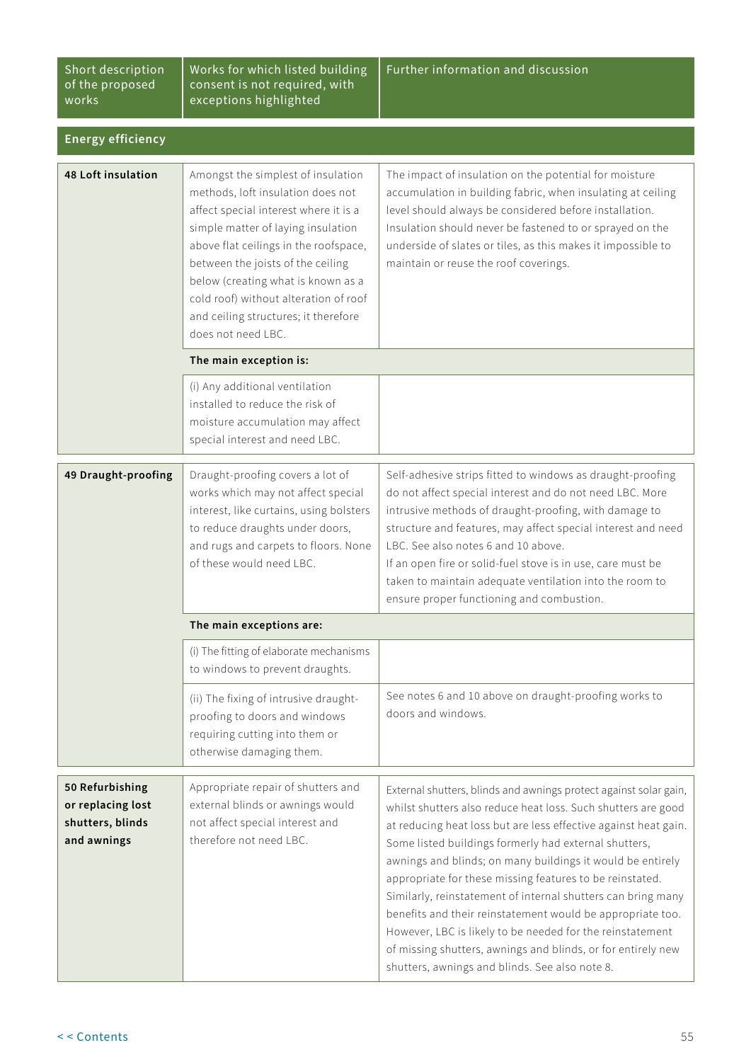| Short description of the proposed works | Works for which listed building consent is not required, with exceptions highlighted | Further information and discussion |
|---|---|---|
| **Energy efficiency** | | |
| **48 Loft insulation** | Amongst the simplest of insulation methods, loft insulation does not affect special interest where it is a simple matter of laying insulation above flat ceilings in the roofspace, between the joists of the ceiling below (creating what is known as a cold roof) without alteration of roof and ceiling structures; it therefore does not need LBC. | The impact of insulation on the potential for moisture accumulation in building fabric, when insulating at ceiling level should always be considered before installation. Insulation should never be fastened to or sprayed on the underside of slates or tiles, as this makes it impossible to maintain or reuse the roof coverings. |
| | **The main exception is:** | |
| | (i) Any additional ventilation installed to reduce the risk of moisture accumulation may affect special interest and need LBC. | |
| **49 Draught-proofing** | Draught-proofing covers a lot of works which may not affect special interest, like curtains, using bolsters to reduce draughts under doors, and rugs and carpets to floors. None of these would need LBC. | Self-adhesive strips fitted to windows as draught-proofing do not affect special interest and do not need LBC. More intrusive methods of draught-proofing, with damage to structure and features, may affect special interest and need LBC. See also notes 6 and 10 above.<br>If an open fire or solid-fuel stove is in use, care must be taken to maintain adequate ventilation into the room to ensure proper functioning and combustion. |
| | **The main exceptions are:** | |
| | (i) The fitting of elaborate mechanisms to windows to prevent draughts. | |
| | (ii) The fixing of intrusive draught-proofing to doors and windows requiring cutting into them or otherwise damaging them. | See notes 6 and 10 above on draught-proofing works to doors and windows. |
| **50 Refurbishing or replacing lost shutters, blinds and awnings** | Appropriate repair of shutters and external blinds or awnings would not affect special interest and therefore not need LBC. | External shutters, blinds and awnings protect against solar gain, whilst shutters also reduce heat loss. Such shutters are good at reducing heat loss but are less effective against heat gain. Some listed buildings formerly had external shutters, awnings and blinds; on many buildings it would be entirely appropriate for these missing features to be reinstated. Similarly, reinstatement of internal shutters can bring many benefits and their reinstatement would be appropriate too. However, LBC is likely to be needed for the reinstatement of missing shutters, awnings and blinds, or for entirely new shutters, awnings and blinds. See also note 8. |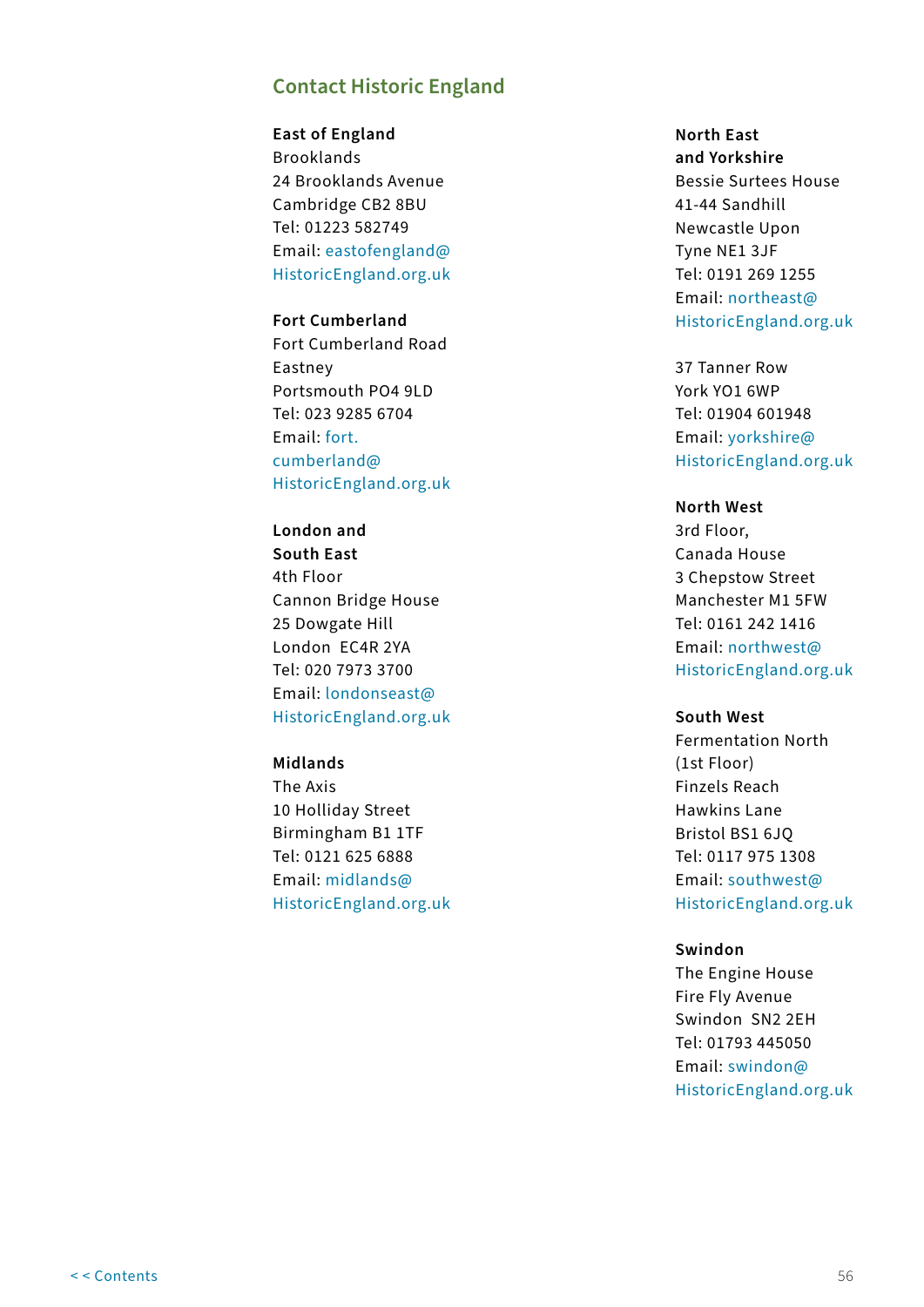## Contact Historic England

**East of England**
Brooklands
24 Brooklands Avenue
Cambridge CB2 8BU
Tel: 01223 582749
Email: eastofengland@HistoricEngland.org.uk

**Fort Cumberland**
Fort Cumberland Road
Eastney
Portsmouth PO4 9LD
Tel: 023 9285 6704
Email: fort.cumberland@HistoricEngland.org.uk

**London and South East**
4th Floor
Cannon Bridge House
25 Dowgate Hill
London EC4R 2YA
Tel: 020 7973 3700
Email: londonseast@HistoricEngland.org.uk

**Midlands**
The Axis
10 Holliday Street
Birmingham B1 1TF
Tel: 0121 625 6888
Email: midlands@HistoricEngland.org.uk

**North East and Yorkshire**
Bessie Surtees House
41-44 Sandhill
Newcastle Upon Tyne NE1 3JF
Tel: 0191 269 1255
Email: northeast@HistoricEngland.org.uk

37 Tanner Row
York YO1 6WP
Tel: 01904 601948
Email: yorkshire@HistoricEngland.org.uk

**North West**
3rd Floor,
Canada House
3 Chepstow Street
Manchester M1 5FW
Tel: 0161 242 1416
Email: northwest@HistoricEngland.org.uk

**South West**
Fermentation North
(1st Floor)
Finzels Reach
Hawkins Lane
Bristol BS1 6JQ
Tel: 0117 975 1308
Email: southwest@HistoricEngland.org.uk

**Swindon**
The Engine House
Fire Fly Avenue
Swindon SN2 2EH
Tel: 01793 445050
Email: swindon@HistoricEngland.org.uk

< < Contents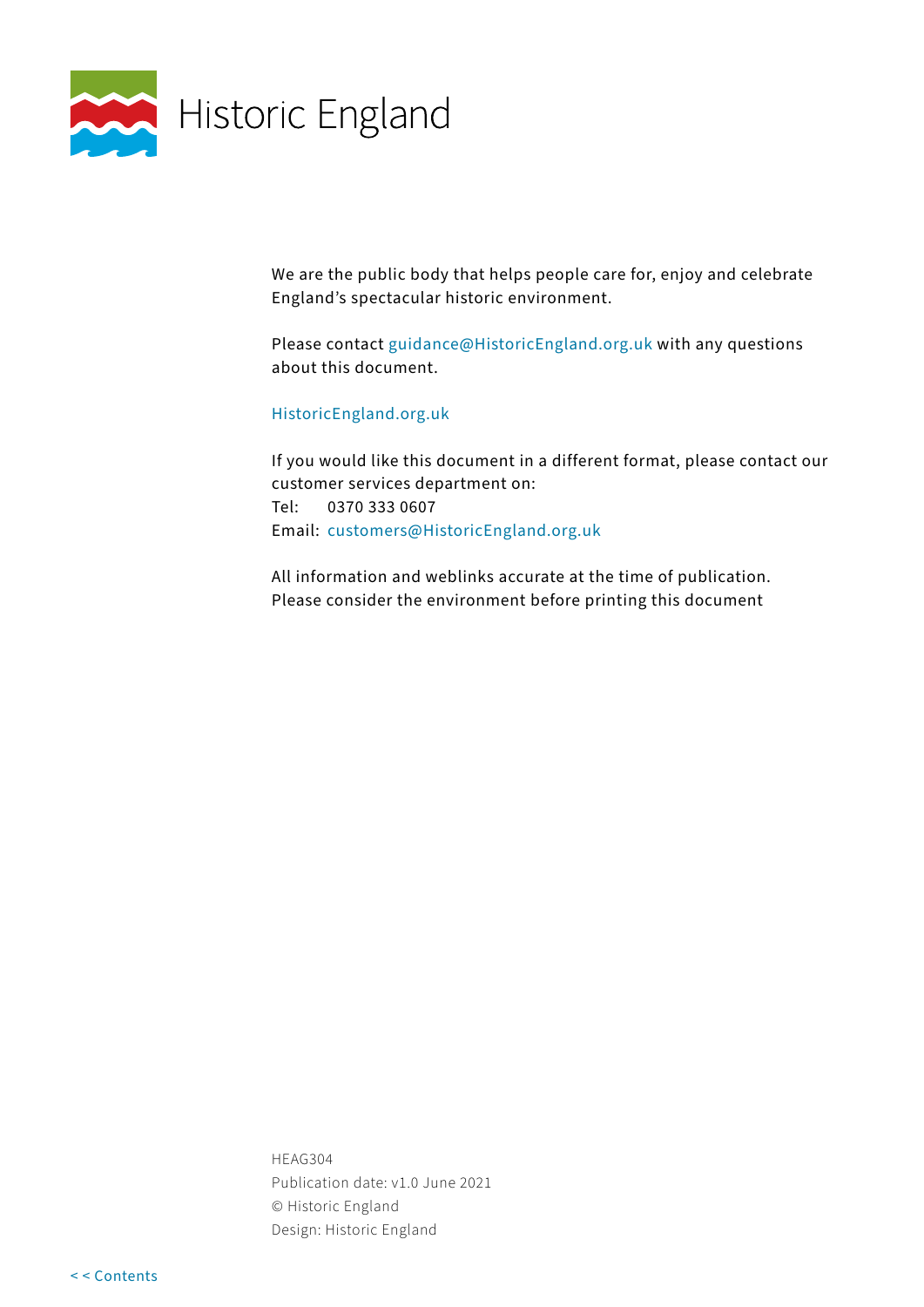Historic England

We are the public body that helps people care for, enjoy and celebrate England's spectacular historic environment.

Please contact guidance@HistoricEngland.org.uk with any questions about this document.

HistoricEngland.org.uk

If you would like this document in a different format, please contact our customer services department on:
Tel: 0370 333 0607
Email: customers@HistoricEngland.org.uk

All information and weblinks accurate at the time of publication.
Please consider the environment before printing this document

HEAG304
Publication date: v1.0 June 2021
© Historic England
Design: Historic England

< < Contents